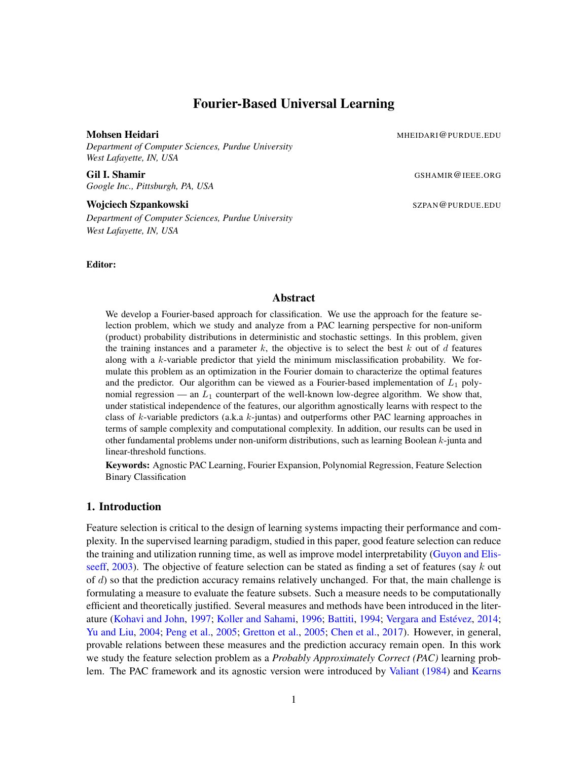# Fourier-Based Universal Learning

**Mohsen Heidari** MHEIDARI@PURDUE.EDU
*Department of Computer Sciences, Purdue University*
*West Lafayette, IN, USA*

**Gil I. Shamir** GSHAMIR@IEEE.ORG
*Google Inc., Pittsburgh, PA, USA*

**Wojciech Szpankowski** SZPAN@PURDUE.EDU
*Department of Computer Sciences, Purdue University*
*West Lafayette, IN, USA*

**Editor:**

## Abstract

We develop a Fourier-based approach for classification. We use the approach for the feature selection problem, which we study and analyze from a PAC learning perspective for non-uniform (product) probability distributions in deterministic and stochastic settings. In this problem, given the training instances and a parameter $k$, the objective is to select the best $k$ out of $d$ features along with a $k$-variable predictor that yield the minimum misclassification probability. We formulate this problem as an optimization in the Fourier domain to characterize the optimal features and the predictor. Our algorithm can be viewed as a Fourier-based implementation of $L_1$ polynomial regression — an $L_1$ counterpart of the well-known low-degree algorithm. We show that, under statistical independence of the features, our algorithm agnostically learns with respect to the class of $k$-variable predictors (a.k.a $k$-juntas) and outperforms other PAC learning approaches in terms of sample complexity and computational complexity. In addition, our results can be used in other fundamental problems under non-uniform distributions, such as learning Boolean $k$-junta and linear-threshold functions.

**Keywords:** Agnostic PAC Learning, Fourier Expansion, Polynomial Regression, Feature Selection Binary Classification

## 1. Introduction

Feature selection is critical to the design of learning systems impacting their performance and complexity. In the supervised learning paradigm, studied in this paper, good feature selection can reduce the training and utilization running time, as well as improve model interpretability (Guyon and Elisseeff, 2003). The objective of feature selection can be stated as finding a set of features (say $k$ out of $d$) so that the prediction accuracy remains relatively unchanged. For that, the main challenge is formulating a measure to evaluate the feature subsets. Such a measure needs to be computationally efficient and theoretically justified. Several measures and methods have been introduced in the literature (Kohavi and John, 1997; Koller and Sahami, 1996; Battiti, 1994; Vergara and Estévez, 2014; Yu and Liu, 2004; Peng et al., 2005; Gretton et al., 2005; Chen et al., 2017). However, in general, provable relations between these measures and the prediction accuracy remain open. In this work we study the feature selection problem as a *Probably Approximately Correct (PAC)* learning problem. The PAC framework and its agnostic version were introduced by Valiant (1984) and Kearns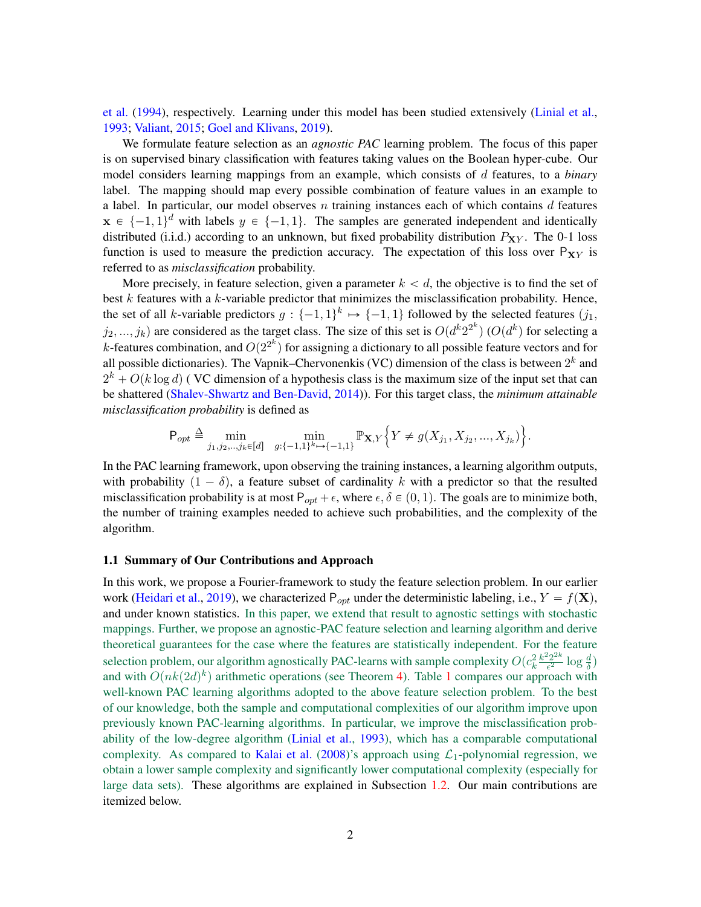et al. (1994), respectively. Learning under this model has been studied extensively (Linial et al., 1993; Valiant, 2015; Goel and Klivans, 2019).

We formulate feature selection as an *agnostic PAC* learning problem. The focus of this paper is on supervised binary classification with features taking values on the Boolean hyper-cube. Our model considers learning mappings from an example, which consists of $d$ features, to a *binary* label. The mapping should map every possible combination of feature values in an example to a label. In particular, our model observes $n$ training instances each of which contains $d$ features $\mathbf{x} \in \{-1,1\}^d$ with labels $y \in \{-1,1\}$. The samples are generated independent and identically distributed (i.i.d.) according to an unknown, but fixed probability distribution $P_{\mathbf{X}Y}$. The 0-1 loss function is used to measure the prediction accuracy. The expectation of this loss over $\mathsf{P}_{\mathbf{X}Y}$ is referred to as *misclassification* probability.

More precisely, in feature selection, given a parameter $k < d$, the objective is to find the set of best $k$ features with a $k$-variable predictor that minimizes the misclassification probability. Hence, the set of all $k$-variable predictors $g : \{-1,1\}^k \mapsto \{-1,1\}$ followed by the selected features ($j_1$, $j_2$, ..., $j_k$) are considered as the target class. The size of this set is $O(d^k 2^{2^k})$ ($O(d^k)$ for selecting a $k$-features combination, and $O(2^{2^k})$ for assigning a dictionary to all possible feature vectors and for all possible dictionaries). The Vapnik–Chervonenkis (VC) dimension of the class is between $2^k$ and $2^k + O(k \log d)$ ( VC dimension of a hypothesis class is the maximum size of the input set that can be shattered (Shalev-Shwartz and Ben-David, 2014)). For this target class, the *minimum attainable misclassification probability* is defined as

$$\mathsf{P}_{opt} \triangleq \min_{j_1, j_2, .., j_k \in [d]} \min_{g: \{-1,1\}^k \mapsto \{-1,1\}} \mathbb{P}_{\mathbf{X},Y}\Big\{ Y \neq g(X_{j_1}, X_{j_2}, ..., X_{j_k}) \Big\}.$$

In the PAC learning framework, upon observing the training instances, a learning algorithm outputs, with probability $(1-\delta)$, a feature subset of cardinality $k$ with a predictor so that the resulted misclassification probability is at most $\mathsf{P}_{opt} + \epsilon$, where $\epsilon, \delta \in (0,1)$. The goals are to minimize both, the number of training examples needed to achieve such probabilities, and the complexity of the algorithm.

### 1.1 Summary of Our Contributions and Approach

In this work, we propose a Fourier-framework to study the feature selection problem. In our earlier work (Heidari et al., 2019), we characterized $\mathsf{P}_{opt}$ under the deterministic labeling, i.e., $Y = f(\mathbf{X})$, and under known statistics. In this paper, we extend that result to agnostic settings with stochastic mappings. Further, we propose an agnostic-PAC feature selection and learning algorithm and derive theoretical guarantees for the case where the features are statistically independent. For the feature selection problem, our algorithm agnostically PAC-learns with sample complexity $O(c_k^2 \frac{k^2 2^{2k}}{\epsilon^2} \log \frac{d}{\delta})$ and with $O(nk(2d)^k)$ arithmetic operations (see Theorem 4). Table 1 compares our approach with well-known PAC learning algorithms adopted to the above feature selection problem. To the best of our knowledge, both the sample and computational complexities of our algorithm improve upon previously known PAC-learning algorithms. In particular, we improve the misclassification probability of the low-degree algorithm (Linial et al., 1993), which has a comparable computational complexity. As compared to Kalai et al. (2008)'s approach using $\mathcal{L}_1$-polynomial regression, we obtain a lower sample complexity and significantly lower computational complexity (especially for large data sets). These algorithms are explained in Subsection 1.2. Our main contributions are itemized below.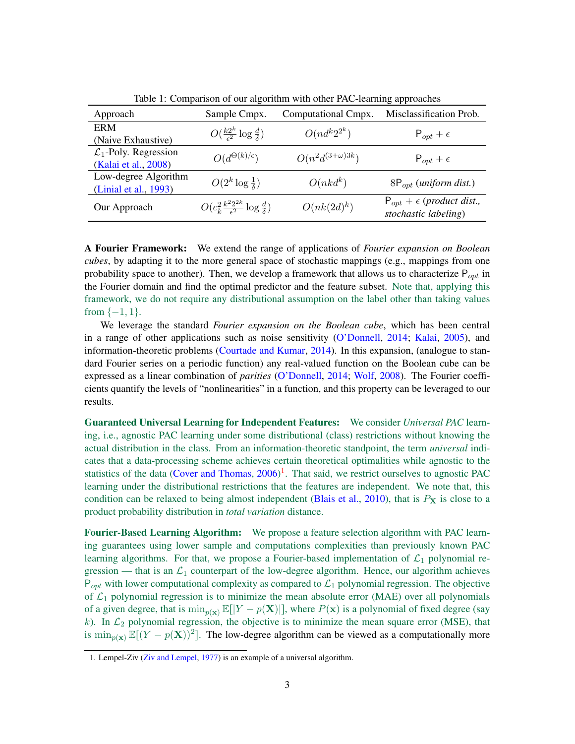Table 1: Comparison of our algorithm with other PAC-learning approaches

| Approach | Sample Cmpx. | Computational Cmpx. | Misclassification Prob. |
|---|---|---|---|
| ERM (Naive Exhaustive) | $O(\frac{k2^k}{\epsilon^2}\log\frac{d}{\delta})$ | $O(nd^k 2^{2^k})$ | $\mathsf{P}_{opt}+\epsilon$ |
| $\mathcal{L}_1$-Poly. Regression (Kalai et al., 2008) | $O(d^{\Theta(k)/\epsilon})$ | $O(n^2 d^{(3+\omega)3k})$ | $\mathsf{P}_{opt}+\epsilon$ |
| Low-degree Algorithm (Linial et al., 1993) | $O(2^k\log\frac{1}{\delta})$ | $O(nkd^k)$ | $8\mathsf{P}_{opt}$ (*uniform dist.*) |
| Our Approach | $O(c_k^2\frac{k^2 2^{2k}}{\epsilon^2}\log\frac{d}{\delta})$ | $O(nk(2d)^k)$ | $\mathsf{P}_{opt}+\epsilon$ (*product dist., stochastic labeling*) |

**A Fourier Framework:** We extend the range of applications of *Fourier expansion on Boolean cubes*, by adapting it to the more general space of stochastic mappings (e.g., mappings from one probability space to another). Then, we develop a framework that allows us to characterize $\mathsf{P}_{opt}$ in the Fourier domain and find the optimal predictor and the feature subset. Note that, applying this framework, we do not require any distributional assumption on the label other than taking values from $\{-1, 1\}$.

We leverage the standard *Fourier expansion on the Boolean cube*, which has been central in a range of other applications such as noise sensitivity (O'Donnell, 2014; Kalai, 2005), and information-theoretic problems (Courtade and Kumar, 2014). In this expansion, (analogue to standard Fourier series on a periodic function) any real-valued function on the Boolean cube can be expressed as a linear combination of *parities* (O'Donnell, 2014; Wolf, 2008). The Fourier coefficients quantify the levels of "nonlinearities" in a function, and this property can be leveraged to our results.

**Guaranteed Universal Learning for Independent Features:** We consider *Universal PAC* learning, i.e., agnostic PAC learning under some distributional (class) restrictions without knowing the actual distribution in the class. From an information-theoretic standpoint, the term *universal* indicates that a data-processing scheme achieves certain theoretical optimalities while agnostic to the statistics of the data (Cover and Thomas, 2006)[1]. That said, we restrict ourselves to agnostic PAC learning under the distributional restrictions that the features are independent. We note that, this condition can be relaxed to being almost independent (Blais et al., 2010), that is $P_{\mathbf{X}}$ is close to a product probability distribution in *total variation* distance.

**Fourier-Based Learning Algorithm:** We propose a feature selection algorithm with PAC learning guarantees using lower sample and computations complexities than previously known PAC learning algorithms. For that, we propose a Fourier-based implementation of $\mathcal{L}_1$ polynomial regression — that is an $\mathcal{L}_1$ counterpart of the low-degree algorithm. Hence, our algorithm achieves $\mathsf{P}_{opt}$ with lower computational complexity as compared to $\mathcal{L}_1$ polynomial regression. The objective of $\mathcal{L}_1$ polynomial regression is to minimize the mean absolute error (MAE) over all polynomials of a given degree, that is $\min_{p(\mathbf{x})}\mathbb{E}[|Y-p(\mathbf{X})|]$, where $P(\mathbf{x})$ is a polynomial of fixed degree (say $k$). In $\mathcal{L}_2$ polynomial regression, the objective is to minimize the mean square error (MSE), that is $\min_{p(\mathbf{x})}\mathbb{E}[(Y-p(\mathbf{X}))^2]$. The low-degree algorithm can be viewed as a computationally more

1. Lempel-Ziv (Ziv and Lempel, 1977) is an example of a universal algorithm.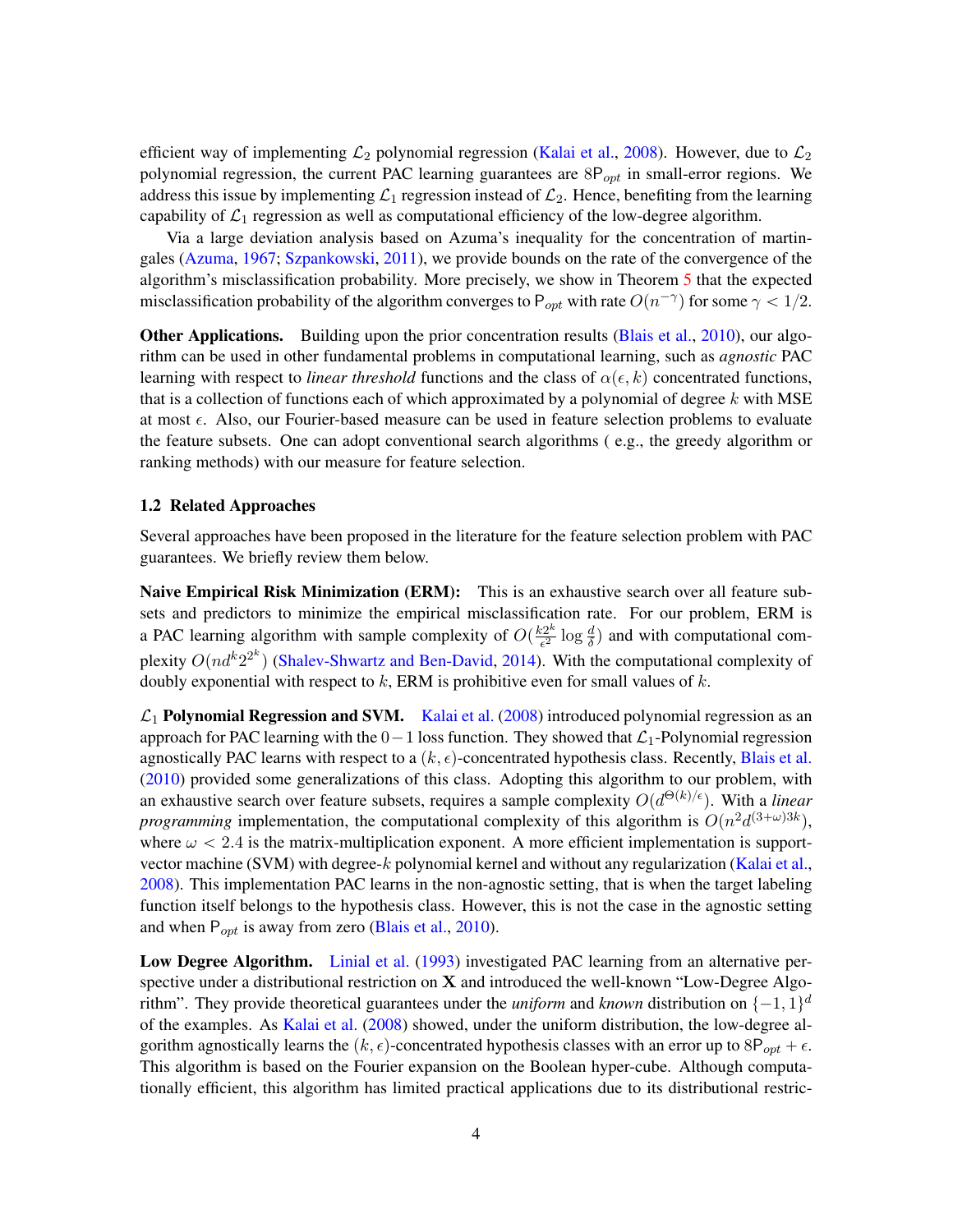efficient way of implementing $\mathcal{L}_2$ polynomial regression (Kalai et al., 2008). However, due to $\mathcal{L}_2$ polynomial regression, the current PAC learning guarantees are $8\mathsf{P}_{opt}$ in small-error regions. We address this issue by implementing $\mathcal{L}_1$ regression instead of $\mathcal{L}_2$. Hence, benefiting from the learning capability of $\mathcal{L}_1$ regression as well as computational efficiency of the low-degree algorithm.

Via a large deviation analysis based on Azuma's inequality for the concentration of martingales (Azuma, 1967; Szpankowski, 2011), we provide bounds on the rate of the convergence of the algorithm's misclassification probability. More precisely, we show in Theorem 5 that the expected misclassification probability of the algorithm converges to $\mathsf{P}_{opt}$ with rate $O(n^{-\gamma})$ for some $\gamma < 1/2$.

**Other Applications.** Building upon the prior concentration results (Blais et al., 2010), our algorithm can be used in other fundamental problems in computational learning, such as *agnostic* PAC learning with respect to *linear threshold* functions and the class of $\alpha(\epsilon, k)$ concentrated functions, that is a collection of functions each of which approximated by a polynomial of degree $k$ with MSE at most $\epsilon$. Also, our Fourier-based measure can be used in feature selection problems to evaluate the feature subsets. One can adopt conventional search algorithms ( e.g., the greedy algorithm or ranking methods) with our measure for feature selection.

### 1.2 Related Approaches

Several approaches have been proposed in the literature for the feature selection problem with PAC guarantees. We briefly review them below.

**Naive Empirical Risk Minimization (ERM):** This is an exhaustive search over all feature subsets and predictors to minimize the empirical misclassification rate. For our problem, ERM is a PAC learning algorithm with sample complexity of $O(\frac{k2^k}{\epsilon^2}\log\frac{d}{\delta})$ and with computational complexity $O(nd^k 2^{2^k})$ (Shalev-Shwartz and Ben-David, 2014). With the computational complexity of doubly exponential with respect to $k$, ERM is prohibitive even for small values of $k$.

**$\mathcal{L}_1$ Polynomial Regression and SVM.** Kalai et al. (2008) introduced polynomial regression as an approach for PAC learning with the $0-1$ loss function. They showed that $\mathcal{L}_1$-Polynomial regression agnostically PAC learns with respect to a $(k, \epsilon)$-concentrated hypothesis class. Recently, Blais et al. (2010) provided some generalizations of this class. Adopting this algorithm to our problem, with an exhaustive search over feature subsets, requires a sample complexity $O(d^{\Theta(k)/\epsilon})$. With a *linear programming* implementation, the computational complexity of this algorithm is $O(n^2 d^{(3+\omega)3k})$, where $\omega < 2.4$ is the matrix-multiplication exponent. A more efficient implementation is support-vector machine (SVM) with degree-$k$ polynomial kernel and without any regularization (Kalai et al., 2008). This implementation PAC learns in the non-agnostic setting, that is when the target labeling function itself belongs to the hypothesis class. However, this is not the case in the agnostic setting and when $\mathsf{P}_{opt}$ is away from zero (Blais et al., 2010).

**Low Degree Algorithm.** Linial et al. (1993) investigated PAC learning from an alternative perspective under a distributional restriction on $\mathbf{X}$ and introduced the well-known "Low-Degree Algorithm". They provide theoretical guarantees under the *uniform* and *known* distribution on $\{-1, 1\}^d$ of the examples. As Kalai et al. (2008) showed, under the uniform distribution, the low-degree algorithm agnostically learns the $(k, \epsilon)$-concentrated hypothesis classes with an error up to $8\mathsf{P}_{opt} + \epsilon$. This algorithm is based on the Fourier expansion on the Boolean hyper-cube. Although computationally efficient, this algorithm has limited practical applications due to its distributional restric-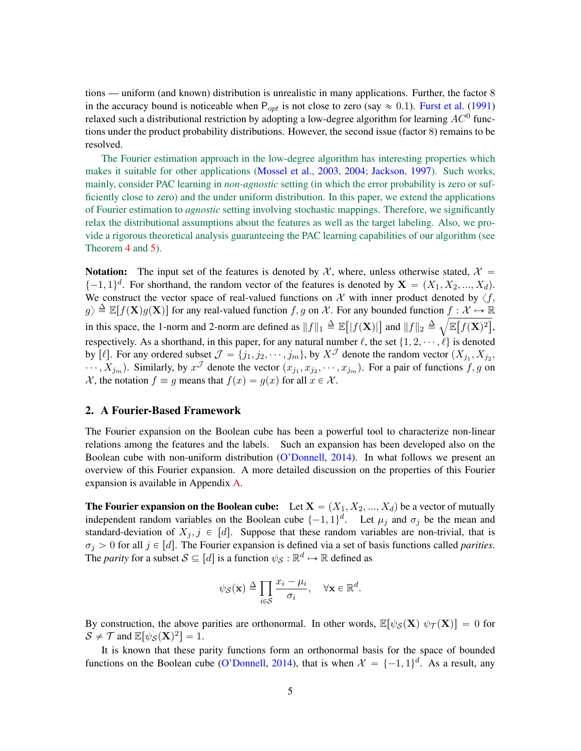tions — uniform (and known) distribution is unrealistic in many applications. Further, the factor 8 in the accuracy bound is noticeable when $\mathsf{P}_{opt}$ is not close to zero (say $\approx 0.1$). Furst et al. (1991) relaxed such a distributional restriction by adopting a low-degree algorithm for learning $AC^0$ functions under the product probability distributions. However, the second issue (factor 8) remains to be resolved.

The Fourier estimation approach in the low-degree algorithm has interesting properties which makes it suitable for other applications (Mossel et al., 2003, 2004; Jackson, 1997). Such works, mainly, consider PAC learning in *non-agnostic* setting (in which the error probability is zero or sufficiently close to zero) and the under uniform distribution. In this paper, we extend the applications of Fourier estimation to *agnostic* setting involving stochastic mappings. Therefore, we significantly relax the distributional assumptions about the features as well as the target labeling. Also, we provide a rigorous theoretical analysis guaranteeing the PAC learning capabilities of our algorithm (see Theorem 4 and 5).

**Notation:** The input set of the features is denoted by $\mathcal{X}$, where, unless otherwise stated, $\mathcal{X} = \{-1, 1\}^d$. For shorthand, the random vector of the features is denoted by $\mathbf{X} = (X_1, X_2, ..., X_d)$. We construct the vector space of real-valued functions on $\mathcal{X}$ with inner product denoted by $\langle f, g\rangle \triangleq \mathbb{E}[f(\mathbf{X})g(\mathbf{X})]$ for any real-valued function $f, g$ on $\mathcal{X}$. For any bounded function $f : \mathcal{X} \mapsto \mathbb{R}$ in this space, the 1-norm and 2-norm are defined as $\|f\|_1 \triangleq \mathbb{E}\big[|f(\mathbf{X})|\big]$ and $\|f\|_2 \triangleq \sqrt{\mathbb{E}\big[f(\mathbf{X})^2\big]}$, respectively. As a shorthand, in this paper, for any natural number $\ell$, the set $\{1, 2, \cdots, \ell\}$ is denoted by $[\ell]$. For any ordered subset $\mathcal{J} = \{j_1, j_2, \cdots, j_m\}$, by $X^{\mathcal{J}}$ denote the random vector $(X_{j_1}, X_{j_2}, \cdots, X_{j_m})$. Similarly, by $x^{\mathcal{J}}$ denote the vector $(x_{j_1}, x_{j_2}, \cdots, x_{j_m})$. For a pair of functions $f, g$ on $\mathcal{X}$, the notation $f \equiv g$ means that $f(x) = g(x)$ for all $x \in \mathcal{X}$.

## 2. A Fourier-Based Framework

The Fourier expansion on the Boolean cube has been a powerful tool to characterize non-linear relations among the features and the labels. Such an expansion has been developed also on the Boolean cube with non-uniform distribution (O'Donnell, 2014). In what follows we present an overview of this Fourier expansion. A more detailed discussion on the properties of this Fourier expansion is available in Appendix A.

**The Fourier expansion on the Boolean cube:** Let $\mathbf{X} = (X_1, X_2, ..., X_d)$ be a vector of mutually independent random variables on the Boolean cube $\{-1, 1\}^d$. Let $\mu_j$ and $\sigma_j$ be the mean and standard-deviation of $X_j, j \in [d]$. Suppose that these random variables are non-trivial, that is $\sigma_j > 0$ for all $j \in [d]$. The Fourier expansion is defined via a set of basis functions called *parities*. The *parity* for a subset $\mathcal{S} \subseteq [d]$ is a function $\psi_{\mathcal{S}} : \mathbb{R}^d \mapsto \mathbb{R}$ defined as

$$\psi_{\mathcal{S}}(\mathbf{x}) \triangleq \prod_{i \in \mathcal{S}} \frac{x_i - \mu_i}{\sigma_i}, \quad \forall \mathbf{x} \in \mathbb{R}^d.$$

By construction, the above parities are orthonormal. In other words, $\mathbb{E}[\psi_{\mathcal{S}}(\mathbf{X})\ \psi_{\mathcal{T}}(\mathbf{X})] = 0$ for $\mathcal{S} \neq \mathcal{T}$ and $\mathbb{E}[\psi_{\mathcal{S}}(\mathbf{X})^2] = 1$.

It is known that these parity functions form an orthonormal basis for the space of bounded functions on the Boolean cube (O'Donnell, 2014), that is when $\mathcal{X} = \{-1, 1\}^d$. As a result, any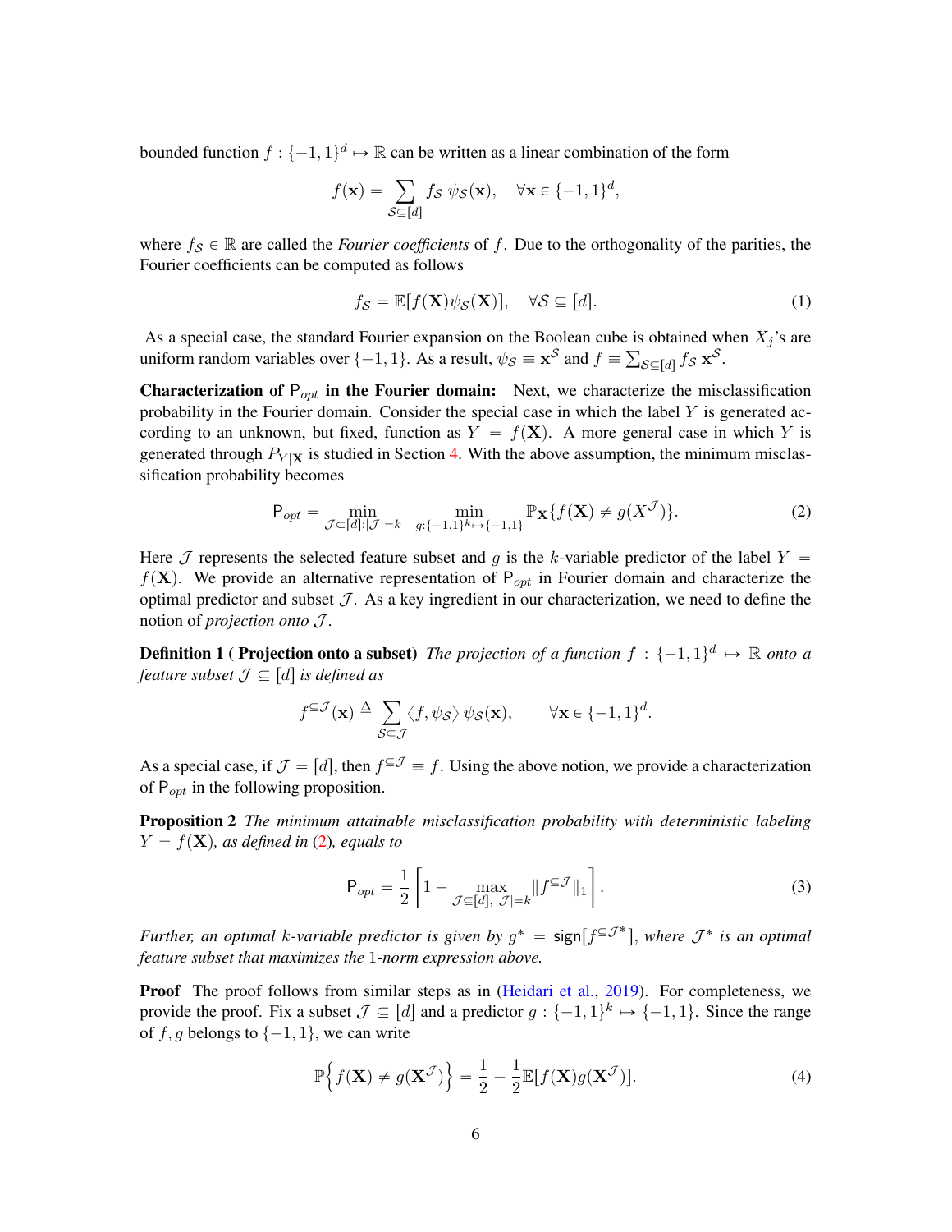bounded function $f : \{-1,1\}^d \mapsto \mathbb{R}$ can be written as a linear combination of the form

$$f(\mathbf{x}) = \sum_{\mathcal{S}\subseteq[d]} f_{\mathcal{S}}\ \psi_{\mathcal{S}}(\mathbf{x}), \quad \forall \mathbf{x} \in \{-1,1\}^d,$$

where $f_{\mathcal{S}} \in \mathbb{R}$ are called the *Fourier coefficients* of $f$. Due to the orthogonality of the parities, the Fourier coefficients can be computed as follows

$$f_{\mathcal{S}} = \mathbb{E}[f(\mathbf{X})\psi_{\mathcal{S}}(\mathbf{X})], \quad \forall \mathcal{S} \subseteq [d]. \tag{1}$$

As a special case, the standard Fourier expansion on the Boolean cube is obtained when $X_j$'s are uniform random variables over $\{-1,1\}$. As a result, $\psi_{\mathcal{S}} \equiv \mathbf{x}^{\mathcal{S}}$ and $f \equiv \sum_{\mathcal{S}\subseteq[d]} f_{\mathcal{S}}\ \mathbf{x}^{\mathcal{S}}$.

**Characterization of $\mathsf{P}_{opt}$ in the Fourier domain:** Next, we characterize the misclassification probability in the Fourier domain. Consider the special case in which the label $Y$ is generated according to an unknown, but fixed, function as $Y = f(\mathbf{X})$. A more general case in which $Y$ is generated through $P_{Y|\mathbf{X}}$ is studied in Section 4. With the above assumption, the minimum misclassification probability becomes

$$\mathsf{P}_{opt} = \min_{\mathcal{J}\subset[d]:|\mathcal{J}|=k} \quad \min_{g:\{-1,1\}^k\mapsto\{-1,1\}} \mathbb{P}_{\mathbf{X}}\{f(\mathbf{X}) \neq g(X^{\mathcal{J}})\}. \tag{2}$$

Here $\mathcal{J}$ represents the selected feature subset and $g$ is the $k$-variable predictor of the label $Y = f(\mathbf{X})$. We provide an alternative representation of $\mathsf{P}_{opt}$ in Fourier domain and characterize the optimal predictor and subset $\mathcal{J}$. As a key ingredient in our characterization, we need to define the notion of *projection onto* $\mathcal{J}$.

**Definition 1 ( Projection onto a subset)** *The projection of a function $f : \{-1,1\}^d \mapsto \mathbb{R}$ onto a feature subset $\mathcal{J} \subseteq [d]$ is defined as*

$$f^{\subseteq\mathcal{J}}(\mathbf{x}) \triangleq \sum_{\mathcal{S}\subseteq\mathcal{J}} \langle f, \psi_{\mathcal{S}}\rangle\, \psi_{\mathcal{S}}(\mathbf{x}), \qquad \forall \mathbf{x} \in \{-1,1\}^d.$$

As a special case, if $\mathcal{J} = [d]$, then $f^{\subseteq\mathcal{J}} \equiv f$. Using the above notion, we provide a characterization of $\mathsf{P}_{opt}$ in the following proposition.

**Proposition 2** *The minimum attainable misclassification probability with deterministic labeling $Y = f(\mathbf{X})$, as defined in (2), equals to*

$$\mathsf{P}_{opt} = \frac{1}{2}\left[1 - \max_{\mathcal{J}\subseteq[d],\,|\mathcal{J}|=k} \|f^{\subseteq\mathcal{J}}\|_1\right]. \tag{3}$$

*Further, an optimal $k$-variable predictor is given by $g^* = \mathsf{sign}[f^{\subseteq\mathcal{J}^*}]$, where $\mathcal{J}^*$ is an optimal feature subset that maximizes the 1-norm expression above.*

**Proof** The proof follows from similar steps as in (Heidari et al., 2019). For completeness, we provide the proof. Fix a subset $\mathcal{J} \subseteq [d]$ and a predictor $g : \{-1,1\}^k \mapsto \{-1,1\}$. Since the range of $f, g$ belongs to $\{-1,1\}$, we can write

$$\mathbb{P}\Big\{f(\mathbf{X}) \neq g(\mathbf{X}^{\mathcal{J}})\Big\} = \frac{1}{2} - \frac{1}{2}\mathbb{E}[f(\mathbf{X})g(\mathbf{X}^{\mathcal{J}})]. \tag{4}$$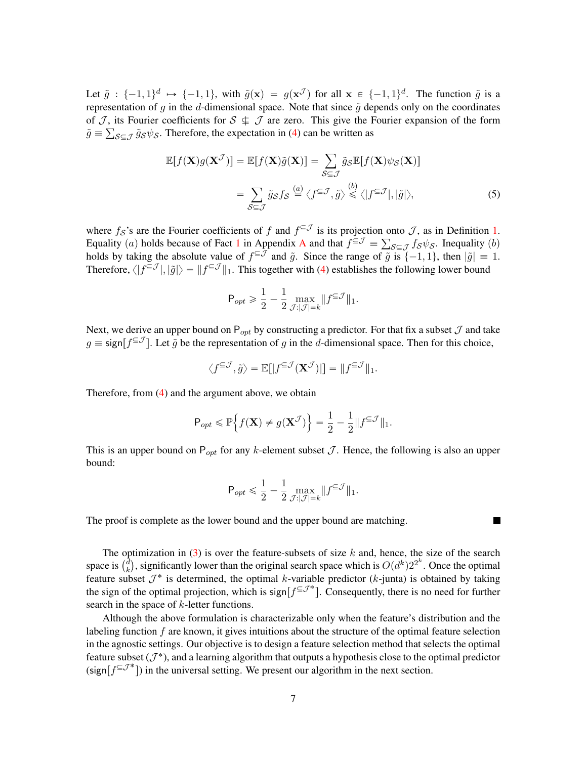Let $\tilde{g} : \{-1,1\}^d \mapsto \{-1,1\}$, with $\tilde{g}(\mathbf{x}) = g(\mathbf{x}^{\mathcal{J}})$ for all $\mathbf{x} \in \{-1,1\}^d$. The function $\tilde{g}$ is a representation of $g$ in the $d$-dimensional space. Note that since $\tilde{g}$ depends only on the coordinates of $\mathcal{J}$, its Fourier coefficients for $\mathcal{S} \nsubseteq \mathcal{J}$ are zero. This give the Fourier expansion of the form $\tilde{g} \equiv \sum_{\mathcal{S} \subseteq \mathcal{J}} \tilde{g}_{\mathcal{S}} \psi_{\mathcal{S}}$. Therefore, the expectation in (4) can be written as

$$
\begin{aligned}
\mathbb{E}[f(\mathbf{X})g(\mathbf{X}^{\mathcal{J}})] &= \mathbb{E}[f(\mathbf{X})\tilde{g}(\mathbf{X})] = \sum_{\mathcal{S} \subseteq \mathcal{J}} \tilde{g}_{\mathcal{S}} \mathbb{E}[f(\mathbf{X})\psi_{\mathcal{S}}(\mathbf{X})] \\
&= \sum_{\mathcal{S} \subseteq \mathcal{J}} \tilde{g}_{\mathcal{S}} f_{\mathcal{S}} \overset{(a)}{=} \langle f^{\subseteq \mathcal{J}}, \tilde{g} \rangle \overset{(b)}{\leqslant} \langle |f^{\subseteq \mathcal{J}}|, |\tilde{g}| \rangle,
\end{aligned} \tag{5}
$$

where $f_{\mathcal{S}}$'s are the Fourier coefficients of $f$ and $f^{\subseteq \mathcal{J}}$ is its projection onto $\mathcal{J}$, as in Definition 1. Equality $(a)$ holds because of Fact 1 in Appendix A and that $f^{\subseteq \mathcal{J}} \equiv \sum_{\mathcal{S} \subseteq \mathcal{J}} f_{\mathcal{S}} \psi_{\mathcal{S}}$. Inequality $(b)$ holds by taking the absolute value of $f^{\subseteq \mathcal{J}}$ and $\tilde{g}$. Since the range of $\tilde{g}$ is $\{-1,1\}$, then $|\tilde{g}| \equiv 1$. Therefore, $\langle |f^{\subseteq \mathcal{J}}|, |\tilde{g}| \rangle = \|f^{\subseteq \mathcal{J}}\|_1$. This together with (4) establishes the following lower bound

$$
\mathsf{P}_{opt} \geqslant \frac{1}{2} - \frac{1}{2} \max_{\mathcal{J}:|\mathcal{J}|=k} \|f^{\subseteq \mathcal{J}}\|_1.
$$

Next, we derive an upper bound on $\mathsf{P}_{opt}$ by constructing a predictor. For that fix a subset $\mathcal{J}$ and take $g \equiv \mathsf{sign}[f^{\subseteq \mathcal{J}}]$. Let $\tilde{g}$ be the representation of $g$ in the $d$-dimensional space. Then for this choice,

$$
\langle f^{\subseteq \mathcal{J}}, \tilde{g} \rangle = \mathbb{E}[|f^{\subseteq \mathcal{J}}(\mathbf{X}^{\mathcal{J}})|] = \|f^{\subseteq \mathcal{J}}\|_1.
$$

Therefore, from (4) and the argument above, we obtain

$$
\mathsf{P}_{opt} \leqslant \mathbb{P}\Big\{ f(\mathbf{X}) \neq g(\mathbf{X}^{\mathcal{J}}) \Big\} = \frac{1}{2} - \frac{1}{2} \|f^{\subseteq \mathcal{J}}\|_1.
$$

This is an upper bound on $\mathsf{P}_{opt}$ for any $k$-element subset $\mathcal{J}$. Hence, the following is also an upper bound:

$$
\mathsf{P}_{opt} \leqslant \frac{1}{2} - \frac{1}{2} \max_{\mathcal{J}:|\mathcal{J}|=k} \|f^{\subseteq \mathcal{J}}\|_1.
$$

The proof is complete as the lower bound and the upper bound are matching. ∎

The optimization in (3) is over the feature-subsets of size $k$ and, hence, the size of the search space is $\binom{d}{k}$, significantly lower than the original search space which is $O(d^k)2^{2^k}$. Once the optimal feature subset $\mathcal{J}^*$ is determined, the optimal $k$-variable predictor ($k$-junta) is obtained by taking the sign of the optimal projection, which is $\mathsf{sign}[f^{\subseteq \mathcal{J}^*}]$. Consequently, there is no need for further search in the space of $k$-letter functions.

Although the above formulation is characterizable only when the feature's distribution and the labeling function $f$ are known, it gives intuitions about the structure of the optimal feature selection in the agnostic settings. Our objective is to design a feature selection method that selects the optimal feature subset ($\mathcal{J}^*$), and a learning algorithm that outputs a hypothesis close to the optimal predictor ($\mathsf{sign}[f^{\subseteq \mathcal{J}^*}]$) in the universal setting. We present our algorithm in the next section.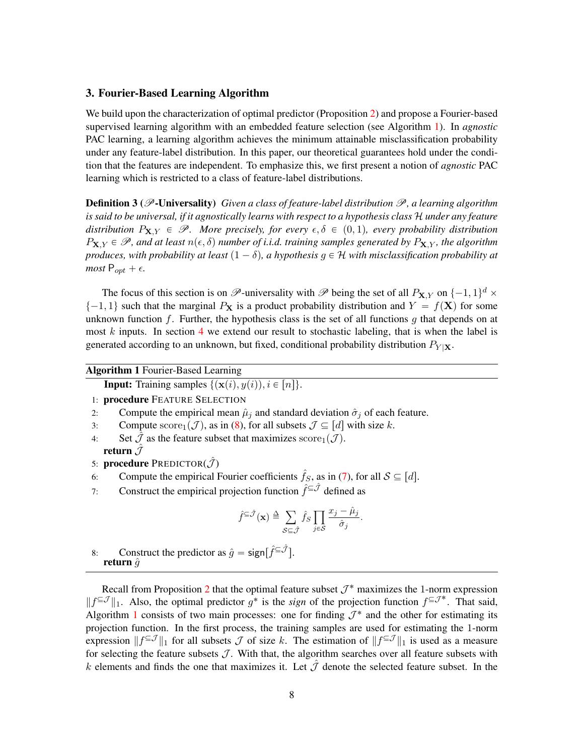## 3. Fourier-Based Learning Algorithm

We build upon the characterization of optimal predictor (Proposition 2) and propose a Fourier-based supervised learning algorithm with an embedded feature selection (see Algorithm 1). In *agnostic* PAC learning, a learning algorithm achieves the minimum attainable misclassification probability under any feature-label distribution. In this paper, our theoretical guarantees hold under the condition that the features are independent. To emphasize this, we first present a notion of *agnostic* PAC learning which is restricted to a class of feature-label distributions.

**Definition 3 ($\mathscr{P}$-Universality)** *Given a class of feature-label distribution $\mathscr{P}$, a learning algorithm is said to be universal, if it agnostically learns with respect to a hypothesis class $\mathcal{H}$ under any feature distribution $P_{\mathbf{X},Y} \in \mathscr{P}$. More precisely, for every $\epsilon, \delta \in (0,1)$, every probability distribution $P_{\mathbf{X},Y} \in \mathscr{P}$, and at least $n(\epsilon, \delta)$ number of i.i.d. training samples generated by $P_{\mathbf{X},Y}$, the algorithm produces, with probability at least $(1-\delta)$, a hypothesis $g \in \mathcal{H}$ with misclassification probability at most $\mathsf{P}_{opt} + \epsilon$.*

The focus of this section is on $\mathscr{P}$-universality with $\mathscr{P}$ being the set of all $P_{\mathbf{X},Y}$ on $\{-1,1\}^d \times \{-1,1\}$ such that the marginal $P_{\mathbf{X}}$ is a product probability distribution and $Y = f(\mathbf{X})$ for some unknown function $f$. Further, the hypothesis class is the set of all functions $g$ that depends on at most $k$ inputs. In section 4 we extend our result to stochastic labeling, that is when the label is generated according to an unknown, but fixed, conditional probability distribution $P_{Y|\mathbf{X}}$.

**Algorithm 1** Fourier-Based Learning

**Input:** Training samples $\{(\mathbf{x}(i), y(i)), i \in [n]\}$.

1: **procedure** FEATURE SELECTION
2: Compute the empirical mean $\hat{\mu}_j$ and standard deviation $\hat{\sigma}_j$ of each feature.
3: Compute $\text{score}_1(\mathcal{J})$, as in (8), for all subsets $\mathcal{J} \subseteq [d]$ with size $k$.
4: Set $\hat{\mathcal{J}}$ as the feature subset that maximizes $\text{score}_1(\mathcal{J})$.
**return** $\hat{\mathcal{J}}$
5: **procedure** PREDICTOR($\hat{\mathcal{J}}$)
6: Compute the empirical Fourier coefficients $\hat{f}_{\mathcal{S}}$, as in (7), for all $\mathcal{S} \subseteq [d]$.
7: Construct the empirical projection function $\hat{f}^{\subseteq \hat{\mathcal{J}}}$ defined as

$$\hat{f}^{\subseteq \hat{\mathcal{J}}}(\mathbf{x}) \triangleq \sum_{\mathcal{S} \subseteq \hat{\mathcal{J}}} \hat{f}_{\mathcal{S}} \prod_{j \in \mathcal{S}} \frac{x_j - \hat{\mu}_j}{\hat{\sigma}_j}.$$

8: Construct the predictor as $\hat{g} = \mathsf{sign}[\hat{f}^{\subseteq \hat{\mathcal{J}}}]$.
**return** $\hat{g}$

Recall from Proposition 2 that the optimal feature subset $\mathcal{J}^*$ maximizes the 1-norm expression $\|f^{\subseteq \mathcal{J}}\|_1$. Also, the optimal predictor $g^*$ is the *sign* of the projection function $f^{\subseteq \mathcal{J}^*}$. That said, Algorithm 1 consists of two main processes: one for finding $\mathcal{J}^*$ and the other for estimating its projection function. In the first process, the training samples are used for estimating the 1-norm expression $\|f^{\subseteq \mathcal{J}}\|_1$ for all subsets $\mathcal{J}$ of size $k$. The estimation of $\|f^{\subseteq \mathcal{J}}\|_1$ is used as a measure for selecting the feature subsets $\mathcal{J}$. With that, the algorithm searches over all feature subsets with $k$ elements and finds the one that maximizes it. Let $\hat{\mathcal{J}}$ denote the selected feature subset. In the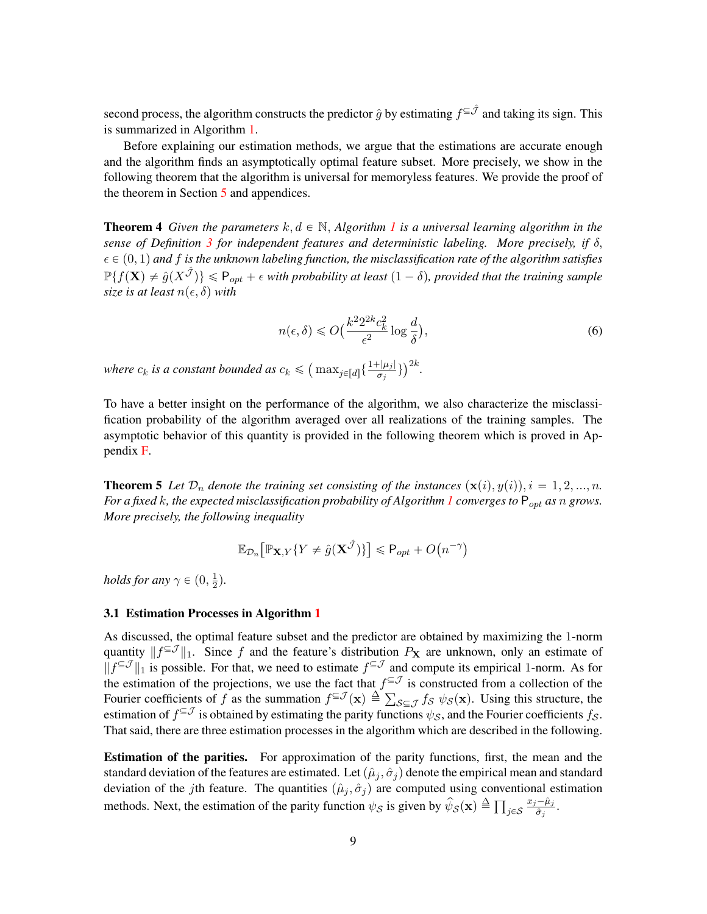second process, the algorithm constructs the predictor $\hat{g}$ by estimating $f^{\subseteq \hat{\mathcal{J}}}$ and taking its sign. This is summarized in Algorithm 1.

Before explaining our estimation methods, we argue that the estimations are accurate enough and the algorithm finds an asymptotically optimal feature subset. More precisely, we show in the following theorem that the algorithm is universal for memoryless features. We provide the proof of the theorem in Section 5 and appendices.

**Theorem 4** *Given the parameters $k, d \in \mathbb{N}$, Algorithm 1 is a universal learning algorithm in the sense of Definition 3 for independent features and deterministic labeling. More precisely, if $\delta$, $\epsilon \in (0,1)$ and $f$ is the unknown labeling function, the misclassification rate of the algorithm satisfies $\mathbb{P}\{f(\mathbf{X}) \neq \hat{g}(X^{\hat{\mathcal{J}}})\} \leqslant \mathsf{P}_{opt} + \epsilon$ with probability at least $(1-\delta)$, provided that the training sample size is at least $n(\epsilon, \delta)$ with*

$$
n(\epsilon, \delta) \leqslant O\big(\frac{k^2 2^{2k} c_k^2}{\epsilon^2} \log \frac{d}{\delta}\big), \tag{6}
$$

*where $c_k$ is a constant bounded as $c_k \leqslant \big(\max_{j\in[d]}\{\frac{1+|\mu_j|}{\sigma_j}\}\big)^{2k}$.*

To have a better insight on the performance of the algorithm, we also characterize the misclassification probability of the algorithm averaged over all realizations of the training samples. The asymptotic behavior of this quantity is provided in the following theorem which is proved in Appendix F.

**Theorem 5** *Let $\mathcal{D}_n$ denote the training set consisting of the instances $(\mathbf{x}(i), y(i)), i = 1, 2, ..., n$. For a fixed $k$, the expected misclassification probability of Algorithm 1 converges to $\mathsf{P}_{opt}$ as $n$ grows. More precisely, the following inequality*

$$
\mathbb{E}_{\mathcal{D}_n}\big[\mathbb{P}_{\mathbf{X},Y}\{Y \neq \hat{g}(\mathbf{X}^{\hat{\mathcal{J}}})\}\big] \leqslant \mathsf{P}_{opt} + O\big(n^{-\gamma}\big)
$$

*holds for any $\gamma \in (0, \frac{1}{2})$.*

### 3.1 Estimation Processes in Algorithm 1

As discussed, the optimal feature subset and the predictor are obtained by maximizing the 1-norm quantity $\|f^{\subseteq \mathcal{J}}\|_1$. Since $f$ and the feature's distribution $P_{\mathbf{X}}$ are unknown, only an estimate of $\|f^{\subseteq \mathcal{J}}\|_1$ is possible. For that, we need to estimate $f^{\subseteq \mathcal{J}}$ and compute its empirical 1-norm. As for the estimation of the projections, we use the fact that $f^{\subseteq \mathcal{J}}$ is constructed from a collection of the Fourier coefficients of $f$ as the summation $f^{\subseteq \mathcal{J}}(\mathbf{x}) \triangleq \sum_{\mathcal{S} \subseteq \mathcal{J}} f_{\mathcal{S}} \; \psi_{\mathcal{S}}(\mathbf{x})$. Using this structure, the estimation of $f^{\subseteq \mathcal{J}}$ is obtained by estimating the parity functions $\psi_{\mathcal{S}}$, and the Fourier coefficients $f_{\mathcal{S}}$. That said, there are three estimation processes in the algorithm which are described in the following.

**Estimation of the parities.** For approximation of the parity functions, first, the mean and the standard deviation of the features are estimated. Let $(\hat{\mu}_j, \hat{\sigma}_j)$ denote the empirical mean and standard deviation of the $j$th feature. The quantities $(\hat{\mu}_j, \hat{\sigma}_j)$ are computed using conventional estimation methods. Next, the estimation of the parity function $\psi_{\mathcal{S}}$ is given by $\widehat{\psi}_{\mathcal{S}}(\mathbf{x}) \triangleq \prod_{j\in\mathcal{S}} \frac{x_j - \hat{\mu}_j}{\hat{\sigma}_j}$.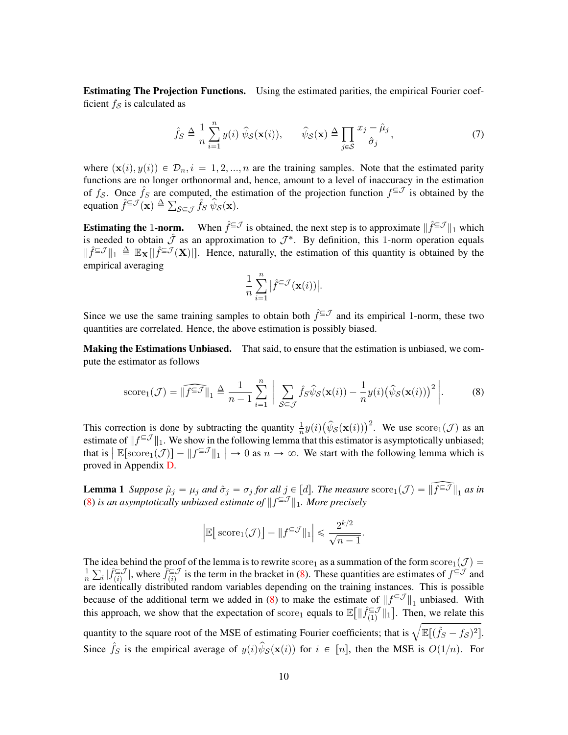**Estimating The Projection Functions.** Using the estimated parities, the empirical Fourier coefficient $f_{\mathcal{S}}$ is calculated as

$$\hat{f}_S \triangleq \frac{1}{n}\sum_{i=1}^{n} y(i)\ \widehat{\psi}_{\mathcal{S}}(\mathbf{x}(i)), \qquad \widehat{\psi}_{\mathcal{S}}(\mathbf{x}) \triangleq \prod_{j\in\mathcal{S}} \frac{x_j - \hat{\mu}_j}{\hat{\sigma}_j}, \tag{7}$$

where $(\mathbf{x}(i), y(i)) \in \mathcal{D}_n, i = 1, 2, ..., n$ are the training samples. Note that the estimated parity functions are no longer orthonormal and, hence, amount to a level of inaccuracy in the estimation of $f_{\mathcal{S}}$. Once $\hat{f}_S$ are computed, the estimation of the projection function $f^{\subseteq\mathcal{J}}$ is obtained by the equation $\hat{f}^{\subseteq\mathcal{J}}(\mathbf{x}) \triangleq \sum_{\mathcal{S}\subseteq\mathcal{J}} \hat{f}_S\ \widehat{\psi}_{\mathcal{S}}(\mathbf{x})$.

**Estimating the 1-norm.** When $\hat{f}^{\subseteq\mathcal{J}}$ is obtained, the next step is to approximate $\|\hat{f}^{\subseteq\mathcal{J}}\|_1$ which is needed to obtain $\hat{\mathcal{J}}$ as an approximation to $\mathcal{J}^*$. By definition, this 1-norm operation equals $\|\hat{f}^{\subseteq\mathcal{J}}\|_1 \triangleq \mathbb{E}_{\mathbf{X}}[|\hat{f}^{\subseteq\mathcal{J}}(\mathbf{X})|]$. Hence, naturally, the estimation of this quantity is obtained by the empirical averaging

$$\frac{1}{n}\sum_{i=1}^{n} \big|\hat{f}^{\subseteq\mathcal{J}}(\mathbf{x}(i))\big|.$$

Since we use the same training samples to obtain both $\hat{f}^{\subseteq\mathcal{J}}$ and its empirical 1-norm, these two quantities are correlated. Hence, the above estimation is possibly biased.

**Making the Estimations Unbiased.** That said, to ensure that the estimation is unbiased, we compute the estimator as follows

$$\text{score}_1(\mathcal{J}) = \widehat{\|f^{\subseteq\mathcal{J}}\|}_1 \triangleq \frac{1}{n-1}\sum_{i=1}^{n} \left| \sum_{\mathcal{S}\subseteq\mathcal{J}} \hat{f}_S \widehat{\psi}_{\mathcal{S}}(\mathbf{x}(i)) - \frac{1}{n} y(i)\big(\widehat{\psi}_{\mathcal{S}}(\mathbf{x}(i))\big)^2 \right|. \tag{8}$$

This correction is done by subtracting the quantity $\frac{1}{n}y(i)\big(\widehat{\psi}_{\mathcal{S}}(\mathbf{x}(i))\big)^2$. We use $\text{score}_1(\mathcal{J})$ as an estimate of $\|f^{\subseteq\mathcal{J}}\|_1$. We show in the following lemma that this estimator is asymptotically unbiased; that is $\big|\ \mathbb{E}[\text{score}_1(\mathcal{J})] - \|f^{\subseteq\mathcal{J}}\|_1\ \big| \to 0$ as $n \to \infty$. We start with the following lemma which is proved in Appendix D.

**Lemma 1** *Suppose $\hat{\mu}_j = \mu_j$ and $\hat{\sigma}_j = \sigma_j$ for all $j \in [d]$. The measure $\text{score}_1(\mathcal{J}) = \widehat{\|f^{\subseteq\mathcal{J}}\|}_1$ as in* (8) *is an asymptotically unbiased estimate of $\|f^{\subseteq\mathcal{J}}\|_1$. More precisely*

$$\Big|\mathbb{E}\big[\,\text{score}_1(\mathcal{J})\big] - \|f^{\subseteq\mathcal{J}}\|_1\Big| \leqslant \frac{2^{k/2}}{\sqrt{n-1}}.$$

The idea behind the proof of the lemma is to rewrite $\text{score}_1$ as a summation of the form $\text{score}_1(\mathcal{J}) = \frac{1}{n}\sum_i |\hat{f}^{\subseteq\mathcal{J}}_{(i)}|$, where $\hat{f}^{\subseteq\mathcal{J}}_{(i)}$ is the term in the bracket in (8). These quantities are estimates of $f^{\subseteq\mathcal{J}}$ and are identically distributed random variables depending on the training instances. This is possible because of the additional term we added in (8) to make the estimate of $\|f^{\subseteq\mathcal{J}}\|_1$ unbiased. With this approach, we show that the expectation of $\text{score}_1$ equals to $\mathbb{E}\big[\|\hat{f}^{\subseteq\mathcal{J}}_{(1)}\|_1\big]$. Then, we relate this quantity to the square root of the MSE of estimating Fourier coefficients; that is $\sqrt{\mathbb{E}[(\hat{f}_S - f_{\mathcal{S}})^2]}$. Since $\hat{f}_S$ is the empirical average of $y(i)\widehat{\psi}_{\mathcal{S}}(\mathbf{x}(i))$ for $i \in [n]$, then the MSE is $O(1/n)$. For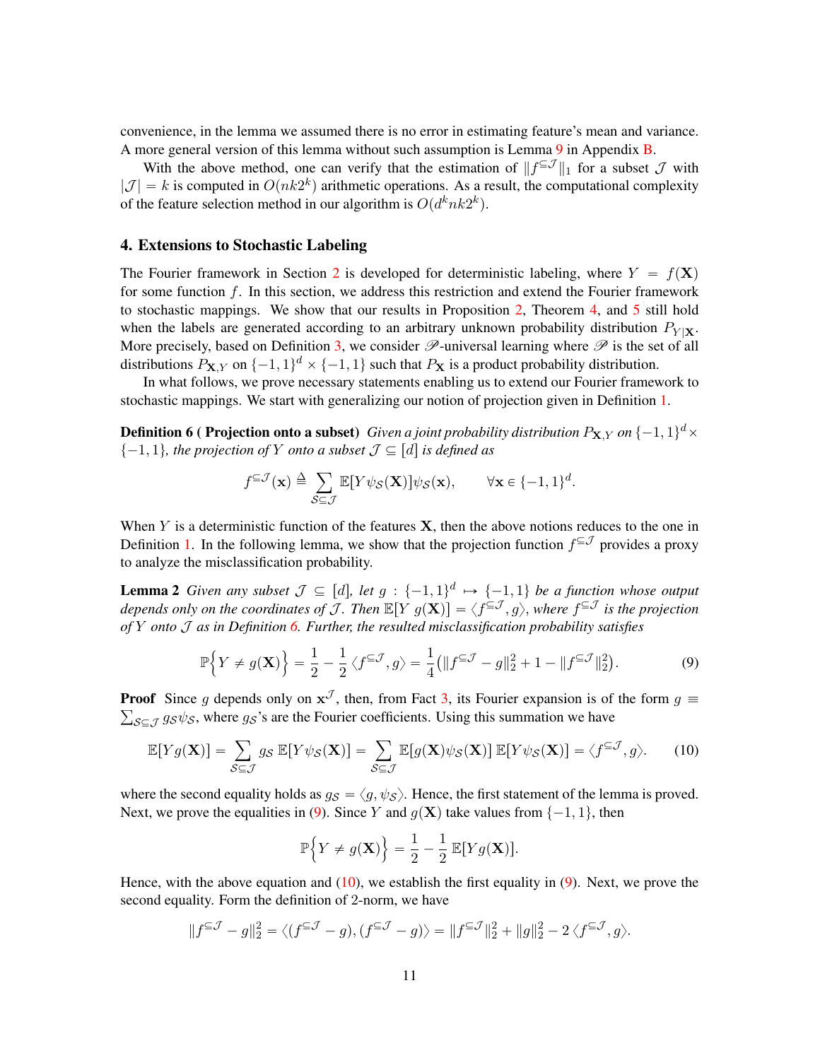convenience, in the lemma we assumed there is no error in estimating feature's mean and variance. A more general version of this lemma without such assumption is Lemma 9 in Appendix B.

With the above method, one can verify that the estimation of $\|f^{\subseteq \mathcal{J}}\|_1$ for a subset $\mathcal{J}$ with $|\mathcal{J}| = k$ is computed in $O(nk2^k)$ arithmetic operations. As a result, the computational complexity of the feature selection method in our algorithm is $O(d^k nk2^k)$.

## 4. Extensions to Stochastic Labeling

The Fourier framework in Section 2 is developed for deterministic labeling, where $Y = f(\mathbf{X})$ for some function $f$. In this section, we address this restriction and extend the Fourier framework to stochastic mappings. We show that our results in Proposition 2, Theorem 4, and 5 still hold when the labels are generated according to an arbitrary unknown probability distribution $P_{Y|\mathbf{X}}$. More precisely, based on Definition 3, we consider $\mathscr{P}$-universal learning where $\mathscr{P}$ is the set of all distributions $P_{\mathbf{X},Y}$ on $\{-1,1\}^d \times \{-1,1\}$ such that $P_{\mathbf{X}}$ is a product probability distribution.

In what follows, we prove necessary statements enabling us to extend our Fourier framework to stochastic mappings. We start with generalizing our notion of projection given in Definition 1.

**Definition 6 ( Projection onto a subset)** *Given a joint probability distribution $P_{\mathbf{X},Y}$ on $\{-1,1\}^d \times \{-1,1\}$, the projection of $Y$ onto a subset $\mathcal{J} \subseteq [d]$ is defined as*

$$f^{\subseteq \mathcal{J}}(\mathbf{x}) \triangleq \sum_{\mathcal{S} \subseteq \mathcal{J}} \mathbb{E}[Y \psi_{\mathcal{S}}(\mathbf{X})] \psi_{\mathcal{S}}(\mathbf{x}), \qquad \forall \mathbf{x} \in \{-1,1\}^d.$$

When $Y$ is a deterministic function of the features $\mathbf{X}$, then the above notions reduces to the one in Definition 1. In the following lemma, we show that the projection function $f^{\subseteq \mathcal{J}}$ provides a proxy to analyze the misclassification probability.

**Lemma 2** *Given any subset $\mathcal{J} \subseteq [d]$, let $g : \{-1,1\}^d \mapsto \{-1,1\}$ be a function whose output depends only on the coordinates of $\mathcal{J}$. Then $\mathbb{E}[Y\ g(\mathbf{X})] = \langle f^{\subseteq \mathcal{J}}, g \rangle$, where $f^{\subseteq \mathcal{J}}$ is the projection of $Y$ onto $\mathcal{J}$ as in Definition 6. Further, the resulted misclassification probability satisfies*

$$\mathbb{P}\Big\{Y \neq g(\mathbf{X})\Big\} = \frac{1}{2} - \frac{1}{2} \langle f^{\subseteq \mathcal{J}}, g \rangle = \frac{1}{4}\big(\|f^{\subseteq \mathcal{J}} - g\|_2^2 + 1 - \|f^{\subseteq \mathcal{J}}\|_2^2\big). \tag{9}$$

**Proof** Since $g$ depends only on $\mathbf{x}^{\mathcal{J}}$, then, from Fact 3, its Fourier expansion is of the form $g \equiv \sum_{\mathcal{S} \subseteq \mathcal{J}} g_{\mathcal{S}} \psi_{\mathcal{S}}$, where $g_{\mathcal{S}}$'s are the Fourier coefficients. Using this summation we have

$$\mathbb{E}[Y g(\mathbf{X})] = \sum_{\mathcal{S} \subseteq \mathcal{J}} g_{\mathcal{S}}\ \mathbb{E}[Y \psi_{\mathcal{S}}(\mathbf{X})] = \sum_{\mathcal{S} \subseteq \mathcal{J}} \mathbb{E}[g(\mathbf{X}) \psi_{\mathcal{S}}(\mathbf{X})]\ \mathbb{E}[Y \psi_{\mathcal{S}}(\mathbf{X})] = \langle f^{\subseteq \mathcal{J}}, g \rangle. \tag{10}$$

where the second equality holds as $g_{\mathcal{S}} = \langle g, \psi_{\mathcal{S}} \rangle$. Hence, the first statement of the lemma is proved. Next, we prove the equalities in (9). Since $Y$ and $g(\mathbf{X})$ take values from $\{-1,1\}$, then

$$\mathbb{P}\Big\{Y \neq g(\mathbf{X})\Big\} = \frac{1}{2} - \frac{1}{2}\ \mathbb{E}[Y g(\mathbf{X})].$$

Hence, with the above equation and (10), we establish the first equality in (9). Next, we prove the second equality. Form the definition of 2-norm, we have

$$\|f^{\subseteq \mathcal{J}} - g\|_2^2 = \langle (f^{\subseteq \mathcal{J}} - g), (f^{\subseteq \mathcal{J}} - g) \rangle = \|f^{\subseteq \mathcal{J}}\|_2^2 + \|g\|_2^2 - 2 \langle f^{\subseteq \mathcal{J}}, g \rangle.$$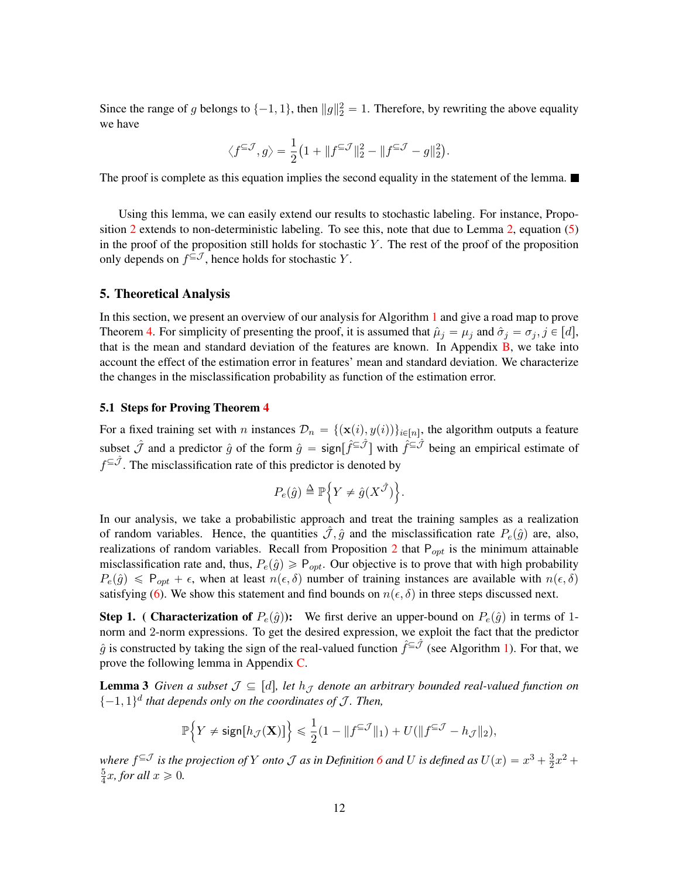Since the range of $g$ belongs to $\{-1, 1\}$, then $\|g\|_2^2 = 1$. Therefore, by rewriting the above equality we have

$$\langle f^{\subseteq \mathcal{J}}, g \rangle = \frac{1}{2}\big(1 + \|f^{\subseteq \mathcal{J}}\|_2^2 - \|f^{\subseteq \mathcal{J}} - g\|_2^2\big).$$

The proof is complete as this equation implies the second equality in the statement of the lemma. ■

Using this lemma, we can easily extend our results to stochastic labeling. For instance, Proposition 2 extends to non-deterministic labeling. To see this, note that due to Lemma 2, equation (5) in the proof of the proposition still holds for stochastic $Y$. The rest of the proof of the proposition only depends on $f^{\subseteq \mathcal{J}}$, hence holds for stochastic $Y$.

## 5. Theoretical Analysis

In this section, we present an overview of our analysis for Algorithm 1 and give a road map to prove Theorem 4. For simplicity of presenting the proof, it is assumed that $\hat{\mu}_j = \mu_j$ and $\hat{\sigma}_j = \sigma_j, j \in [d]$, that is the mean and standard deviation of the features are known. In Appendix B, we take into account the effect of the estimation error in features' mean and standard deviation. We characterize the changes in the misclassification probability as function of the estimation error.

### 5.1 Steps for Proving Theorem 4

For a fixed training set with $n$ instances $\mathcal{D}_n = \{(\mathbf{x}(i), y(i))\}_{i\in[n]}$, the algorithm outputs a feature subset $\hat{\mathcal{J}}$ and a predictor $\hat{g}$ of the form $\hat{g} = \mathsf{sign}[\hat{f}^{\subseteq \hat{\mathcal{J}}}]$ with $\hat{f}^{\subseteq \hat{\mathcal{J}}}$ being an empirical estimate of $f^{\subseteq \hat{\mathcal{J}}}$. The misclassification rate of this predictor is denoted by

$$P_e(\hat{g}) \triangleq \mathbb{P}\Big\{Y \neq \hat{g}(X^{\hat{\mathcal{J}}})\Big\}.$$

In our analysis, we take a probabilistic approach and treat the training samples as a realization of random variables. Hence, the quantities $\hat{\mathcal{J}}, \hat{g}$ and the misclassification rate $P_e(\hat{g})$ are, also, realizations of random variables. Recall from Proposition 2 that $\mathsf{P}_{opt}$ is the minimum attainable misclassification rate and, thus, $P_e(\hat{g}) \geqslant \mathsf{P}_{opt}$. Our objective is to prove that with high probability $P_e(\hat{g}) \leqslant \mathsf{P}_{opt} + \epsilon$, when at least $n(\epsilon, \delta)$ number of training instances are available with $n(\epsilon, \delta)$ satisfying (6). We show this statement and find bounds on $n(\epsilon, \delta)$ in three steps discussed next.

**Step 1. ( Characterization of $P_e(\hat{g})$):** We first derive an upper-bound on $P_e(\hat{g})$ in terms of 1-norm and 2-norm expressions. To get the desired expression, we exploit the fact that the predictor $\hat{g}$ is constructed by taking the sign of the real-valued function $\hat{f}^{\subseteq \hat{\mathcal{J}}}$ (see Algorithm 1). For that, we prove the following lemma in Appendix C.

**Lemma 3** *Given a subset $\mathcal{J} \subseteq [d]$, let $h_{\mathcal{J}}$ denote an arbitrary bounded real-valued function on $\{-1, 1\}^d$ that depends only on the coordinates of $\mathcal{J}$. Then,*

$$\mathbb{P}\Big\{Y \neq \mathsf{sign}[h_{\mathcal{J}}(\mathbf{X})]\Big\} \leqslant \frac{1}{2}(1 - \|f^{\subseteq \mathcal{J}}\|_1) + U(\|f^{\subseteq \mathcal{J}} - h_{\mathcal{J}}\|_2),$$

*where $f^{\subseteq \mathcal{J}}$ is the projection of $Y$ onto $\mathcal{J}$ as in Definition 6 and $U$ is defined as $U(x) = x^3 + \frac{3}{2}x^2 + \frac{5}{4}x$, for all $x \geqslant 0$.*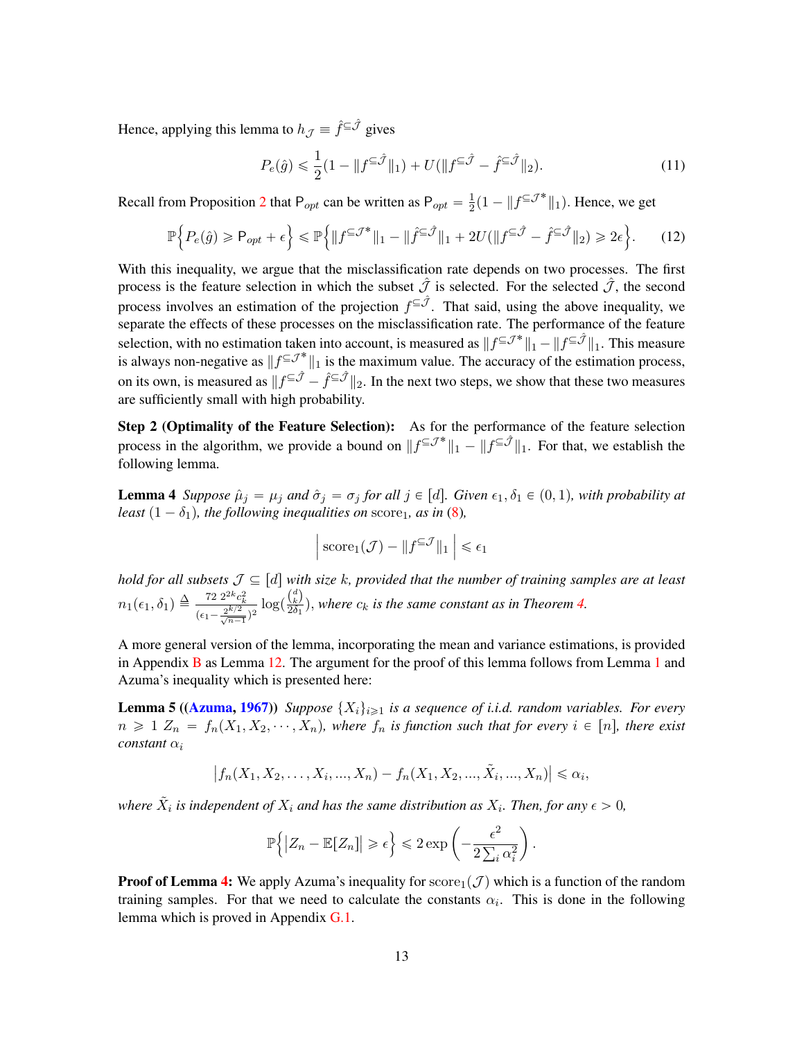Hence, applying this lemma to $h_{\mathcal{J}} \equiv \hat{f}^{\subseteq \hat{\mathcal{J}}}$ gives

$$P_e(\hat{g}) \leqslant \frac{1}{2}(1 - \|f^{\subseteq \hat{\mathcal{J}}}\|_1) + U(\|f^{\subseteq \hat{\mathcal{J}}} - \hat{f}^{\subseteq \hat{\mathcal{J}}}\|_2). \tag{11}$$

Recall from Proposition 2 that $\mathsf{P}_{opt}$ can be written as $\mathsf{P}_{opt} = \frac{1}{2}(1 - \|f^{\subseteq \mathcal{J}^*}\|_1)$. Hence, we get

$$\mathbb{P}\Big\{P_e(\hat{g}) \geqslant \mathsf{P}_{opt} + \epsilon\Big\} \leqslant \mathbb{P}\Big\{\|f^{\subseteq \mathcal{J}^*}\|_1 - \|\hat{f}^{\subseteq \hat{\mathcal{J}}}\|_1 + 2U(\|f^{\subseteq \hat{\mathcal{J}}} - \hat{f}^{\subseteq \hat{\mathcal{J}}}\|_2) \geqslant 2\epsilon\Big\}. \tag{12}$$

With this inequality, we argue that the misclassification rate depends on two processes. The first process is the feature selection in which the subset $\hat{\mathcal{J}}$ is selected. For the selected $\hat{\mathcal{J}}$, the second process involves an estimation of the projection $f^{\subseteq \hat{\mathcal{J}}}$. That said, using the above inequality, we separate the effects of these processes on the misclassification rate. The performance of the feature selection, with no estimation taken into account, is measured as $\|f^{\subseteq \mathcal{J}^*}\|_1 - \|f^{\subseteq \hat{\mathcal{J}}}\|_1$. This measure is always non-negative as $\|f^{\subseteq \mathcal{J}^*}\|_1$ is the maximum value. The accuracy of the estimation process, on its own, is measured as $\|f^{\subseteq \hat{\mathcal{J}}} - \hat{f}^{\subseteq \hat{\mathcal{J}}}\|_2$. In the next two steps, we show that these two measures are sufficiently small with high probability.

**Step 2 (Optimality of the Feature Selection):** As for the performance of the feature selection process in the algorithm, we provide a bound on $\|f^{\subseteq \mathcal{J}^*}\|_1 - \|f^{\subseteq \hat{\mathcal{J}}}\|_1$. For that, we establish the following lemma.

**Lemma 4** *Suppose $\hat{\mu}_j = \mu_j$ and $\hat{\sigma}_j = \sigma_j$ for all $j \in [d]$. Given $\epsilon_1, \delta_1 \in (0,1)$, with probability at least $(1 - \delta_1)$, the following inequalities on $\text{score}_1$, as in (8),*

$$\Big|\, \text{score}_1(\mathcal{J}) - \|f^{\subseteq \mathcal{J}}\|_1 \,\Big| \leqslant \epsilon_1$$

*hold for all subsets $\mathcal{J} \subseteq [d]$ with size $k$, provided that the number of training samples are at least $n_1(\epsilon_1, \delta_1) \triangleq \frac{72\ 2^{2k} c_k^2}{(\epsilon_1 - \frac{2^{k/2}}{\sqrt{n-1}})^2} \log(\frac{\binom{d}{k}}{2\delta_1})$, where $c_k$ is the same constant as in Theorem 4.*

A more general version of the lemma, incorporating the mean and variance estimations, is provided in Appendix B as Lemma 12. The argument for the proof of this lemma follows from Lemma 1 and Azuma's inequality which is presented here:

**Lemma 5 ((Azuma, 1967))** *Suppose $\{X_i\}_{i \geqslant 1}$ is a sequence of i.i.d. random variables. For every $n \geqslant 1$ $Z_n = f_n(X_1, X_2, \cdots, X_n)$, where $f_n$ is function such that for every $i \in [n]$, there exist constant $\alpha_i$*

$$\big|f_n(X_1, X_2, \ldots, X_i, ..., X_n) - f_n(X_1, X_2, ..., \tilde{X}_i, ..., X_n)\big| \leqslant \alpha_i,$$

*where $\tilde{X}_i$ is independent of $X_i$ and has the same distribution as $X_i$. Then, for any $\epsilon > 0$,*

$$\mathbb{P}\Big\{\big|Z_n - \mathbb{E}[Z_n]\big| \geqslant \epsilon\Big\} \leqslant 2\exp\left(-\frac{\epsilon^2}{2\sum_i \alpha_i^2}\right).$$

**Proof of Lemma 4:** We apply Azuma's inequality for $\text{score}_1(\mathcal{J})$ which is a function of the random training samples. For that we need to calculate the constants $\alpha_i$. This is done in the following lemma which is proved in Appendix G.1.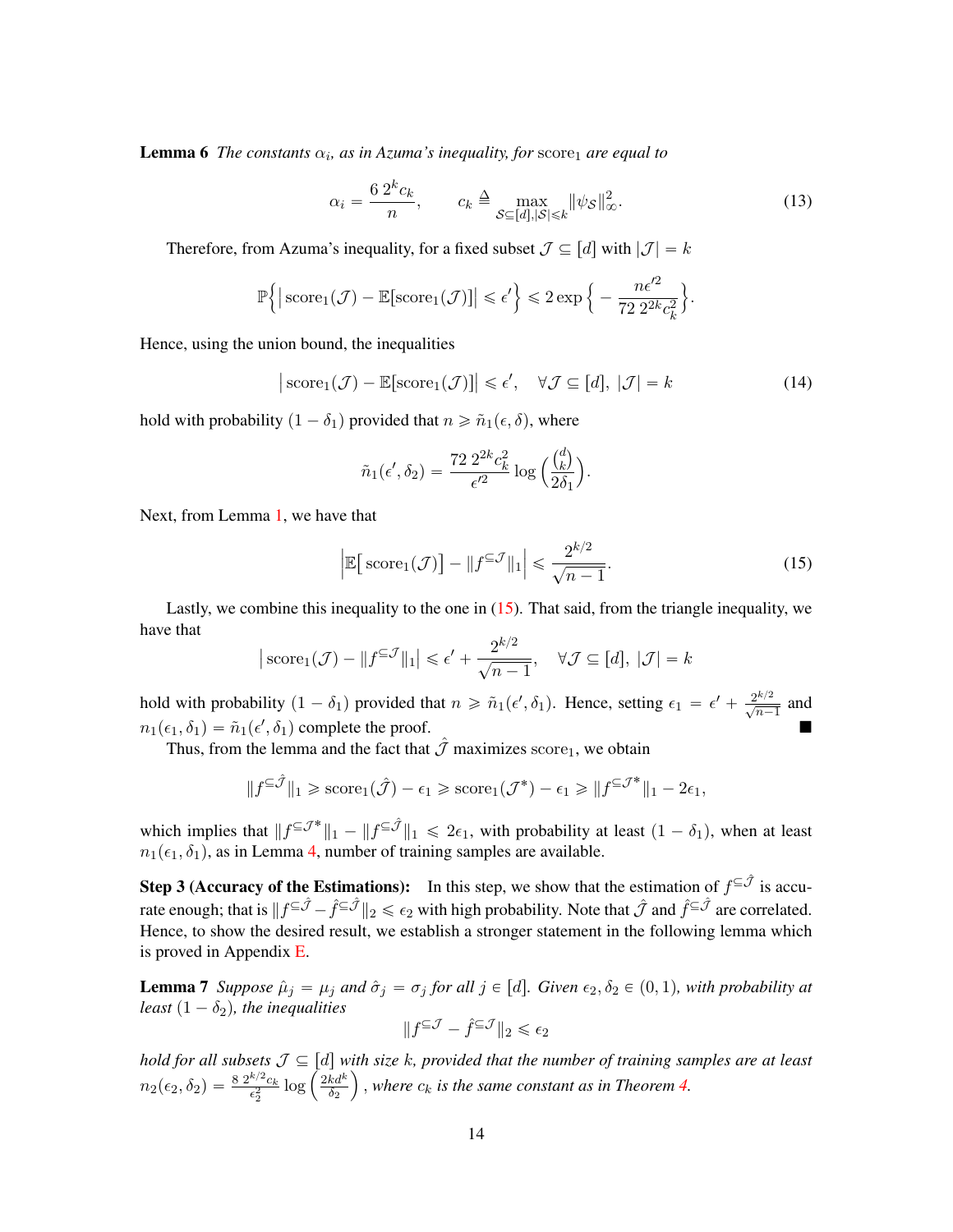**Lemma 6** *The constants $\alpha_i$, as in Azuma's inequality, for* $\text{score}_1$ *are equal to*

$$\alpha_i = \frac{6\, 2^k c_k}{n}, \qquad c_k \triangleq \max_{\mathcal{S}\subseteq[d], |\mathcal{S}|\leqslant k} \|\psi_{\mathcal{S}}\|_\infty^2. \tag{13}$$

Therefore, from Azuma's inequality, for a fixed subset $\mathcal{J} \subseteq [d]$ with $|\mathcal{J}| = k$

$$\mathbb{P}\Big\{ \big|\,\text{score}_1(\mathcal{J}) - \mathbb{E}[\text{score}_1(\mathcal{J})]\big| \leqslant \epsilon' \Big\} \leqslant 2 \exp\Big\{ -\frac{n\epsilon'^2}{72\; 2^{2k} c_k^2} \Big\}.$$

Hence, using the union bound, the inequalities

$$\big|\,\text{score}_1(\mathcal{J}) - \mathbb{E}[\text{score}_1(\mathcal{J})]\big| \leqslant \epsilon', \quad \forall \mathcal{J} \subseteq [d],\ |\mathcal{J}| = k \tag{14}$$

hold with probability $(1-\delta_1)$ provided that $n \geqslant \tilde{n}_1(\epsilon, \delta)$, where

$$\tilde{n}_1(\epsilon', \delta_2) = \frac{72\; 2^{2k} c_k^2}{\epsilon'^2} \log\Big(\frac{\binom{d}{k}}{2\delta_1}\Big).$$

Next, from Lemma 1, we have that

$$\Big|\mathbb{E}\big[\,\text{score}_1(\mathcal{J})\big] - \|f^{\subseteq\mathcal{J}}\|_1\Big| \leqslant \frac{2^{k/2}}{\sqrt{n-1}}. \tag{15}$$

Lastly, we combine this inequality to the one in (15). That said, from the triangle inequality, we have that

$$\big|\,\text{score}_1(\mathcal{J}) - \|f^{\subseteq\mathcal{J}}\|_1\big| \leqslant \epsilon' + \frac{2^{k/2}}{\sqrt{n-1}}, \quad \forall \mathcal{J} \subseteq [d],\ |\mathcal{J}| = k$$

hold with probability $(1-\delta_1)$ provided that $n \geqslant \tilde{n}_1(\epsilon', \delta_1)$. Hence, setting $\epsilon_1 = \epsilon' + \frac{2^{k/2}}{\sqrt{n-1}}$ and $n_1(\epsilon_1, \delta_1) = \tilde{n}_1(\epsilon', \delta_1)$ complete the proof. ■

Thus, from the lemma and the fact that $\hat{\mathcal{J}}$ maximizes $\text{score}_1$, we obtain

$$\|f^{\subseteq\hat{\mathcal{J}}}\|_1 \geqslant \text{score}_1(\hat{\mathcal{J}}) - \epsilon_1 \geqslant \text{score}_1(\mathcal{J}^*) - \epsilon_1 \geqslant \|f^{\subseteq\mathcal{J}^*}\|_1 - 2\epsilon_1,$$

which implies that $\|f^{\subseteq\mathcal{J}^*}\|_1 - \|f^{\subseteq\hat{\mathcal{J}}}\|_1 \leqslant 2\epsilon_1$, with probability at least $(1-\delta_1)$, when at least $n_1(\epsilon_1, \delta_1)$, as in Lemma 4, number of training samples are available.

**Step 3 (Accuracy of the Estimations):** In this step, we show that the estimation of $f^{\subseteq\hat{\mathcal{J}}}$ is accurate enough; that is $\|f^{\subseteq\hat{\mathcal{J}}} - \hat{f}^{\subseteq\hat{\mathcal{J}}}\|_2 \leqslant \epsilon_2$ with high probability. Note that $\hat{\mathcal{J}}$ and $\hat{f}^{\subseteq\hat{\mathcal{J}}}$ are correlated. Hence, to show the desired result, we establish a stronger statement in the following lemma which is proved in Appendix E.

**Lemma 7** *Suppose $\hat{\mu}_j = \mu_j$ and $\hat{\sigma}_j = \sigma_j$ for all $j \in [d]$. Given $\epsilon_2, \delta_2 \in (0,1)$, with probability at least $(1-\delta_2)$, the inequalities*

$$\|f^{\subseteq\mathcal{J}} - \hat{f}^{\subseteq\mathcal{J}}\|_2 \leqslant \epsilon_2$$

*hold for all subsets $\mathcal{J} \subseteq [d]$ with size $k$, provided that the number of training samples are at least $n_2(\epsilon_2, \delta_2) = \frac{8\; 2^{k/2} c_k}{\epsilon_2^2} \log\Big(\frac{2kd^k}{\delta_2}\Big)$, where $c_k$ is the same constant as in Theorem 4.*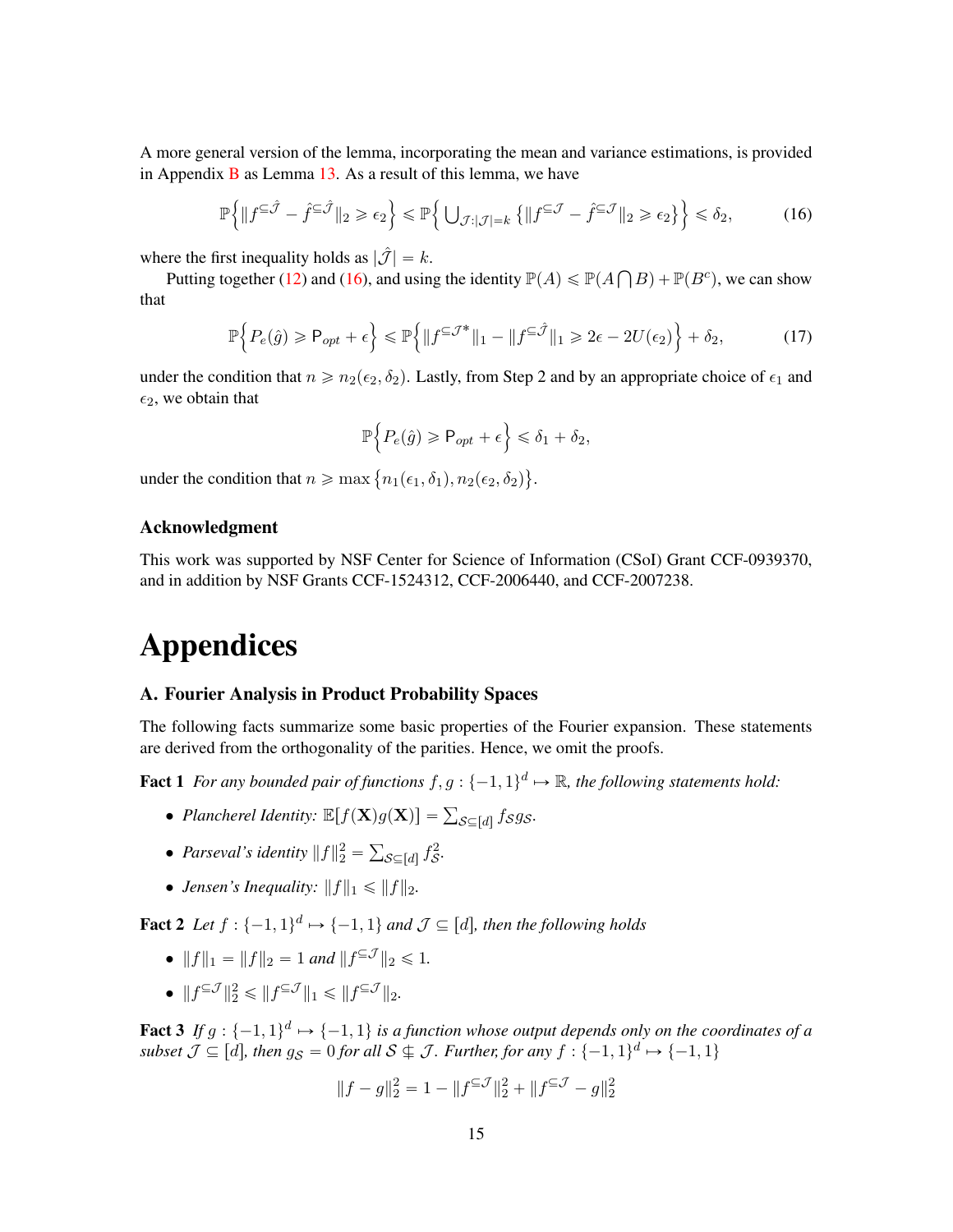A more general version of the lemma, incorporating the mean and variance estimations, is provided in Appendix B as Lemma 13. As a result of this lemma, we have

$$\mathbb{P}\Big\{\|f^{\subseteq\hat{\mathcal{J}}} - \hat{f}^{\subseteq\hat{\mathcal{J}}}\|_2 \geqslant \epsilon_2\Big\} \leqslant \mathbb{P}\Big\{\bigcup_{\mathcal{J}:|\mathcal{J}|=k} \big\{\|f^{\subseteq\mathcal{J}} - \hat{f}^{\subseteq\mathcal{J}}\|_2 \geqslant \epsilon_2\big\}\Big\} \leqslant \delta_2, \tag{16}$$

where the first inequality holds as $|\hat{\mathcal{J}}| = k$.

Putting together (12) and (16), and using the identity $\mathbb{P}(A) \leqslant \mathbb{P}(A \bigcap B) + \mathbb{P}(B^c)$, we can show that

$$\mathbb{P}\Big\{P_e(\hat{g}) \geqslant \mathsf{P}_{opt} + \epsilon\Big\} \leqslant \mathbb{P}\Big\{\|f^{\subseteq\mathcal{J}^*}\|_1 - \|f^{\subseteq\hat{\mathcal{J}}}\|_1 \geqslant 2\epsilon - 2U(\epsilon_2)\Big\} + \delta_2, \tag{17}$$

under the condition that $n \geqslant n_2(\epsilon_2, \delta_2)$. Lastly, from Step 2 and by an appropriate choice of $\epsilon_1$ and $\epsilon_2$, we obtain that

$$\mathbb{P}\Big\{P_e(\hat{g}) \geqslant \mathsf{P}_{opt} + \epsilon\Big\} \leqslant \delta_1 + \delta_2,$$

under the condition that $n \geqslant \max\big\{n_1(\epsilon_1, \delta_1), n_2(\epsilon_2, \delta_2)\big\}$.

### Acknowledgment

This work was supported by NSF Center for Science of Information (CSoI) Grant CCF-0939370, and in addition by NSF Grants CCF-1524312, CCF-2006440, and CCF-2007238.

# Appendices

### A. Fourier Analysis in Product Probability Spaces

The following facts summarize some basic properties of the Fourier expansion. These statements are derived from the orthogonality of the parities. Hence, we omit the proofs.

**Fact 1** *For any bounded pair of functions $f, g : \{-1,1\}^d \mapsto \mathbb{R}$, the following statements hold:*

- *Plancherel Identity:* $\mathbb{E}[f(\mathbf{X})g(\mathbf{X})] = \sum_{\mathcal{S}\subseteq[d]} f_{\mathcal{S}} g_{\mathcal{S}}$.
- *Parseval's identity* $\|f\|_2^2 = \sum_{\mathcal{S}\subseteq[d]} f_{\mathcal{S}}^2$.
- *Jensen's Inequality:* $\|f\|_1 \leqslant \|f\|_2$.

**Fact 2** *Let $f : \{-1,1\}^d \mapsto \{-1,1\}$ and $\mathcal{J} \subseteq [d]$, then the following holds*

- $\|f\|_1 = \|f\|_2 = 1$ *and* $\|f^{\subseteq\mathcal{J}}\|_2 \leqslant 1$.
- $\|f^{\subseteq\mathcal{J}}\|_2^2 \leqslant \|f^{\subseteq\mathcal{J}}\|_1 \leqslant \|f^{\subseteq\mathcal{J}}\|_2$.

**Fact 3** *If $g : \{-1,1\}^d \mapsto \{-1,1\}$ is a function whose output depends only on the coordinates of a subset $\mathcal{J} \subseteq [d]$, then $g_{\mathcal{S}} = 0$ for all $\mathcal{S} \nsubseteq \mathcal{J}$. Further, for any $f : \{-1,1\}^d \mapsto \{-1,1\}$*

$$\|f - g\|_2^2 = 1 - \|f^{\subseteq\mathcal{J}}\|_2^2 + \|f^{\subseteq\mathcal{J}} - g\|_2^2$$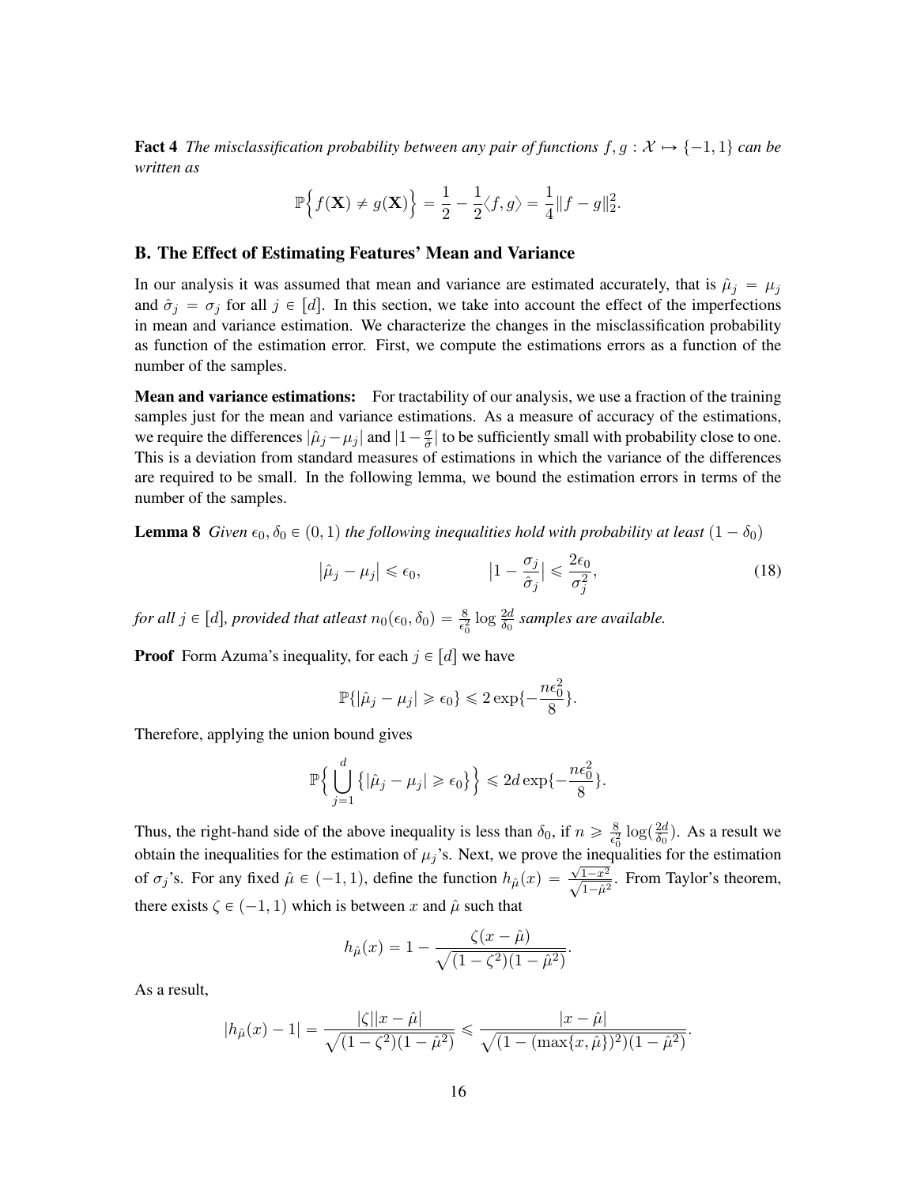**Fact 4** *The misclassification probability between any pair of functions $f, g : \mathcal{X} \mapsto \{-1, 1\}$ can be written as*

$$\mathbb{P}\Big\{f(\mathbf{X}) \neq g(\mathbf{X})\Big\} = \frac{1}{2} - \frac{1}{2}\langle f, g\rangle = \frac{1}{4}\|f - g\|_2^2.$$

## B. The Effect of Estimating Features' Mean and Variance

In our analysis it was assumed that mean and variance are estimated accurately, that is $\hat{\mu}_j = \mu_j$ and $\hat{\sigma}_j = \sigma_j$ for all $j \in [d]$. In this section, we take into account the effect of the imperfections in mean and variance estimation. We characterize the changes in the misclassification probability as function of the estimation error. First, we compute the estimations errors as a function of the number of the samples.

**Mean and variance estimations:** For tractability of our analysis, we use a fraction of the training samples just for the mean and variance estimations. As a measure of accuracy of the estimations, we require the differences $|\hat{\mu}_j - \mu_j|$ and $|1 - \frac{\sigma}{\hat{\sigma}}|$ to be sufficiently small with probability close to one. This is a deviation from standard measures of estimations in which the variance of the differences are required to be small. In the following lemma, we bound the estimation errors in terms of the number of the samples.

**Lemma 8** *Given $\epsilon_0, \delta_0 \in (0, 1)$ the following inequalities hold with probability at least $(1 - \delta_0)$*

$$\big|\hat{\mu}_j - \mu_j\big| \leqslant \epsilon_0, \qquad \big|1 - \frac{\sigma_j}{\hat{\sigma}_j}\big| \leqslant \frac{2\epsilon_0}{\sigma_j^2}, \tag{18}$$

*for all $j \in [d]$, provided that atleast $n_0(\epsilon_0, \delta_0) = \frac{8}{\epsilon_0^2}\log\frac{2d}{\delta_0}$ samples are available.*

**Proof** Form Azuma's inequality, for each $j \in [d]$ we have

$$\mathbb{P}\{|\hat{\mu}_j - \mu_j| \geqslant \epsilon_0\} \leqslant 2\exp\{-\frac{n\epsilon_0^2}{8}\}.$$

Therefore, applying the union bound gives

$$\mathbb{P}\Big\{\bigcup_{j=1}^{d}\big\{|\hat{\mu}_j - \mu_j| \geqslant \epsilon_0\big\}\Big\} \leqslant 2d\exp\{-\frac{n\epsilon_0^2}{8}\}.$$

Thus, the right-hand side of the above inequality is less than $\delta_0$, if $n \geqslant \frac{8}{\epsilon_0^2}\log(\frac{2d}{\delta_0})$. As a result we obtain the inequalities for the estimation of $\mu_j$'s. Next, we prove the inequalities for the estimation of $\sigma_j$'s. For any fixed $\hat{\mu} \in (-1, 1)$, define the function $h_{\hat{\mu}}(x) = \frac{\sqrt{1-x^2}}{\sqrt{1-\hat{\mu}^2}}$. From Taylor's theorem, there exists $\zeta \in (-1, 1)$ which is between $x$ and $\hat{\mu}$ such that

$$h_{\hat{\mu}}(x) = 1 - \frac{\zeta(x - \hat{\mu})}{\sqrt{(1-\zeta^2)(1-\hat{\mu}^2)}}.$$

As a result,

$$|h_{\hat{\mu}}(x) - 1| = \frac{|\zeta||x - \hat{\mu}|}{\sqrt{(1-\zeta^2)(1-\hat{\mu}^2)}} \leqslant \frac{|x - \hat{\mu}|}{\sqrt{(1-(\max\{x, \hat{\mu}\})^2)(1-\hat{\mu}^2)}}.$$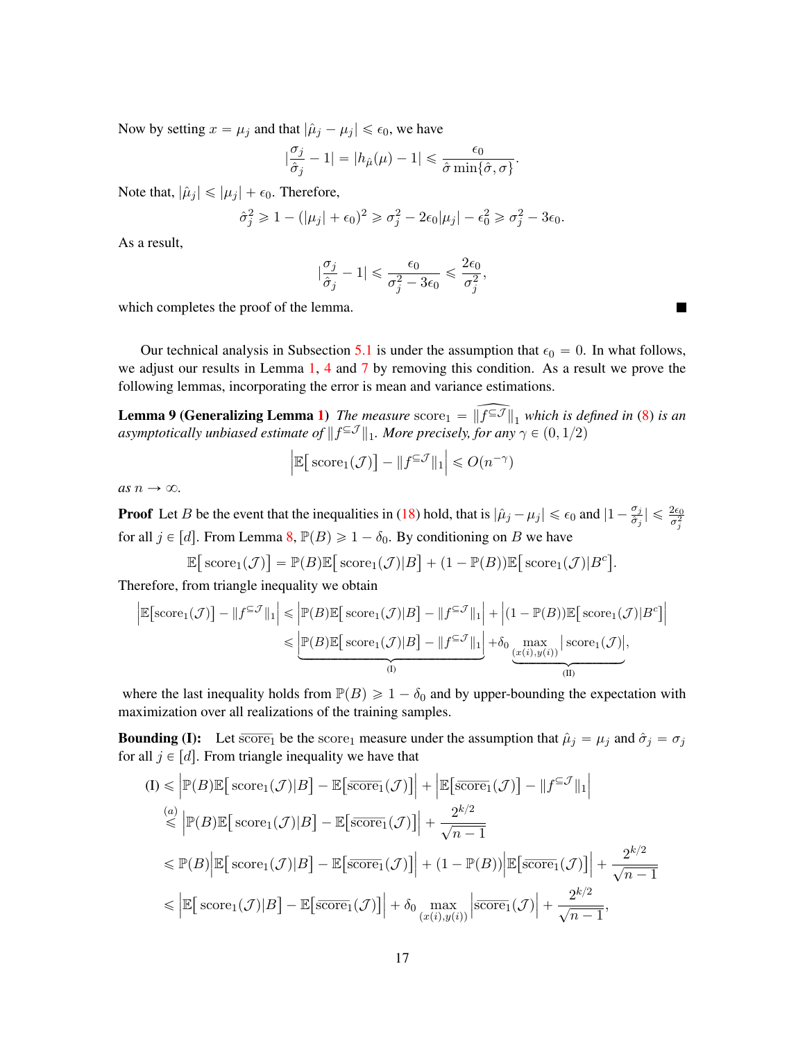Now by setting $x = \mu_j$ and that $|\hat{\mu}_j - \mu_j| \leqslant \epsilon_0$, we have

$$|\frac{\sigma_j}{\hat{\sigma}_j} - 1| = |h_{\hat{\mu}}(\mu) - 1| \leqslant \frac{\epsilon_0}{\hat{\sigma}\min\{\hat{\sigma}, \sigma\}}.$$

Note that, $|\hat{\mu}_j| \leqslant |\mu_j| + \epsilon_0$. Therefore,

$$\hat{\sigma}_j^2 \geqslant 1 - (|\mu_j| + \epsilon_0)^2 \geqslant \sigma_j^2 - 2\epsilon_0|\mu_j| - \epsilon_0^2 \geqslant \sigma_j^2 - 3\epsilon_0.$$

As a result,

$$|\frac{\sigma_j}{\hat{\sigma}_j} - 1| \leqslant \frac{\epsilon_0}{\sigma_j^2 - 3\epsilon_0} \leqslant \frac{2\epsilon_0}{\sigma_j^2},$$

which completes the proof of the lemma. ■

Our technical analysis in Subsection 5.1 is under the assumption that $\epsilon_0 = 0$. In what follows, we adjust our results in Lemma 1, 4 and 7 by removing this condition. As a result we prove the following lemmas, incorporating the error is mean and variance estimations.

**Lemma 9 (Generalizing Lemma 1)** *The measure* $\text{score}_1 = \widehat{\|f^{\subseteq \mathcal{J}}\|_1}$ *which is defined in (8) is an asymptotically unbiased estimate of* $\|f^{\subseteq \mathcal{J}}\|_1$*. More precisely, for any* $\gamma \in (0, 1/2)$

$$\left|\mathbb{E}\big[\,\text{score}_1(\mathcal{J})\big] - \|f^{\subseteq \mathcal{J}}\|_1\right| \leqslant O(n^{-\gamma})$$

*as* $n \to \infty$.

**Proof** Let $B$ be the event that the inequalities in (18) hold, that is $|\hat{\mu}_j - \mu_j| \leqslant \epsilon_0$ and $|1 - \frac{\sigma_j}{\hat{\sigma}_j}| \leqslant \frac{2\epsilon_0}{\sigma_j^2}$ for all $j \in [d]$. From Lemma 8, $\mathbb{P}(B) \geqslant 1 - \delta_0$. By conditioning on $B$ we have

$$\mathbb{E}\big[\,\text{score}_1(\mathcal{J})\big] = \mathbb{P}(B)\mathbb{E}\big[\,\text{score}_1(\mathcal{J})|B\big] + (1 - \mathbb{P}(B))\mathbb{E}\big[\,\text{score}_1(\mathcal{J})|B^c\big].$$

Therefore, from triangle inequality we obtain

$$\begin{aligned}
\left|\mathbb{E}\big[\text{score}_1(\mathcal{J})\big] - \|f^{\subseteq \mathcal{J}}\|_1\right| &\leqslant \left|\mathbb{P}(B)\mathbb{E}\big[\,\text{score}_1(\mathcal{J})|B\big] - \|f^{\subseteq \mathcal{J}}\|_1\right| + \left|(1 - \mathbb{P}(B))\mathbb{E}\big[\,\text{score}_1(\mathcal{J})|B^c\big]\right| \\
&\leqslant \underbrace{\left|\mathbb{P}(B)\mathbb{E}\big[\,\text{score}_1(\mathcal{J})|B\big] - \|f^{\subseteq \mathcal{J}}\|_1\right|}_{\text{(I)}} + \underbrace{\delta_0 \max_{(x(i), y(i))} \left|\,\text{score}_1(\mathcal{J})\right|}_{\text{(II)}},
\end{aligned}$$

where the last inequality holds from $\mathbb{P}(B) \geqslant 1 - \delta_0$ and by upper-bounding the expectation with maximization over all realizations of the training samples.

**Bounding (I):** Let $\overline{\text{score}_1}$ be the $\text{score}_1$ measure under the assumption that $\hat{\mu}_j = \mu_j$ and $\hat{\sigma}_j = \sigma_j$ for all $j \in [d]$. From triangle inequality we have that

$$\begin{aligned}
\text{(I)} &\leqslant \left|\mathbb{P}(B)\mathbb{E}\big[\,\text{score}_1(\mathcal{J})|B\big] - \mathbb{E}\big[\overline{\text{score}_1}(\mathcal{J})\big]\right| + \left|\mathbb{E}\big[\overline{\text{score}_1}(\mathcal{J})\big] - \|f^{\subseteq \mathcal{J}}\|_1\right| \\
&\overset{(a)}{\leqslant} \left|\mathbb{P}(B)\mathbb{E}\big[\,\text{score}_1(\mathcal{J})|B\big] - \mathbb{E}\big[\overline{\text{score}_1}(\mathcal{J})\big]\right| + \frac{2^{k/2}}{\sqrt{n-1}} \\
&\leqslant \mathbb{P}(B)\left|\mathbb{E}\big[\,\text{score}_1(\mathcal{J})|B\big] - \mathbb{E}\big[\overline{\text{score}_1}(\mathcal{J})\big]\right| + (1 - \mathbb{P}(B))\left|\mathbb{E}\big[\overline{\text{score}_1}(\mathcal{J})\big]\right| + \frac{2^{k/2}}{\sqrt{n-1}} \\
&\leqslant \left|\mathbb{E}\big[\,\text{score}_1(\mathcal{J})|B\big] - \mathbb{E}\big[\overline{\text{score}_1}(\mathcal{J})\big]\right| + \delta_0 \max_{(x(i), y(i))} \left|\overline{\text{score}_1}(\mathcal{J})\right| + \frac{2^{k/2}}{\sqrt{n-1}},
\end{aligned}$$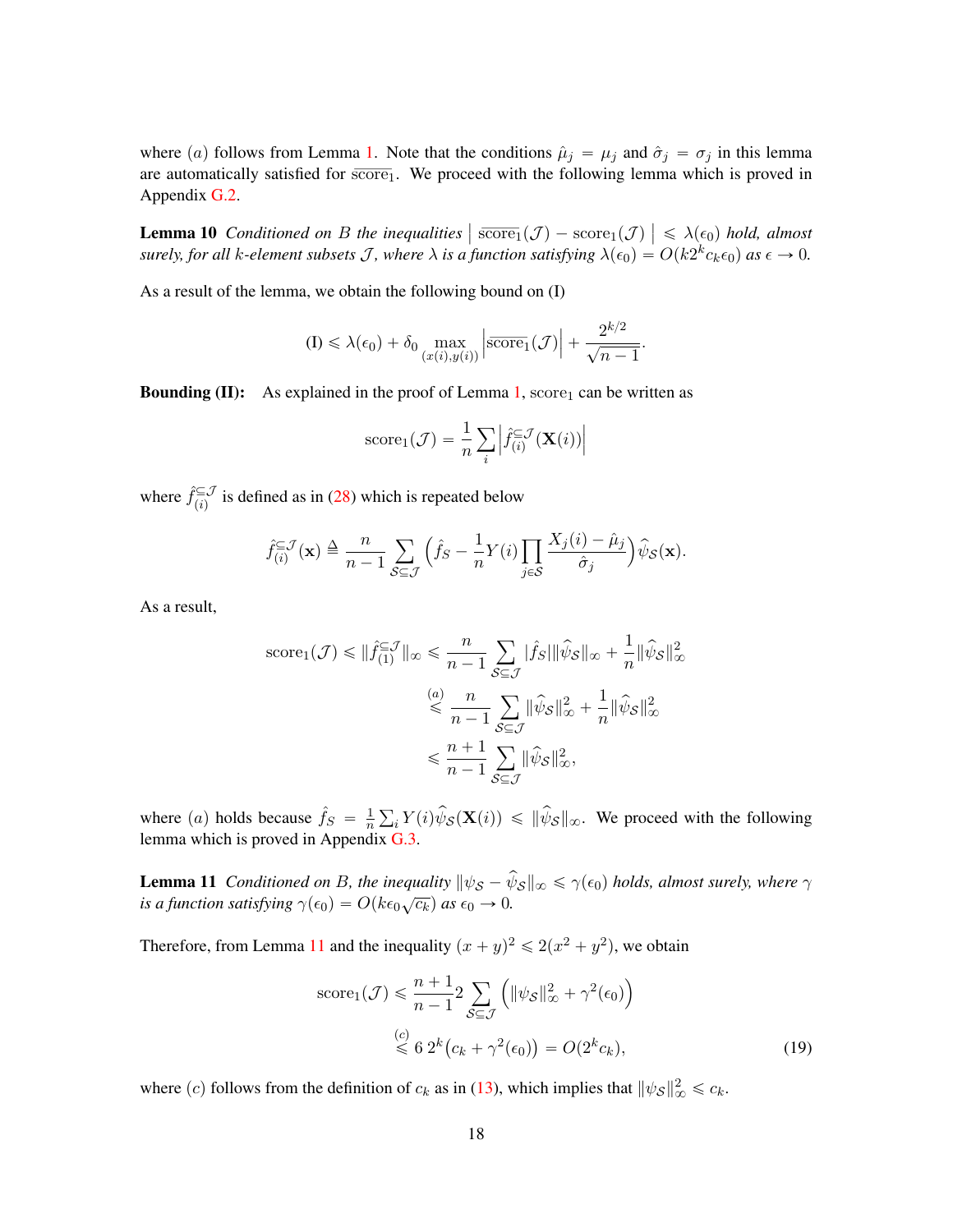where $(a)$ follows from Lemma 1. Note that the conditions $\hat{\mu}_j = \mu_j$ and $\hat{\sigma}_j = \sigma_j$ in this lemma are automatically satisfied for $\overline{\text{score}_1}$. We proceed with the following lemma which is proved in Appendix G.2.

**Lemma 10** *Conditioned on $B$ the inequalities $\left| \overline{\text{score}_1}(\mathcal{J}) - \text{score}_1(\mathcal{J}) \right| \leqslant \lambda(\epsilon_0)$ hold, almost surely, for all $k$-element subsets $\mathcal{J}$, where $\lambda$ is a function satisfying $\lambda(\epsilon_0) = O(k2^k c_k \epsilon_0)$ as $\epsilon \to 0$.*

As a result of the lemma, we obtain the following bound on (I)

$$\text{(I)} \leqslant \lambda(\epsilon_0) + \delta_0 \max_{(x(i),y(i))} \left| \overline{\text{score}_1}(\mathcal{J}) \right| + \frac{2^{k/2}}{\sqrt{n-1}}.$$

**Bounding (II):** As explained in the proof of Lemma 1, $\text{score}_1$ can be written as

$$\text{score}_1(\mathcal{J}) = \frac{1}{n} \sum_i \left| \hat{f}_{(i)}^{\subseteq \mathcal{J}}(\mathbf{X}(i)) \right|$$

where $\hat{f}_{(i)}^{\subseteq \mathcal{J}}$ is defined as in (28) which is repeated below

$$\hat{f}_{(i)}^{\subseteq \mathcal{J}}(\mathbf{x}) \triangleq \frac{n}{n-1} \sum_{\mathcal{S} \subseteq \mathcal{J}} \Big( \hat{f}_S - \frac{1}{n} Y(i) \prod_{j \in \mathcal{S}} \frac{X_j(i) - \hat{\mu}_j}{\hat{\sigma}_j} \Big) \widehat{\psi}_{\mathcal{S}}(\mathbf{x}).$$

As a result,

$$\begin{aligned}
\text{score}_1(\mathcal{J}) \leqslant \|\hat{f}_{(1)}^{\subseteq \mathcal{J}}\|_\infty &\leqslant \frac{n}{n-1} \sum_{\mathcal{S} \subseteq \mathcal{J}} |\hat{f}_S| \|\widehat{\psi}_{\mathcal{S}}\|_\infty + \frac{1}{n} \|\widehat{\psi}_{\mathcal{S}}\|_\infty^2 \\
&\overset{(a)}{\leqslant} \frac{n}{n-1} \sum_{\mathcal{S} \subseteq \mathcal{J}} \|\widehat{\psi}_{\mathcal{S}}\|_\infty^2 + \frac{1}{n} \|\widehat{\psi}_{\mathcal{S}}\|_\infty^2 \\
&\leqslant \frac{n+1}{n-1} \sum_{\mathcal{S} \subseteq \mathcal{J}} \|\widehat{\psi}_{\mathcal{S}}\|_\infty^2,
\end{aligned}$$

where $(a)$ holds because $\hat{f}_S = \frac{1}{n} \sum_i Y(i) \widehat{\psi}_{\mathcal{S}}(\mathbf{X}(i)) \leqslant \|\widehat{\psi}_{\mathcal{S}}\|_\infty$. We proceed with the following lemma which is proved in Appendix G.3.

**Lemma 11** *Conditioned on $B$, the inequality $\|\psi_{\mathcal{S}} - \widehat{\psi}_{\mathcal{S}}\|_\infty \leqslant \gamma(\epsilon_0)$ holds, almost surely, where $\gamma$ is a function satisfying $\gamma(\epsilon_0) = O(k\epsilon_0 \sqrt{c_k})$ as $\epsilon_0 \to 0$.*

Therefore, from Lemma 11 and the inequality $(x+y)^2 \leqslant 2(x^2 + y^2)$, we obtain

$$\begin{aligned}
\text{score}_1(\mathcal{J}) &\leqslant \frac{n+1}{n-1} 2 \sum_{\mathcal{S} \subseteq \mathcal{J}} \Big( \|\psi_{\mathcal{S}}\|_\infty^2 + \gamma^2(\epsilon_0) \Big) \\
&\overset{(c)}{\leqslant} 6 \; 2^k \big( c_k + \gamma^2(\epsilon_0) \big) = O(2^k c_k),
\end{aligned} \tag{19}$$

where $(c)$ follows from the definition of $c_k$ as in (13), which implies that $\|\psi_{\mathcal{S}}\|_\infty^2 \leqslant c_k$.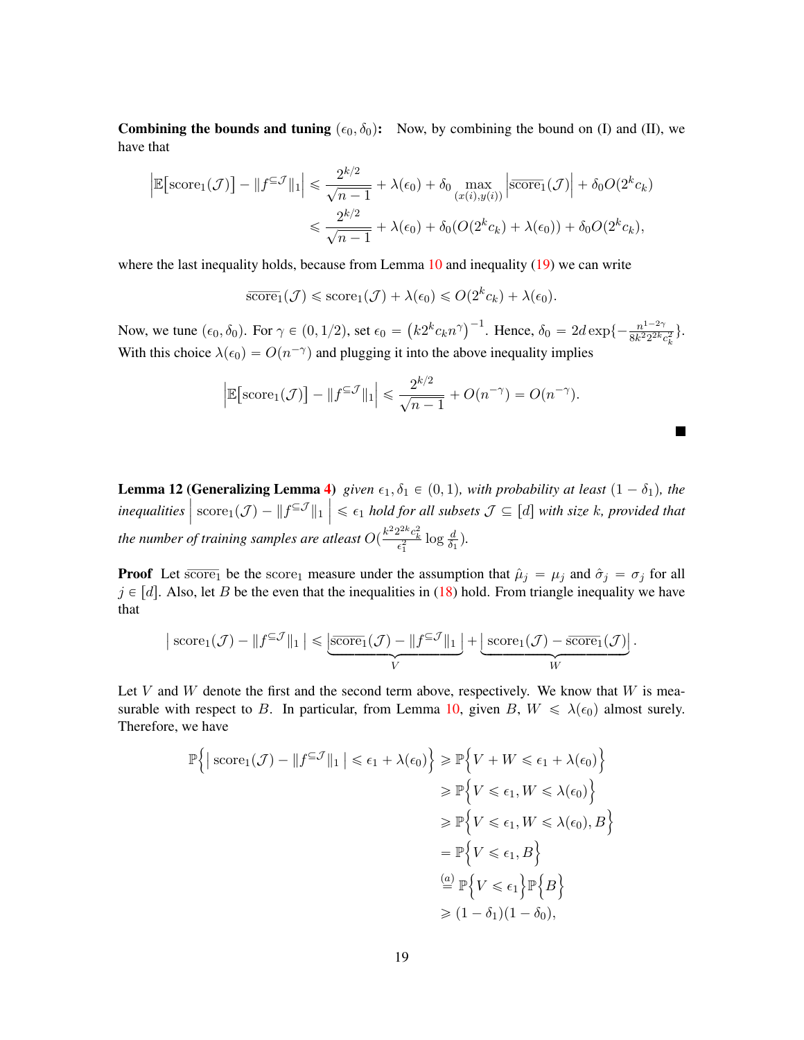**Combining the bounds and tuning $(\epsilon_0, \delta_0)$:** Now, by combining the bound on (I) and (II), we have that

$$
\begin{aligned}
\left|\mathbb{E}\big[\mathrm{score}_1(\mathcal{J})\big] - \|f^{\subseteq \mathcal{J}}\|_1\right| &\leqslant \frac{2^{k/2}}{\sqrt{n-1}} + \lambda(\epsilon_0) + \delta_0 \max_{(x(i),y(i))} \left|\overline{\mathrm{score}_1}(\mathcal{J})\right| + \delta_0 O(2^k c_k) \\
&\leqslant \frac{2^{k/2}}{\sqrt{n-1}} + \lambda(\epsilon_0) + \delta_0 (O(2^k c_k) + \lambda(\epsilon_0)) + \delta_0 O(2^k c_k),
\end{aligned}
$$

where the last inequality holds, because from Lemma 10 and inequality (19) we can write

$$
\overline{\mathrm{score}_1}(\mathcal{J}) \leqslant \mathrm{score}_1(\mathcal{J}) + \lambda(\epsilon_0) \leqslant O(2^k c_k) + \lambda(\epsilon_0).
$$

Now, we tune $(\epsilon_0, \delta_0)$. For $\gamma \in (0, 1/2)$, set $\epsilon_0 = \left(k 2^k c_k n^{\gamma}\right)^{-1}$. Hence, $\delta_0 = 2d \exp\{-\frac{n^{1-2\gamma}}{8k^2 2^{2k} c_k^2}\}$. With this choice $\lambda(\epsilon_0) = O(n^{-\gamma})$ and plugging it into the above inequality implies

$$
\left|\mathbb{E}\big[\mathrm{score}_1(\mathcal{J})\big] - \|f^{\subseteq \mathcal{J}}\|_1\right| \leqslant \frac{2^{k/2}}{\sqrt{n-1}} + O(n^{-\gamma}) = O(n^{-\gamma}).
$$

■

**Lemma 12 (Generalizing Lemma 4)** *given $\epsilon_1, \delta_1 \in (0,1)$, with probability at least $(1 - \delta_1)$, the inequalities $\left| \mathrm{score}_1(\mathcal{J}) - \|f^{\subseteq \mathcal{J}}\|_1 \right| \leqslant \epsilon_1$ hold for all subsets $\mathcal{J} \subseteq [d]$ with size $k$, provided that the number of training samples are atleast $O(\frac{k^2 2^{2k} c_k^2}{\epsilon_1^2} \log \frac{d}{\delta_1})$.*

**Proof** Let $\overline{\mathrm{score}_1}$ be the $\mathrm{score}_1$ measure under the assumption that $\hat{\mu}_j = \mu_j$ and $\hat{\sigma}_j = \sigma_j$ for all $j \in [d]$. Also, let $B$ be the even that the inequalities in (18) hold. From triangle inequality we have that

$$
\left| \mathrm{score}_1(\mathcal{J}) - \|f^{\subseteq \mathcal{J}}\|_1 \right| \leqslant \underbrace{\left|\overline{\mathrm{score}_1}(\mathcal{J}) - \|f^{\subseteq \mathcal{J}}\|_1\right|}_{V} + \underbrace{\left| \mathrm{score}_1(\mathcal{J}) - \overline{\mathrm{score}_1}(\mathcal{J})\right|}_{W}.
$$

Let $V$ and $W$ denote the first and the second term above, respectively. We know that $W$ is measurable with respect to $B$. In particular, from Lemma 10, given $B$, $W \leqslant \lambda(\epsilon_0)$ almost surely. Therefore, we have

$$
\begin{aligned}
\mathbb{P}\Big\{\left| \mathrm{score}_1(\mathcal{J}) - \|f^{\subseteq \mathcal{J}}\|_1 \right| \leqslant \epsilon_1 + \lambda(\epsilon_0)\Big\} &\geqslant \mathbb{P}\Big\{V + W \leqslant \epsilon_1 + \lambda(\epsilon_0)\Big\} \\
&\geqslant \mathbb{P}\Big\{V \leqslant \epsilon_1, W \leqslant \lambda(\epsilon_0)\Big\} \\
&\geqslant \mathbb{P}\Big\{V \leqslant \epsilon_1, W \leqslant \lambda(\epsilon_0), B\Big\} \\
&= \mathbb{P}\Big\{V \leqslant \epsilon_1, B\Big\} \\
&\overset{(a)}{=} \mathbb{P}\Big\{V \leqslant \epsilon_1\Big\}\mathbb{P}\Big\{B\Big\} \\
&\geqslant (1 - \delta_1)(1 - \delta_0),
\end{aligned}
$$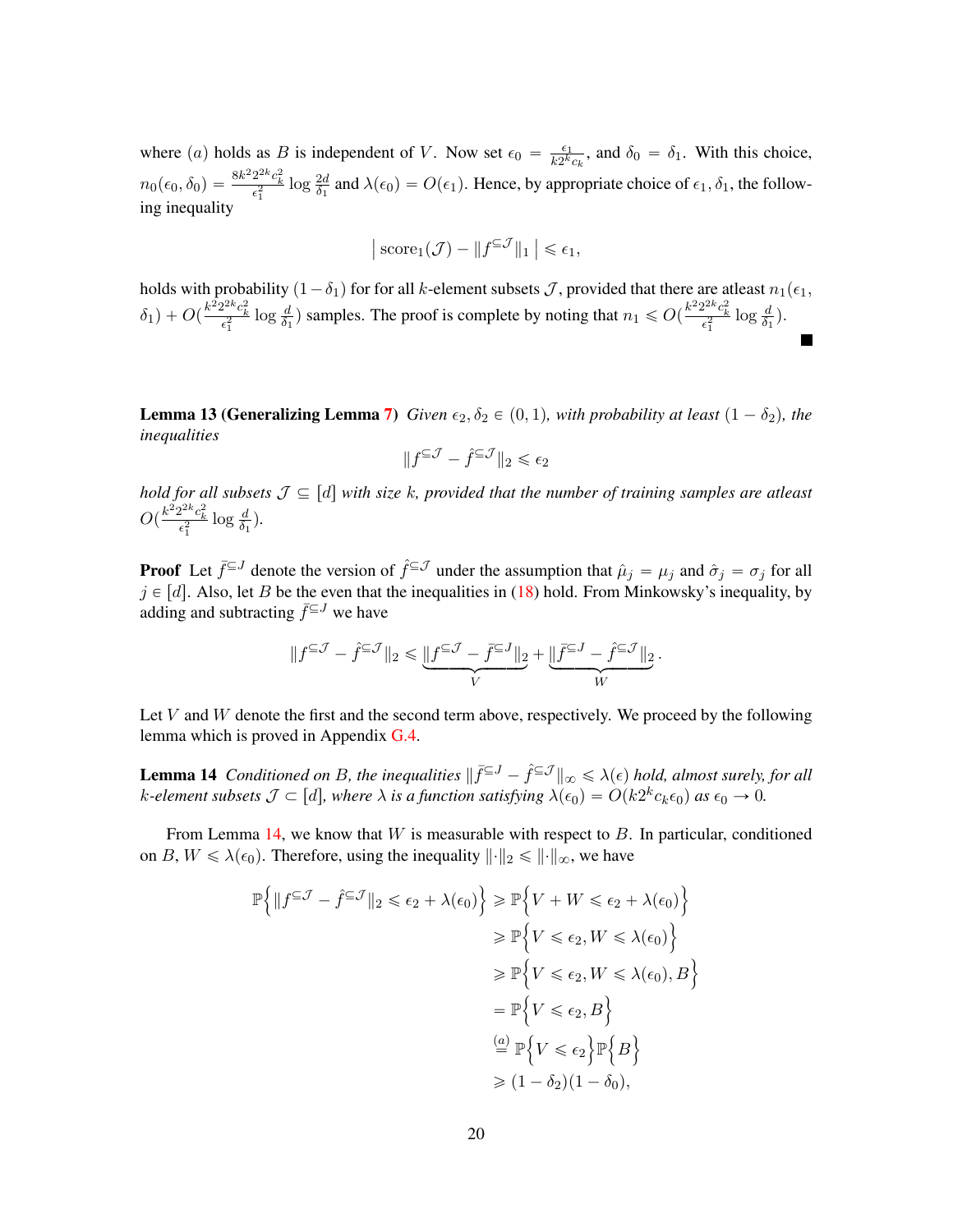where $(a)$ holds as $B$ is independent of $V$. Now set $\epsilon_0 = \frac{\epsilon_1}{k2^k c_k}$, and $\delta_0 = \delta_1$. With this choice, $n_0(\epsilon_0, \delta_0) = \frac{8k^2 2^{2k} c_k^2}{\epsilon_1^2} \log \frac{2d}{\delta_1}$ and $\lambda(\epsilon_0) = O(\epsilon_1)$. Hence, by appropriate choice of $\epsilon_1, \delta_1$, the following inequality

$$\left| \, \text{score}_1(\mathcal{J}) - \|f^{\subseteq \mathcal{J}}\|_1 \, \right| \leqslant \epsilon_1,$$

holds with probability $(1-\delta_1)$ for for all $k$-element subsets $\mathcal{J}$, provided that there are atleast $n_1(\epsilon_1, \delta_1) + O(\frac{k^2 2^{2k} c_k^2}{\epsilon_1^2} \log \frac{d}{\delta_1})$ samples. The proof is complete by noting that $n_1 \leqslant O(\frac{k^2 2^{2k} c_k^2}{\epsilon_1^2} \log \frac{d}{\delta_1})$. ∎

**Lemma 13 (Generalizing Lemma 7)** *Given $\epsilon_2, \delta_2 \in (0,1)$, with probability at least $(1-\delta_2)$, the inequalities*

$$\|f^{\subseteq \mathcal{J}} - \hat{f}^{\subseteq \mathcal{J}}\|_2 \leqslant \epsilon_2$$

*hold for all subsets $\mathcal{J} \subseteq [d]$ with size $k$, provided that the number of training samples are atleast $O(\frac{k^2 2^{2k} c_k^2}{\epsilon_1^2} \log \frac{d}{\delta_1})$.*

**Proof** Let $\bar{f}^{\subseteq J}$ denote the version of $\hat{f}^{\subseteq \mathcal{J}}$ under the assumption that $\hat{\mu}_j = \mu_j$ and $\hat{\sigma}_j = \sigma_j$ for all $j \in [d]$. Also, let $B$ be the even that the inequalities in (18) hold. From Minkowsky's inequality, by adding and subtracting $\bar{f}^{\subseteq J}$ we have

$$\|f^{\subseteq \mathcal{J}} - \hat{f}^{\subseteq \mathcal{J}}\|_2 \leqslant \underbrace{\|f^{\subseteq \mathcal{J}} - \bar{f}^{\subseteq J}\|_2}_{V} + \underbrace{\|\bar{f}^{\subseteq J} - \hat{f}^{\subseteq \mathcal{J}}\|_2}_{W}.$$

Let $V$ and $W$ denote the first and the second term above, respectively. We proceed by the following lemma which is proved in Appendix G.4.

**Lemma 14** *Conditioned on $B$, the inequalities $\|\bar{f}^{\subseteq J} - \hat{f}^{\subseteq \mathcal{J}}\|_\infty \leqslant \lambda(\epsilon)$ hold, almost surely, for all $k$-element subsets $\mathcal{J} \subset [d]$, where $\lambda$ is a function satisfying $\lambda(\epsilon_0) = O(k2^k c_k \epsilon_0)$ as $\epsilon_0 \to 0$.*

From Lemma 14, we know that $W$ is measurable with respect to $B$. In particular, conditioned on $B$, $W \leqslant \lambda(\epsilon_0)$. Therefore, using the inequality $\|\cdot\|_2 \leqslant \|\cdot\|_\infty$, we have

$$\begin{aligned}
\mathbb{P}\Big\{ \|f^{\subseteq \mathcal{J}} - \hat{f}^{\subseteq \mathcal{J}}\|_2 \leqslant \epsilon_2 + \lambda(\epsilon_0) \Big\} &\geqslant \mathbb{P}\Big\{ V + W \leqslant \epsilon_2 + \lambda(\epsilon_0) \Big\} \\
&\geqslant \mathbb{P}\Big\{ V \leqslant \epsilon_2, W \leqslant \lambda(\epsilon_0) \Big\} \\
&\geqslant \mathbb{P}\Big\{ V \leqslant \epsilon_2, W \leqslant \lambda(\epsilon_0), B \Big\} \\
&= \mathbb{P}\Big\{ V \leqslant \epsilon_2, B \Big\} \\
&\overset{(a)}{=} \mathbb{P}\Big\{ V \leqslant \epsilon_2 \Big\} \mathbb{P}\Big\{ B \Big\} \\
&\geqslant (1-\delta_2)(1-\delta_0),
\end{aligned}$$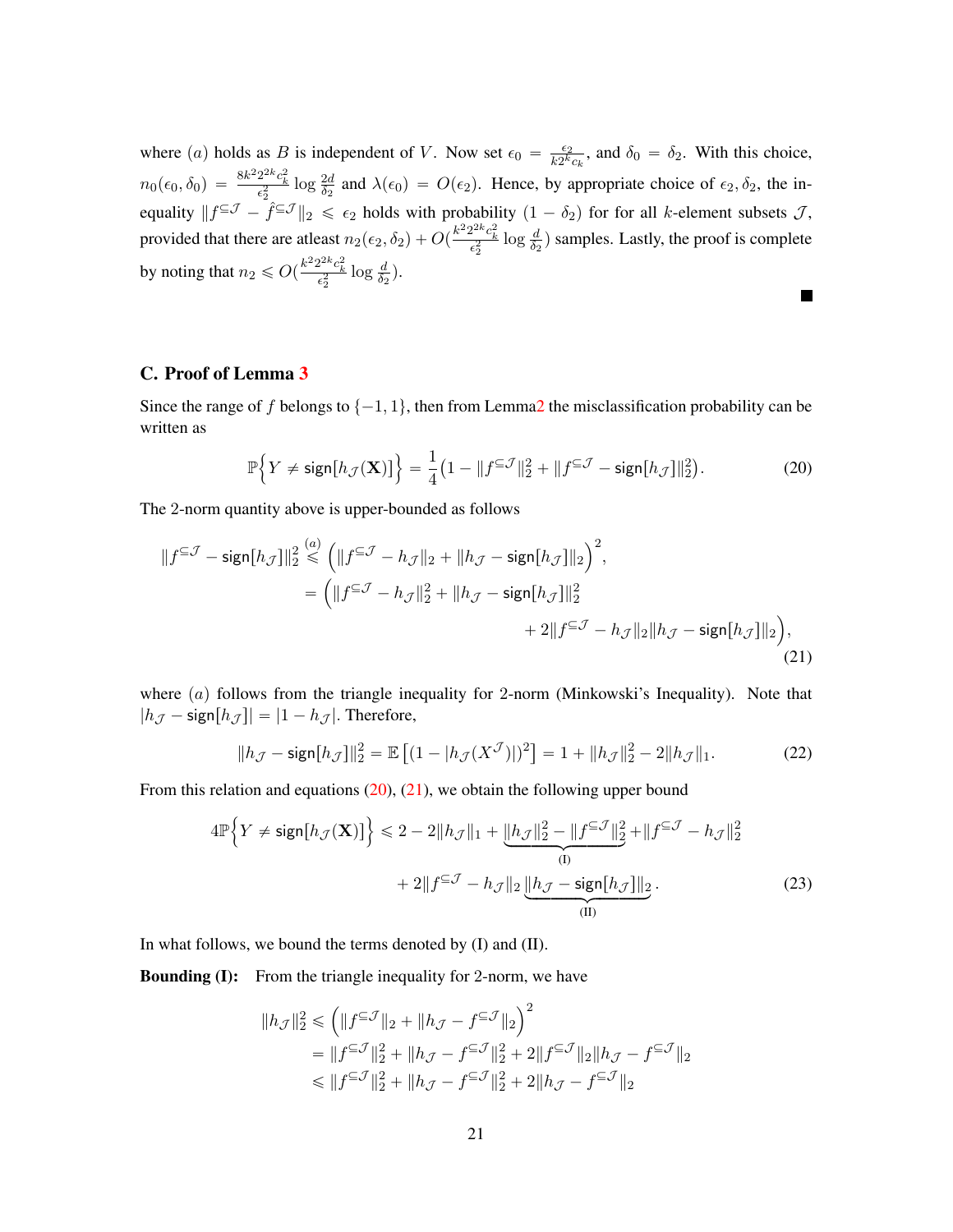where $(a)$ holds as $B$ is independent of $V$. Now set $\epsilon_0 = \frac{\epsilon_2}{k2^k c_k}$, and $\delta_0 = \delta_2$. With this choice, $n_0(\epsilon_0, \delta_0) = \frac{8k^2 2^{2k} c_k^2}{\epsilon_2^2} \log \frac{2d}{\delta_2}$ and $\lambda(\epsilon_0) = O(\epsilon_2)$. Hence, by appropriate choice of $\epsilon_2, \delta_2$, the inequality $\|f^{\subseteq \mathcal{J}} - \hat{f}^{\subseteq \mathcal{J}}\|_2 \leqslant \epsilon_2$ holds with probability $(1-\delta_2)$ for for all $k$-element subsets $\mathcal{J}$, provided that there are atleast $n_2(\epsilon_2, \delta_2) + O(\frac{k^2 2^{2k} c_k^2}{\epsilon_2^2} \log \frac{d}{\delta_2})$ samples. Lastly, the proof is complete by noting that $n_2 \leqslant O(\frac{k^2 2^{2k} c_k^2}{\epsilon_2^2} \log \frac{d}{\delta_2})$.

■

## C. Proof of Lemma 3

Since the range of $f$ belongs to $\{-1, 1\}$, then from Lemma2 the misclassification probability can be written as

$$\mathbb{P}\Big\{Y \neq \mathsf{sign}[h_{\mathcal{J}}(\mathbf{X})]\Big\} = \frac{1}{4}\big(1 - \|f^{\subseteq \mathcal{J}}\|_2^2 + \|f^{\subseteq \mathcal{J}} - \mathsf{sign}[h_{\mathcal{J}}]\|_2^2\big). \tag{20}$$

The 2-norm quantity above is upper-bounded as follows

$$\begin{aligned}
\|f^{\subseteq \mathcal{J}} - \mathsf{sign}[h_{\mathcal{J}}]\|_2^2 &\overset{(a)}{\leqslant} \Big(\|f^{\subseteq \mathcal{J}} - h_{\mathcal{J}}\|_2 + \|h_{\mathcal{J}} - \mathsf{sign}[h_{\mathcal{J}}]\|_2\Big)^2, \\
&= \Big(\|f^{\subseteq \mathcal{J}} - h_{\mathcal{J}}\|_2^2 + \|h_{\mathcal{J}} - \mathsf{sign}[h_{\mathcal{J}}]\|_2^2 \\
&\qquad + 2\|f^{\subseteq \mathcal{J}} - h_{\mathcal{J}}\|_2 \|h_{\mathcal{J}} - \mathsf{sign}[h_{\mathcal{J}}]\|_2\Big),
\end{aligned} \tag{21}$$

where $(a)$ follows from the triangle inequality for 2-norm (Minkowski's Inequality). Note that $|h_{\mathcal{J}} - \mathsf{sign}[h_{\mathcal{J}}]| = |1 - h_{\mathcal{J}}|$. Therefore,

$$\|h_{\mathcal{J}} - \mathsf{sign}[h_{\mathcal{J}}]\|_2^2 = \mathbb{E}\left[(1 - |h_{\mathcal{J}}(X^{\mathcal{J}})|)^2\right] = 1 + \|h_{\mathcal{J}}\|_2^2 - 2\|h_{\mathcal{J}}\|_1. \tag{22}$$

From this relation and equations (20), (21), we obtain the following upper bound

$$\begin{aligned}
4\mathbb{P}\Big\{Y \neq \mathsf{sign}[h_{\mathcal{J}}(\mathbf{X})]\Big\} &\leqslant 2 - 2\|h_{\mathcal{J}}\|_1 + \underbrace{\|h_{\mathcal{J}}\|_2^2 - \|f^{\subseteq \mathcal{J}}\|_2^2}_{\text{(I)}} + \|f^{\subseteq \mathcal{J}} - h_{\mathcal{J}}\|_2^2 \\
&\qquad + 2\|f^{\subseteq \mathcal{J}} - h_{\mathcal{J}}\|_2 \underbrace{\|h_{\mathcal{J}} - \mathsf{sign}[h_{\mathcal{J}}]\|_2}_{\text{(II)}}.
\end{aligned} \tag{23}$$

In what follows, we bound the terms denoted by (I) and (II).

**Bounding (I):** From the triangle inequality for 2-norm, we have

$$\begin{aligned}
\|h_{\mathcal{J}}\|_2^2 &\leqslant \Big(\|f^{\subseteq \mathcal{J}}\|_2 + \|h_{\mathcal{J}} - f^{\subseteq \mathcal{J}}\|_2\Big)^2 \\
&= \|f^{\subseteq \mathcal{J}}\|_2^2 + \|h_{\mathcal{J}} - f^{\subseteq \mathcal{J}}\|_2^2 + 2\|f^{\subseteq \mathcal{J}}\|_2 \|h_{\mathcal{J}} - f^{\subseteq \mathcal{J}}\|_2 \\
&\leqslant \|f^{\subseteq \mathcal{J}}\|_2^2 + \|h_{\mathcal{J}} - f^{\subseteq \mathcal{J}}\|_2^2 + 2\|h_{\mathcal{J}} - f^{\subseteq \mathcal{J}}\|_2
\end{aligned}$$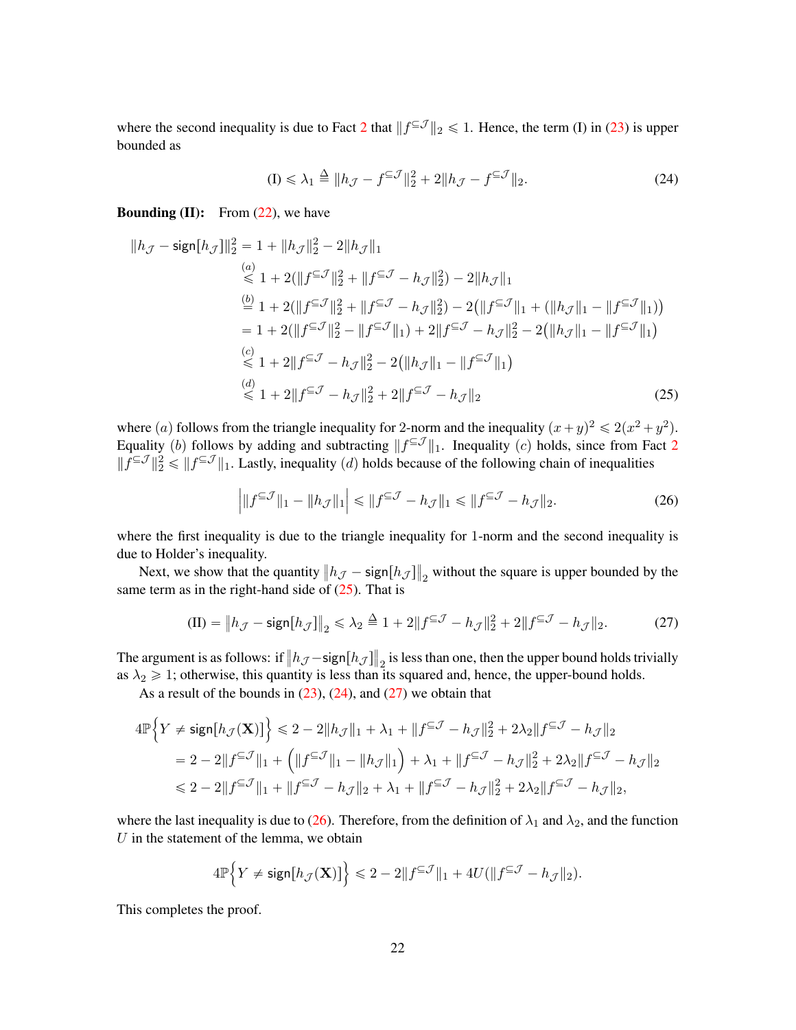where the second inequality is due to Fact 2 that $\|f^{\subseteq \mathcal{J}}\|_2 \leqslant 1$. Hence, the term (I) in (23) is upper bounded as

$$\text{(I)} \leqslant \lambda_1 \triangleq \|h_{\mathcal{J}} - f^{\subseteq \mathcal{J}}\|_2^2 + 2\|h_{\mathcal{J}} - f^{\subseteq \mathcal{J}}\|_2. \tag{24}$$

**Bounding (II):** From (22), we have

$$\begin{aligned}
\|h_{\mathcal{J}} - \mathsf{sign}[h_{\mathcal{J}}]\|_2^2 &= 1 + \|h_{\mathcal{J}}\|_2^2 - 2\|h_{\mathcal{J}}\|_1 \\
&\overset{(a)}{\leqslant} 1 + 2(\|f^{\subseteq \mathcal{J}}\|_2^2 + \|f^{\subseteq \mathcal{J}} - h_{\mathcal{J}}\|_2^2) - 2\|h_{\mathcal{J}}\|_1 \\
&\overset{(b)}{=} 1 + 2(\|f^{\subseteq \mathcal{J}}\|_2^2 + \|f^{\subseteq \mathcal{J}} - h_{\mathcal{J}}\|_2^2) - 2\big(\|f^{\subseteq \mathcal{J}}\|_1 + (\|h_{\mathcal{J}}\|_1 - \|f^{\subseteq \mathcal{J}}\|_1)\big) \\
&= 1 + 2(\|f^{\subseteq \mathcal{J}}\|_2^2 - \|f^{\subseteq \mathcal{J}}\|_1) + 2\|f^{\subseteq \mathcal{J}} - h_{\mathcal{J}}\|_2^2 - 2\big(\|h_{\mathcal{J}}\|_1 - \|f^{\subseteq \mathcal{J}}\|_1\big) \\
&\overset{(c)}{\leqslant} 1 + 2\|f^{\subseteq \mathcal{J}} - h_{\mathcal{J}}\|_2^2 - 2\big(\|h_{\mathcal{J}}\|_1 - \|f^{\subseteq \mathcal{J}}\|_1\big) \\
&\overset{(d)}{\leqslant} 1 + 2\|f^{\subseteq \mathcal{J}} - h_{\mathcal{J}}\|_2^2 + 2\|f^{\subseteq \mathcal{J}} - h_{\mathcal{J}}\|_2
\end{aligned} \tag{25}$$

where $(a)$ follows from the triangle inequality for 2-norm and the inequality $(x+y)^2 \leqslant 2(x^2+y^2)$. Equality $(b)$ follows by adding and subtracting $\|f^{\subseteq \mathcal{J}}\|_1$. Inequality $(c)$ holds, since from Fact 2 $\|f^{\subseteq \mathcal{J}}\|_2^2 \leqslant \|f^{\subseteq \mathcal{J}}\|_1$. Lastly, inequality $(d)$ holds because of the following chain of inequalities

$$\Big|\|f^{\subseteq \mathcal{J}}\|_1 - \|h_{\mathcal{J}}\|_1\Big| \leqslant \|f^{\subseteq \mathcal{J}} - h_{\mathcal{J}}\|_1 \leqslant \|f^{\subseteq \mathcal{J}} - h_{\mathcal{J}}\|_2. \tag{26}$$

where the first inequality is due to the triangle inequality for 1-norm and the second inequality is due to Holder's inequality.

Next, we show that the quantity $\big\|h_{\mathcal{J}} - \mathsf{sign}[h_{\mathcal{J}}]\big\|_2$ without the square is upper bounded by the same term as in the right-hand side of (25). That is

$$\text{(II)} = \big\|h_{\mathcal{J}} - \mathsf{sign}[h_{\mathcal{J}}]\big\|_2 \leqslant \lambda_2 \triangleq 1 + 2\|f^{\subseteq \mathcal{J}} - h_{\mathcal{J}}\|_2^2 + 2\|f^{\subseteq \mathcal{J}} - h_{\mathcal{J}}\|_2. \tag{27}$$

The argument is as follows: if $\big\|h_{\mathcal{J}} - \mathsf{sign}[h_{\mathcal{J}}]\big\|_2$ is less than one, then the upper bound holds trivially as $\lambda_2 \geqslant 1$; otherwise, this quantity is less than its squared and, hence, the upper-bound holds.

As a result of the bounds in (23), (24), and (27) we obtain that

$$\begin{aligned}
4\mathbb{P}\Big\{Y \neq \mathsf{sign}[h_{\mathcal{J}}(\mathbf{X})]\Big\} &\leqslant 2 - 2\|h_{\mathcal{J}}\|_1 + \lambda_1 + \|f^{\subseteq \mathcal{J}} - h_{\mathcal{J}}\|_2^2 + 2\lambda_2\|f^{\subseteq \mathcal{J}} - h_{\mathcal{J}}\|_2 \\
&= 2 - 2\|f^{\subseteq \mathcal{J}}\|_1 + \Big(\|f^{\subseteq \mathcal{J}}\|_1 - \|h_{\mathcal{J}}\|_1\Big) + \lambda_1 + \|f^{\subseteq \mathcal{J}} - h_{\mathcal{J}}\|_2^2 + 2\lambda_2\|f^{\subseteq \mathcal{J}} - h_{\mathcal{J}}\|_2 \\
&\leqslant 2 - 2\|f^{\subseteq \mathcal{J}}\|_1 + \|f^{\subseteq \mathcal{J}} - h_{\mathcal{J}}\|_2 + \lambda_1 + \|f^{\subseteq \mathcal{J}} - h_{\mathcal{J}}\|_2^2 + 2\lambda_2\|f^{\subseteq \mathcal{J}} - h_{\mathcal{J}}\|_2,
\end{aligned}$$

where the last inequality is due to (26). Therefore, from the definition of $\lambda_1$ and $\lambda_2$, and the function $U$ in the statement of the lemma, we obtain

$$4\mathbb{P}\Big\{Y \neq \mathsf{sign}[h_{\mathcal{J}}(\mathbf{X})]\Big\} \leqslant 2 - 2\|f^{\subseteq \mathcal{J}}\|_1 + 4U(\|f^{\subseteq \mathcal{J}} - h_{\mathcal{J}}\|_2).$$

This completes the proof.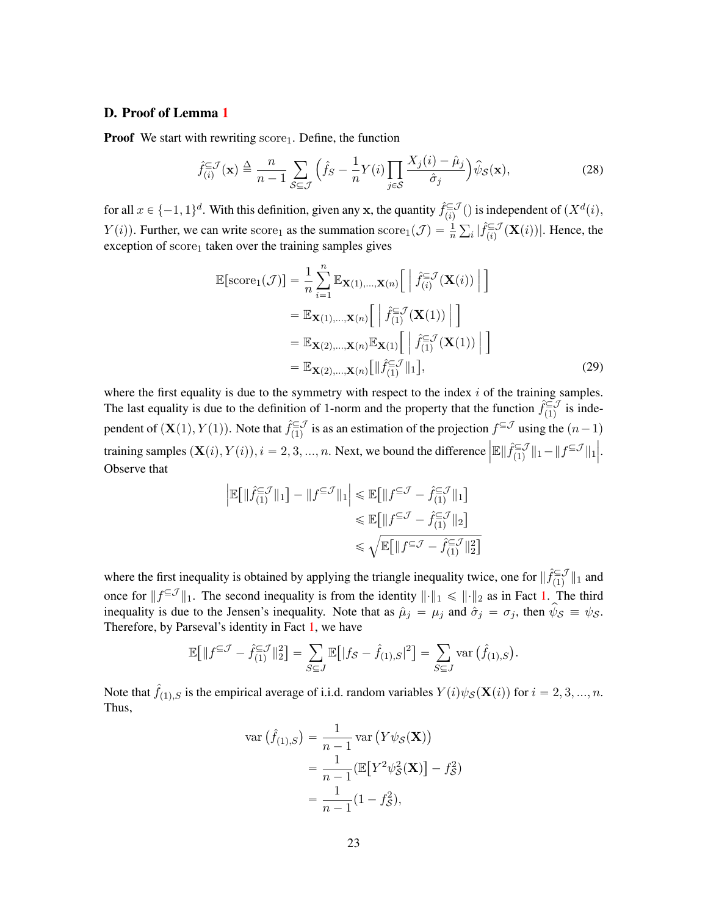## D. Proof of Lemma 1

**Proof** We start with rewriting $\text{score}_1$. Define, the function

$$\hat{f}^{\subseteq \mathcal{J}}_{(i)}(\mathbf{x}) \triangleq \frac{n}{n-1} \sum_{\mathcal{S} \subseteq \mathcal{J}} \Big( \hat{f}_S - \frac{1}{n} Y(i) \prod_{j \in \mathcal{S}} \frac{X_j(i) - \hat{\mu}_j}{\hat{\sigma}_j} \Big) \hat{\psi}_{\mathcal{S}}(\mathbf{x}), \tag{28}$$

for all $x \in \{-1,1\}^d$. With this definition, given any $\mathbf{x}$, the quantity $\hat{f}^{\subseteq \mathcal{J}}_{(i)}()$ is independent of $(X^d(i), Y(i))$. Further, we can write $\text{score}_1$ as the summation $\text{score}_1(\mathcal{J}) = \frac{1}{n}\sum_i |\hat{f}^{\subseteq \mathcal{J}}_{(i)}(\mathbf{X}(i))|$. Hence, the exception of $\text{score}_1$ taken over the training samples gives

$$\begin{aligned}
\mathbb{E}[\text{score}_1(\mathcal{J})] &= \frac{1}{n}\sum_{i=1}^{n} \mathbb{E}_{\mathbf{X}(1),...,\mathbf{X}(n)}\Big[ \Big| \hat{f}^{\subseteq \mathcal{J}}_{(i)}(\mathbf{X}(i)) \Big| \Big] \\
&= \mathbb{E}_{\mathbf{X}(1),...,\mathbf{X}(n)}\Big[ \Big| \hat{f}^{\subseteq \mathcal{J}}_{(1)}(\mathbf{X}(1)) \Big| \Big] \\
&= \mathbb{E}_{\mathbf{X}(2),...,\mathbf{X}(n)} \mathbb{E}_{\mathbf{X}(1)}\Big[ \Big| \hat{f}^{\subseteq \mathcal{J}}_{(1)}(\mathbf{X}(1)) \Big| \Big] \\
&= \mathbb{E}_{\mathbf{X}(2),...,\mathbf{X}(n)}\big[ \|\hat{f}^{\subseteq \mathcal{J}}_{(1)}\|_1 \big],
\end{aligned} \tag{29}$$

where the first equality is due to the symmetry with respect to the index $i$ of the training samples. The last equality is due to the definition of 1-norm and the property that the function $\hat{f}^{\subseteq \mathcal{J}}_{(1)}$ is independent of $(\mathbf{X}(1), Y(1))$. Note that $\hat{f}^{\subseteq \mathcal{J}}_{(1)}$ is as an estimation of the projection $f^{\subseteq \mathcal{J}}$ using the $(n-1)$ training samples $(\mathbf{X}(i), Y(i)), i = 2,3,...,n$. Next, we bound the difference $\Big|\mathbb{E}\|\hat{f}^{\subseteq \mathcal{J}}_{(1)}\|_1 - \|f^{\subseteq \mathcal{J}}\|_1\Big|$. Observe that

$$\begin{aligned}
\Big|\mathbb{E}\big[\|\hat{f}^{\subseteq \mathcal{J}}_{(1)}\|_1\big] - \|f^{\subseteq \mathcal{J}}\|_1\Big| &\leqslant \mathbb{E}\big[\|f^{\subseteq \mathcal{J}} - \hat{f}^{\subseteq \mathcal{J}}_{(1)}\|_1\big] \\
&\leqslant \mathbb{E}\big[\|f^{\subseteq \mathcal{J}} - \hat{f}^{\subseteq \mathcal{J}}_{(1)}\|_2\big] \\
&\leqslant \sqrt{\mathbb{E}\big[\|f^{\subseteq \mathcal{J}} - \hat{f}^{\subseteq \mathcal{J}}_{(1)}\|_2^2\big]}
\end{aligned}$$

where the first inequality is obtained by applying the triangle inequality twice, one for $\|\hat{f}^{\subseteq \mathcal{J}}_{(1)}\|_1$ and once for $\|f^{\subseteq \mathcal{J}}\|_1$. The second inequality is from the identity $\|\cdot\|_1 \leqslant \|\cdot\|_2$ as in Fact 1. The third inequality is due to the Jensen's inequality. Note that as $\hat{\mu}_j = \mu_j$ and $\hat{\sigma}_j = \sigma_j$, then $\widehat{\psi}_{\mathcal{S}} \equiv \psi_{\mathcal{S}}$. Therefore, by Parseval's identity in Fact 1, we have

$$\mathbb{E}\big[\|f^{\subseteq \mathcal{J}} - \hat{f}^{\subseteq \mathcal{J}}_{(1)}\|_2^2\big] = \sum_{S \subseteq J} \mathbb{E}\big[|f_{\mathcal{S}} - \hat{f}_{(1),S}|^2\big] = \sum_{S \subseteq J} \text{var}\big(\hat{f}_{(1),S}\big).$$

Note that $\hat{f}_{(1),S}$ is the empirical average of i.i.d. random variables $Y(i)\psi_{\mathcal{S}}(\mathbf{X}(i))$ for $i = 2,3,...,n$. Thus,

$$\begin{aligned}
\text{var}\big(\hat{f}_{(1),S}\big) &= \frac{1}{n-1}\text{var}\big(Y\psi_{\mathcal{S}}(\mathbf{X})\big) \\
&= \frac{1}{n-1}(\mathbb{E}\big[Y^2\psi^2_{\mathcal{S}}(\mathbf{X})\big] - f^2_{\mathcal{S}}) \\
&= \frac{1}{n-1}(1 - f^2_{\mathcal{S}}),
\end{aligned}$$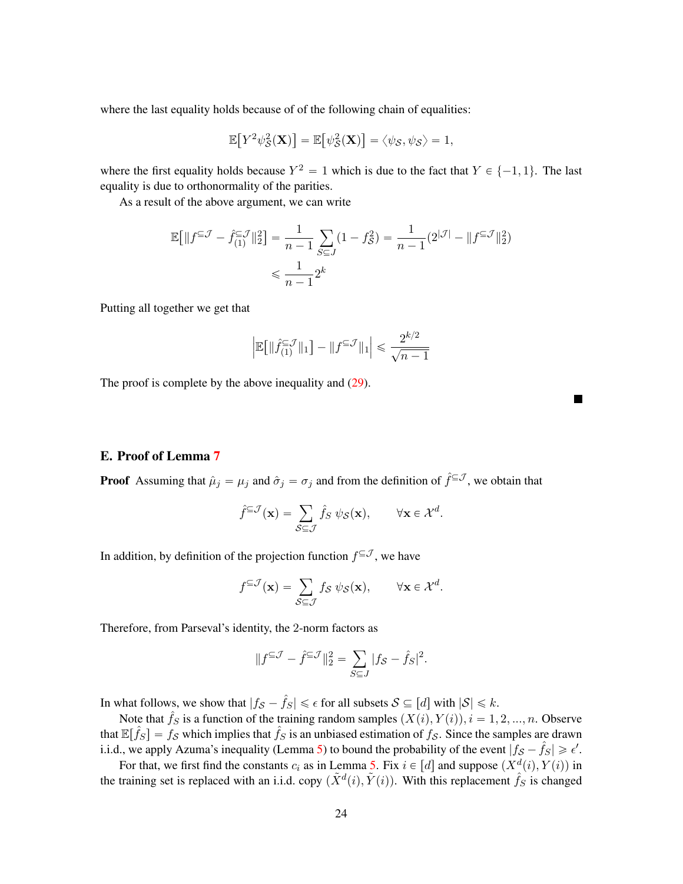where the last equality holds because of of the following chain of equalities:

$$\mathbb{E}\big[Y^2\psi_{\mathcal{S}}^2(\mathbf{X})\big] = \mathbb{E}\big[\psi_{\mathcal{S}}^2(\mathbf{X})\big] = \langle\psi_{\mathcal{S}}, \psi_{\mathcal{S}}\rangle = 1,$$

where the first equality holds because $Y^2 = 1$ which is due to the fact that $Y \in \{-1, 1\}$. The last equality is due to orthonormality of the parities.

As a result of the above argument, we can write

$$\mathbb{E}\big[\|f^{\subseteq\mathcal{J}} - \hat{f}_{(1)}^{\subseteq\mathcal{J}}\|_2^2\big] = \frac{1}{n-1}\sum_{S\subseteq J}(1 - f_{\mathcal{S}}^2) = \frac{1}{n-1}(2^{|\mathcal{J}|} - \|f^{\subseteq\mathcal{J}}\|_2^2)$$
$$\leqslant \frac{1}{n-1}2^k$$

Putting all together we get that

$$\Big|\mathbb{E}\big[\|\hat{f}_{(1)}^{\subseteq\mathcal{J}}\|_1\big] - \|f^{\subseteq\mathcal{J}}\|_1\Big| \leqslant \frac{2^{k/2}}{\sqrt{n-1}}$$

The proof is complete by the above inequality and (29).

■

## E. Proof of Lemma 7

**Proof** Assuming that $\hat{\mu}_j = \mu_j$ and $\hat{\sigma}_j = \sigma_j$ and from the definition of $\hat{f}^{\subseteq\mathcal{J}}$, we obtain that

$$\hat{f}^{\subseteq\mathcal{J}}(\mathbf{x}) = \sum_{\mathcal{S}\subseteq\mathcal{J}} \hat{f}_S\ \psi_{\mathcal{S}}(\mathbf{x}), \qquad \forall \mathbf{x} \in \mathcal{X}^d.$$

In addition, by definition of the projection function $f^{\subseteq\mathcal{J}}$, we have

$$f^{\subseteq\mathcal{J}}(\mathbf{x}) = \sum_{\mathcal{S}\subseteq\mathcal{J}} f_{\mathcal{S}}\ \psi_{\mathcal{S}}(\mathbf{x}), \qquad \forall \mathbf{x} \in \mathcal{X}^d.$$

Therefore, from Parseval's identity, the 2-norm factors as

$$\|f^{\subseteq\mathcal{J}} - \hat{f}^{\subseteq\mathcal{J}}\|_2^2 = \sum_{S\subseteq J}|f_{\mathcal{S}} - \hat{f}_S|^2.$$

In what follows, we show that $|f_{\mathcal{S}} - \hat{f}_S| \leqslant \epsilon$ for all subsets $\mathcal{S} \subseteq [d]$ with $|\mathcal{S}| \leqslant k$.

Note that $\hat{f}_S$ is a function of the training random samples $(X(i), Y(i)), i = 1, 2, ..., n$. Observe that $\mathbb{E}[\hat{f}_S] = f_{\mathcal{S}}$ which implies that $\hat{f}_S$ is an unbiased estimation of $f_{\mathcal{S}}$. Since the samples are drawn i.i.d., we apply Azuma's inequality (Lemma 5) to bound the probability of the event $|f_{\mathcal{S}} - \hat{f}_S| \geqslant \epsilon'$.

For that, we first find the constants $c_i$ as in Lemma 5. Fix $i \in [d]$ and suppose $(X^d(i), Y(i))$ in the training set is replaced with an i.i.d. copy $(\tilde{X}^d(i), \tilde{Y}(i))$. With this replacement $\hat{f}_S$ is changed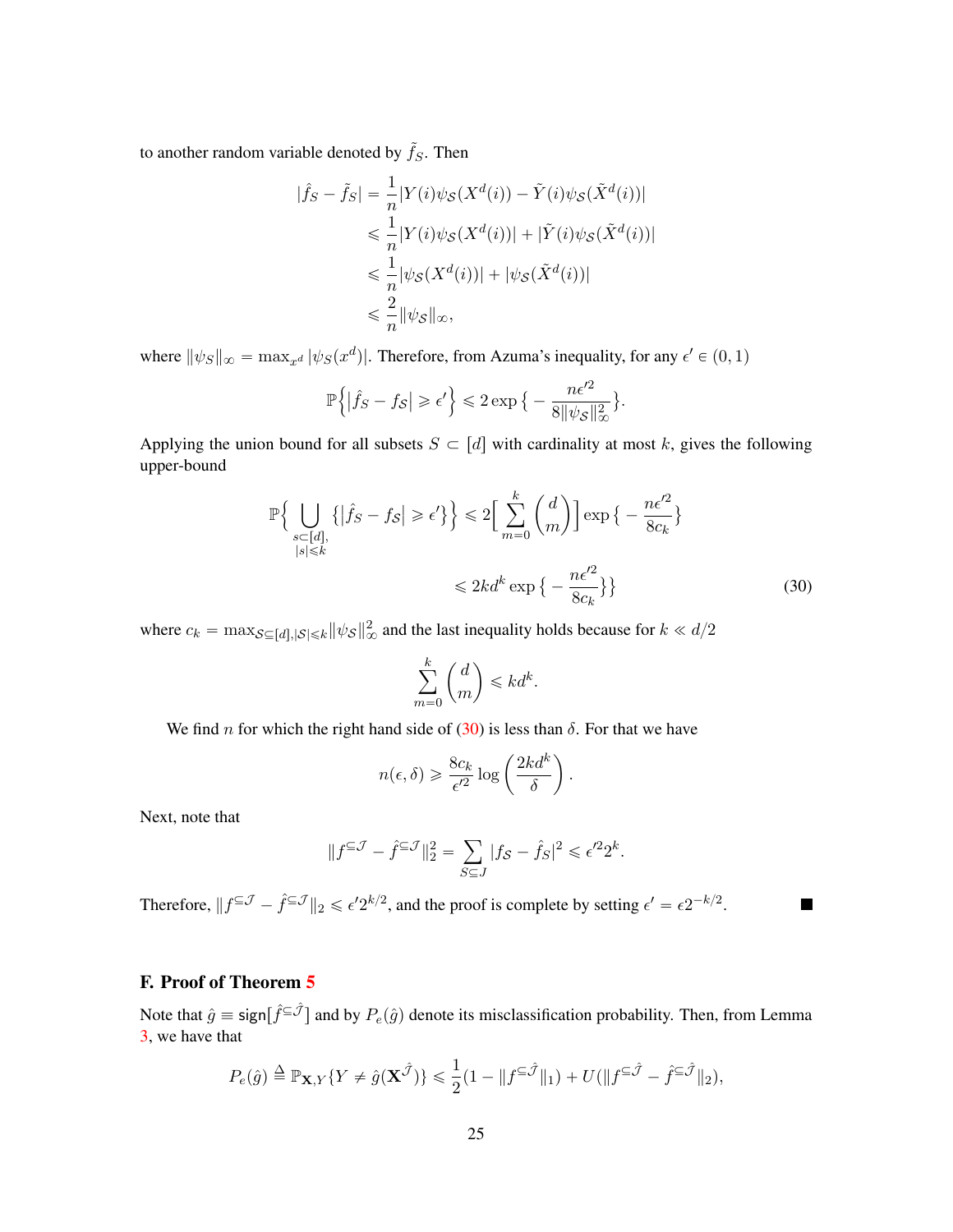to another random variable denoted by $\tilde{f}_S$. Then

$$
\begin{aligned}
|\hat{f}_S - \tilde{f}_S| &= \frac{1}{n}|Y(i)\psi_{\mathcal{S}}(X^d(i)) - \tilde{Y}(i)\psi_{\mathcal{S}}(\tilde{X}^d(i))| \\
&\leqslant \frac{1}{n}|Y(i)\psi_{\mathcal{S}}(X^d(i))| + |\tilde{Y}(i)\psi_{\mathcal{S}}(\tilde{X}^d(i))| \\
&\leqslant \frac{1}{n}|\psi_{\mathcal{S}}(X^d(i))| + |\psi_{\mathcal{S}}(\tilde{X}^d(i))| \\
&\leqslant \frac{2}{n}\|\psi_{\mathcal{S}}\|_\infty,
\end{aligned}
$$

where $\|\psi_S\|_\infty = \max_{x^d} |\psi_S(x^d)|$. Therefore, from Azuma's inequality, for any $\epsilon' \in (0,1)$

$$
\mathbb{P}\Big\{\big|\hat{f}_S - f_{\mathcal{S}}\big| \geqslant \epsilon'\Big\} \leqslant 2\exp\big\{-\frac{n\epsilon'^2}{8\|\psi_{\mathcal{S}}\|_\infty^2}\big\}.
$$

Applying the union bound for all subsets $S \subset [d]$ with cardinality at most $k$, gives the following upper-bound

$$
\begin{aligned}
\mathbb{P}\Big\{\bigcup_{\substack{s\subset[d],\\|s|\leqslant k}} \{|\hat{f}_S - f_{\mathcal{S}}| \geqslant \epsilon'\}\Big\} &\leqslant 2\Big[\sum_{m=0}^{k}\binom{d}{m}\Big]\exp\big\{-\frac{n\epsilon'^2}{8c_k}\big\} \\
&\leqslant 2kd^k\exp\big\{-\frac{n\epsilon'^2}{8c_k}\big\}\big\}
\end{aligned} \tag{30}
$$

where $c_k = \max_{\mathcal{S}\subseteq[d],|\mathcal{S}|\leqslant k}\|\psi_{\mathcal{S}}\|_\infty^2$ and the last inequality holds because for $k \ll d/2$

$$
\sum_{m=0}^{k}\binom{d}{m} \leqslant kd^k.
$$

We find $n$ for which the right hand side of (30) is less than $\delta$. For that we have

$$
n(\epsilon,\delta) \geqslant \frac{8c_k}{\epsilon'^2}\log\left(\frac{2kd^k}{\delta}\right).
$$

Next, note that

$$
\|f^{\subseteq\mathcal{J}} - \hat{f}^{\subseteq\mathcal{J}}\|_2^2 = \sum_{S\subseteq J}|f_{\mathcal{S}} - \hat{f}_S|^2 \leqslant \epsilon'^2 2^k.
$$

Therefore, $\|f^{\subseteq\mathcal{J}} - \hat{f}^{\subseteq\mathcal{J}}\|_2 \leqslant \epsilon' 2^{k/2}$, and the proof is complete by setting $\epsilon' = \epsilon 2^{-k/2}$. ∎

## F. Proof of Theorem 5

Note that $\hat{g} \equiv \mathsf{sign}[\hat{f}^{\subseteq\hat{\mathcal{J}}}]$ and by $P_e(\hat{g})$ denote its misclassification probability. Then, from Lemma 3, we have that

$$
P_e(\hat{g}) \triangleq \mathbb{P}_{\mathbf{X},Y}\{Y \neq \hat{g}(\mathbf{X}^{\hat{\mathcal{J}}})\} \leqslant \frac{1}{2}(1 - \|f^{\subseteq\hat{\mathcal{J}}}\|_1) + U(\|f^{\subseteq\hat{\mathcal{J}}} - \hat{f}^{\subseteq\hat{\mathcal{J}}}\|_2),
$$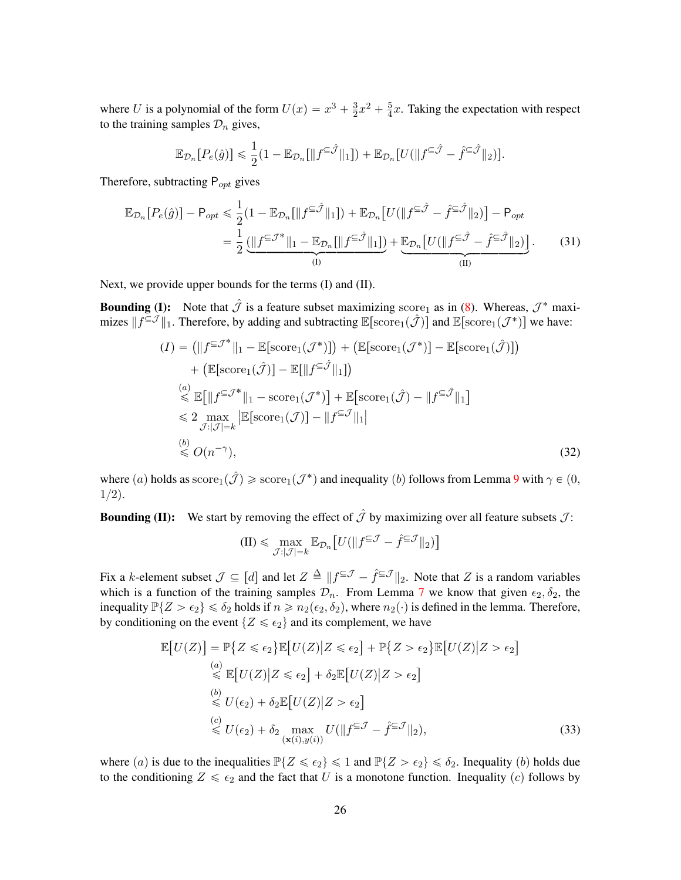where $U$ is a polynomial of the form $U(x) = x^3 + \frac{3}{2}x^2 + \frac{5}{4}x$. Taking the expectation with respect to the training samples $\mathcal{D}_n$ gives,

$$\mathbb{E}_{\mathcal{D}_n}[P_e(\hat{g})] \leqslant \frac{1}{2}(1 - \mathbb{E}_{\mathcal{D}_n}[\|f^{\subseteq \hat{\mathcal{J}}}\|_1]) + \mathbb{E}_{\mathcal{D}_n}[U(\|f^{\subseteq \hat{\mathcal{J}}} - \hat{f}^{\subseteq \hat{\mathcal{J}}}\|_2)].$$

Therefore, subtracting $\mathsf{P}_{opt}$ gives

$$\begin{aligned}
\mathbb{E}_{\mathcal{D}_n}[P_e(\hat{g})] - \mathsf{P}_{opt} &\leqslant \frac{1}{2}(1 - \mathbb{E}_{\mathcal{D}_n}[\|f^{\subseteq \hat{\mathcal{J}}}\|_1]) + \mathbb{E}_{\mathcal{D}_n}\big[U(\|f^{\subseteq \hat{\mathcal{J}}} - \hat{f}^{\subseteq \hat{\mathcal{J}}}\|_2)\big] - \mathsf{P}_{opt} \\
&= \frac{1}{2}\underbrace{(\|f^{\subseteq \mathcal{J}^*}\|_1 - \mathbb{E}_{\mathcal{D}_n}[\|f^{\subseteq \hat{\mathcal{J}}}\|_1])}_{\text{(I)}} + \underbrace{\mathbb{E}_{\mathcal{D}_n}\big[U(\|f^{\subseteq \hat{\mathcal{J}}} - \hat{f}^{\subseteq \hat{\mathcal{J}}}\|_2)\big]}_{\text{(II)}}. \qquad (31)
\end{aligned}$$

Next, we provide upper bounds for the terms (I) and (II).

**Bounding (I):** Note that $\hat{\mathcal{J}}$ is a feature subset maximizing $\text{score}_1$ as in (8). Whereas, $\mathcal{J}^*$ maximizes $\|f^{\subseteq \mathcal{J}}\|_1$. Therefore, by adding and subtracting $\mathbb{E}[\text{score}_1(\hat{\mathcal{J}})]$ and $\mathbb{E}[\text{score}_1(\mathcal{J}^*)]$ we have:

$$\begin{aligned}
(I) &= \big(\|f^{\subseteq \mathcal{J}^*}\|_1 - \mathbb{E}[\text{score}_1(\mathcal{J}^*)]\big) + \big(\mathbb{E}[\text{score}_1(\mathcal{J}^*)] - \mathbb{E}[\text{score}_1(\hat{\mathcal{J}})]\big) \\
&\quad + \big(\mathbb{E}[\text{score}_1(\hat{\mathcal{J}})] - \mathbb{E}[\|f^{\subseteq \hat{\mathcal{J}}}\|_1]\big) \\
&\overset{(a)}{\leqslant} \mathbb{E}\big[\|f^{\subseteq \mathcal{J}^*}\|_1 - \text{score}_1(\mathcal{J}^*)\big] + \mathbb{E}\big[\text{score}_1(\hat{\mathcal{J}}) - \|f^{\subseteq \hat{\mathcal{J}}}\|_1\big] \\
&\leqslant 2 \max_{\mathcal{J}:|\mathcal{J}|=k} \big|\mathbb{E}[\text{score}_1(\mathcal{J})] - \|f^{\subseteq \mathcal{J}}\|_1\big| \\
&\overset{(b)}{\leqslant} O(n^{-\gamma}), \qquad (32)
\end{aligned}$$

where $(a)$ holds as $\text{score}_1(\hat{\mathcal{J}}) \geqslant \text{score}_1(\mathcal{J}^*)$ and inequality $(b)$ follows from Lemma 9 with $\gamma \in (0, 1/2)$.

**Bounding (II):** We start by removing the effect of $\hat{\mathcal{J}}$ by maximizing over all feature subsets $\mathcal{J}$:

$$\text{(II)} \leqslant \max_{\mathcal{J}:|\mathcal{J}|=k} \mathbb{E}_{\mathcal{D}_n}\big[U(\|f^{\subseteq \mathcal{J}} - \hat{f}^{\subseteq \mathcal{J}}\|_2)\big]$$

Fix a $k$-element subset $\mathcal{J} \subseteq [d]$ and let $Z \triangleq \|f^{\subseteq \mathcal{J}} - \hat{f}^{\subseteq \mathcal{J}}\|_2$. Note that $Z$ is a random variables which is a function of the training samples $\mathcal{D}_n$. From Lemma 7 we know that given $\epsilon_2, \delta_2$, the inequality $\mathbb{P}\{Z > \epsilon_2\} \leqslant \delta_2$ holds if $n \geqslant n_2(\epsilon_2, \delta_2)$, where $n_2(\cdot)$ is defined in the lemma. Therefore, by conditioning on the event $\{Z \leqslant \epsilon_2\}$ and its complement, we have

$$\begin{aligned}
\mathbb{E}\big[U(Z)\big] &= \mathbb{P}\big\{Z \leqslant \epsilon_2\big\}\mathbb{E}\big[U(Z)\big|Z \leqslant \epsilon_2\big] + \mathbb{P}\big\{Z > \epsilon_2\big\}\mathbb{E}\big[U(Z)\big|Z > \epsilon_2\big] \\
&\overset{(a)}{\leqslant} \mathbb{E}\big[U(Z)\big|Z \leqslant \epsilon_2\big] + \delta_2\mathbb{E}\big[U(Z)\big|Z > \epsilon_2\big] \\
&\overset{(b)}{\leqslant} U(\epsilon_2) + \delta_2\mathbb{E}\big[U(Z)\big|Z > \epsilon_2\big] \\
&\overset{(c)}{\leqslant} U(\epsilon_2) + \delta_2 \max_{(\mathbf{x}(i), y(i))} U(\|f^{\subseteq \mathcal{J}} - \hat{f}^{\subseteq \mathcal{J}}\|_2), \qquad (33)
\end{aligned}$$

where $(a)$ is due to the inequalities $\mathbb{P}\{Z \leqslant \epsilon_2\} \leqslant 1$ and $\mathbb{P}\{Z > \epsilon_2\} \leqslant \delta_2$. Inequality $(b)$ holds due to the conditioning $Z \leqslant \epsilon_2$ and the fact that $U$ is a monotone function. Inequality $(c)$ follows by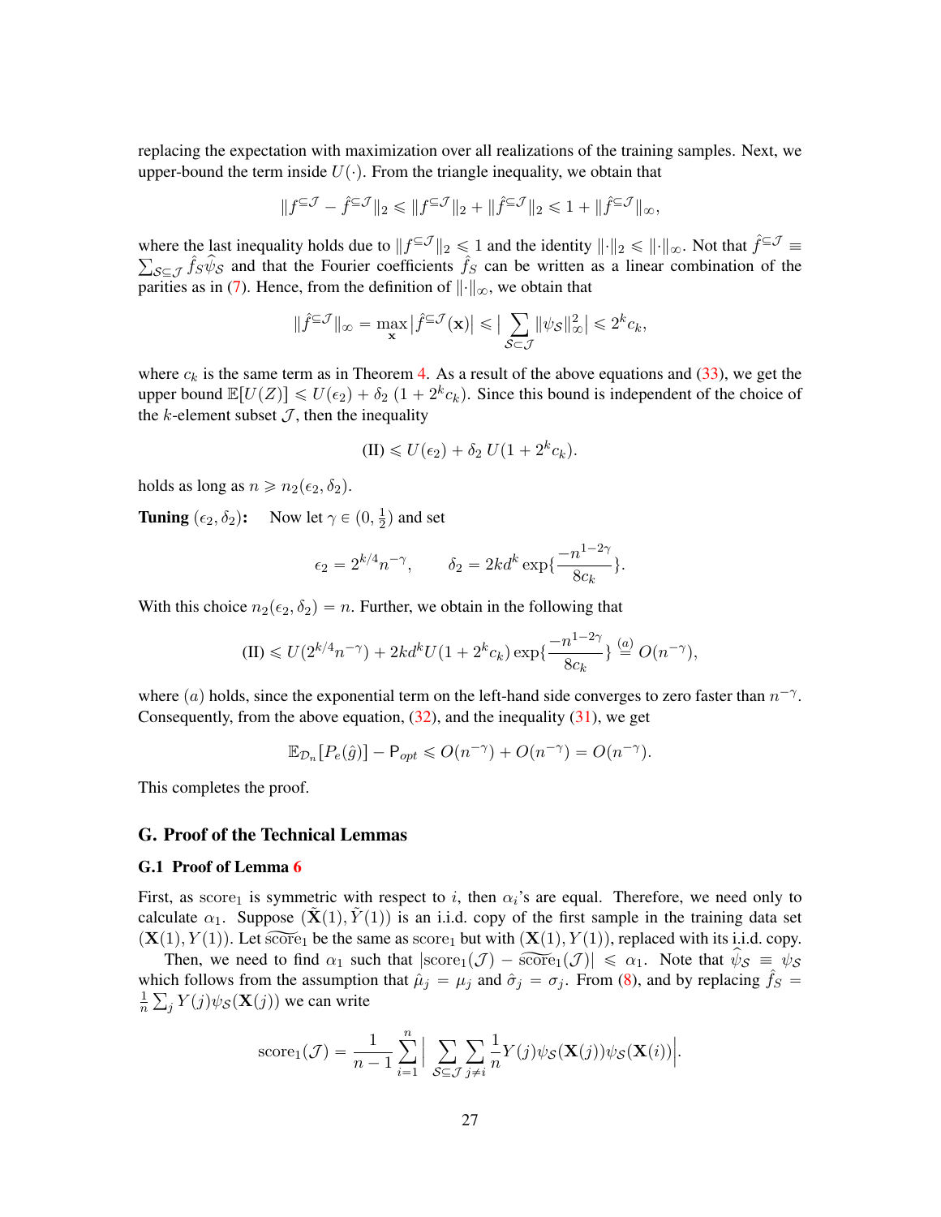replacing the expectation with maximization over all realizations of the training samples. Next, we upper-bound the term inside $U(\cdot)$. From the triangle inequality, we obtain that

$$\|f^{\subseteq \mathcal{J}} - \hat{f}^{\subseteq \mathcal{J}}\|_2 \leqslant \|f^{\subseteq \mathcal{J}}\|_2 + \|\hat{f}^{\subseteq \mathcal{J}}\|_2 \leqslant 1 + \|\hat{f}^{\subseteq \mathcal{J}}\|_\infty,$$

where the last inequality holds due to $\|f^{\subseteq \mathcal{J}}\|_2 \leqslant 1$ and the identity $\|\cdot\|_2 \leqslant \|\cdot\|_\infty$. Not that $\hat{f}^{\subseteq \mathcal{J}} \equiv \sum_{\mathcal{S} \subseteq \mathcal{J}} \hat{f}_{\mathcal{S}} \widehat{\psi}_{\mathcal{S}}$ and that the Fourier coefficients $\hat{f}_S$ can be written as a linear combination of the parities as in (7). Hence, from the definition of $\|\cdot\|_\infty$, we obtain that

$$\|\hat{f}^{\subseteq \mathcal{J}}\|_\infty = \max_{\mathbf{x}} \big|\hat{f}^{\subseteq \mathcal{J}}(\mathbf{x})\big| \leqslant \big| \sum_{\mathcal{S} \subset \mathcal{J}} \|\psi_{\mathcal{S}}\|_\infty^2 \big| \leqslant 2^k c_k,$$

where $c_k$ is the same term as in Theorem 4. As a result of the above equations and (33), we get the upper bound $\mathbb{E}[U(Z)] \leqslant U(\epsilon_2) + \delta_2 \, (1 + 2^k c_k)$. Since this bound is independent of the choice of the $k$-element subset $\mathcal{J}$, then the inequality

$$\text{(II)} \leqslant U(\epsilon_2) + \delta_2 \, U(1 + 2^k c_k).$$

holds as long as $n \geqslant n_2(\epsilon_2, \delta_2)$.

**Tuning $(\epsilon_2, \delta_2)$:** Now let $\gamma \in (0, \frac{1}{2})$ and set

$$\epsilon_2 = 2^{k/4} n^{-\gamma}, \qquad \delta_2 = 2kd^k \exp\{\frac{-n^{1-2\gamma}}{8c_k}\}.$$

With this choice $n_2(\epsilon_2, \delta_2) = n$. Further, we obtain in the following that

$$\text{(II)} \leqslant U(2^{k/4} n^{-\gamma}) + 2kd^k U(1 + 2^k c_k) \exp\{\frac{-n^{1-2\gamma}}{8c_k}\} \overset{(a)}{=} O(n^{-\gamma}),$$

where $(a)$ holds, since the exponential term on the left-hand side converges to zero faster than $n^{-\gamma}$. Consequently, from the above equation, (32), and the inequality (31), we get

$$\mathbb{E}_{\mathcal{D}_n}[P_e(\hat{g})] - \mathsf{P}_{opt} \leqslant O(n^{-\gamma}) + O(n^{-\gamma}) = O(n^{-\gamma}).$$

This completes the proof.

## G. Proof of the Technical Lemmas

### G.1 Proof of Lemma 6

First, as $\text{score}_1$ is symmetric with respect to $i$, then $\alpha_i$'s are equal. Therefore, we need only to calculate $\alpha_1$. Suppose $(\tilde{\mathbf{X}}(1), \tilde{Y}(1))$ is an i.i.d. copy of the first sample in the training data set $(\mathbf{X}(1), Y(1))$. Let $\widetilde{\text{score}}_1$ be the same as $\text{score}_1$ but with $(\mathbf{X}(1), Y(1))$, replaced with its i.i.d. copy.

Then, we need to find $\alpha_1$ such that $|\text{score}_1(\mathcal{J}) - \widetilde{\text{score}}_1(\mathcal{J})| \leqslant \alpha_1$. Note that $\widehat{\psi}_{\mathcal{S}} \equiv \psi_{\mathcal{S}}$ which follows from the assumption that $\hat{\mu}_j = \mu_j$ and $\hat{\sigma}_j = \sigma_j$. From (8), and by replacing $\hat{f}_S = \frac{1}{n} \sum_j Y(j) \psi_{\mathcal{S}}(\mathbf{X}(j))$ we can write

$$\text{score}_1(\mathcal{J}) = \frac{1}{n-1} \sum_{i=1}^{n} \Big| \sum_{\mathcal{S} \subseteq \mathcal{J}} \sum_{j \neq i} \frac{1}{n} Y(j) \psi_{\mathcal{S}}(\mathbf{X}(j)) \psi_{\mathcal{S}}(\mathbf{X}(i)) \Big|.$$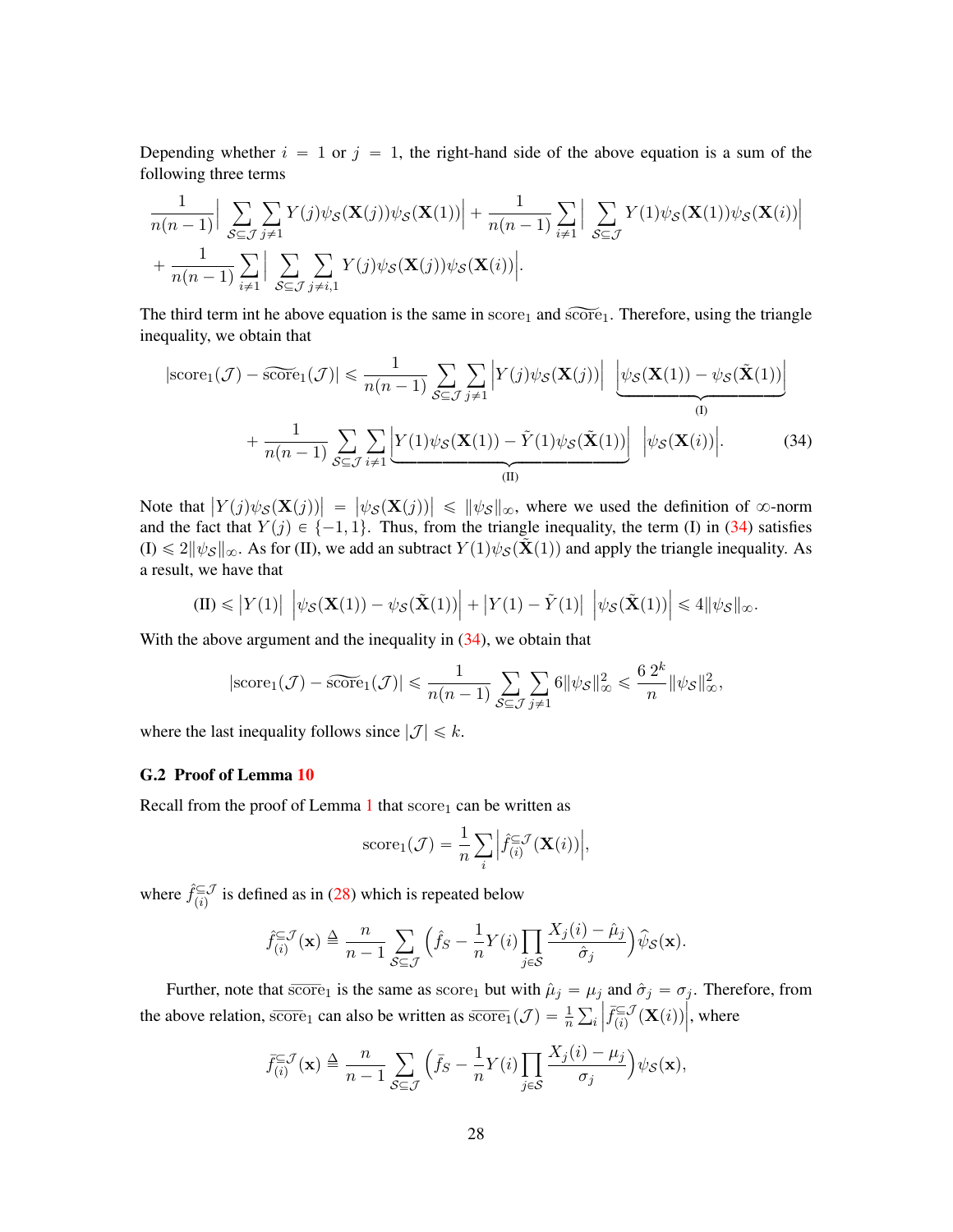Depending whether $i = 1$ or $j = 1$, the right-hand side of the above equation is a sum of the following three terms

$$\frac{1}{n(n-1)}\Big|\sum_{\mathcal{S}\subseteq\mathcal{J}}\sum_{j\neq 1} Y(j)\psi_{\mathcal{S}}(\mathbf{X}(j))\psi_{\mathcal{S}}(\mathbf{X}(1))\Big| + \frac{1}{n(n-1)}\sum_{i\neq 1}\Big|\sum_{\mathcal{S}\subseteq\mathcal{J}} Y(1)\psi_{\mathcal{S}}(\mathbf{X}(1))\psi_{\mathcal{S}}(\mathbf{X}(i))\Big|$$
$$+ \frac{1}{n(n-1)}\sum_{i\neq 1}\Big|\sum_{\mathcal{S}\subseteq\mathcal{J}}\sum_{j\neq i,1} Y(j)\psi_{\mathcal{S}}(\mathbf{X}(j))\psi_{\mathcal{S}}(\mathbf{X}(i))\Big|.$$

The third term int he above equation is the same in $\mathrm{score}_1$ and $\widetilde{\mathrm{score}}_1$. Therefore, using the triangle inequality, we obtain that

$$|\mathrm{score}_1(\mathcal{J}) - \widetilde{\mathrm{score}}_1(\mathcal{J})| \leqslant \frac{1}{n(n-1)}\sum_{\mathcal{S}\subseteq\mathcal{J}}\sum_{j\neq 1}\Big|Y(j)\psi_{\mathcal{S}}(\mathbf{X}(j))\Big|\ \underbrace{\Big|\psi_{\mathcal{S}}(\mathbf{X}(1)) - \psi_{\mathcal{S}}(\tilde{\mathbf{X}}(1))\Big|}_{\text{(I)}}$$
$$+ \frac{1}{n(n-1)}\sum_{\mathcal{S}\subseteq\mathcal{J}}\sum_{i\neq 1}\underbrace{\Big|Y(1)\psi_{\mathcal{S}}(\mathbf{X}(1)) - \tilde{Y}(1)\psi_{\mathcal{S}}(\tilde{\mathbf{X}}(1))\Big|}_{\text{(II)}}\ \Big|\psi_{\mathcal{S}}(\mathbf{X}(i))\Big|. \tag{34}$$

Note that $\big|Y(j)\psi_{\mathcal{S}}(\mathbf{X}(j))\big| = \big|\psi_{\mathcal{S}}(\mathbf{X}(j))\big| \leqslant \|\psi_{\mathcal{S}}\|_\infty$, where we used the definition of $\infty$-norm and the fact that $Y(j) \in \{-1, 1\}$. Thus, from the triangle inequality, the term (I) in (34) satisfies (I) $\leqslant 2\|\psi_{\mathcal{S}}\|_\infty$. As for (II), we add an subtract $Y(1)\psi_{\mathcal{S}}(\tilde{\mathbf{X}}(1))$ and apply the triangle inequality. As a result, we have that

$$\text{(II)} \leqslant \big|Y(1)\big|\ \Big|\psi_{\mathcal{S}}(\mathbf{X}(1)) - \psi_{\mathcal{S}}(\tilde{\mathbf{X}}(1))\Big| + \big|Y(1) - \tilde{Y}(1)\big|\ \Big|\psi_{\mathcal{S}}(\tilde{\mathbf{X}}(1))\Big| \leqslant 4\|\psi_{\mathcal{S}}\|_\infty.$$

With the above argument and the inequality in (34), we obtain that

$$|\mathrm{score}_1(\mathcal{J}) - \widetilde{\mathrm{score}}_1(\mathcal{J})| \leqslant \frac{1}{n(n-1)}\sum_{\mathcal{S}\subseteq\mathcal{J}}\sum_{j\neq 1} 6\|\psi_{\mathcal{S}}\|_\infty^2 \leqslant \frac{6\,2^k}{n}\|\psi_{\mathcal{S}}\|_\infty^2,$$

where the last inequality follows since $|\mathcal{J}| \leqslant k$.

### G.2 Proof of Lemma 10

Recall from the proof of Lemma 1 that $\mathrm{score}_1$ can be written as

$$\mathrm{score}_1(\mathcal{J}) = \frac{1}{n}\sum_i \Big|\hat{f}_{(i)}^{\subseteq\mathcal{J}}(\mathbf{X}(i))\Big|,$$

where $\hat{f}_{(i)}^{\subseteq\mathcal{J}}$ is defined as in (28) which is repeated below

$$\hat{f}_{(i)}^{\subseteq\mathcal{J}}(\mathbf{x}) \triangleq \frac{n}{n-1}\sum_{\mathcal{S}\subseteq\mathcal{J}}\Big(\hat{f}_{\mathcal{S}} - \frac{1}{n}Y(i)\prod_{j\in\mathcal{S}}\frac{X_j(i) - \hat{\mu}_j}{\hat{\sigma}_j}\Big)\hat{\psi}_{\mathcal{S}}(\mathbf{x}).$$

Further, note that $\overline{\mathrm{score}}_1$ is the same as $\mathrm{score}_1$ but with $\hat{\mu}_j = \mu_j$ and $\hat{\sigma}_j = \sigma_j$. Therefore, from the above relation, $\overline{\mathrm{score}}_1$ can also be written as $\overline{\mathrm{score}_1}(\mathcal{J}) = \frac{1}{n}\sum_i \Big|\bar{f}_{(i)}^{\subseteq\mathcal{J}}(\mathbf{X}(i))\Big|$, where

$$\bar{f}_{(i)}^{\subseteq\mathcal{J}}(\mathbf{x}) \triangleq \frac{n}{n-1}\sum_{\mathcal{S}\subseteq\mathcal{J}}\Big(\bar{f}_{\mathcal{S}} - \frac{1}{n}Y(i)\prod_{j\in\mathcal{S}}\frac{X_j(i) - \mu_j}{\sigma_j}\Big)\psi_{\mathcal{S}}(\mathbf{x}),$$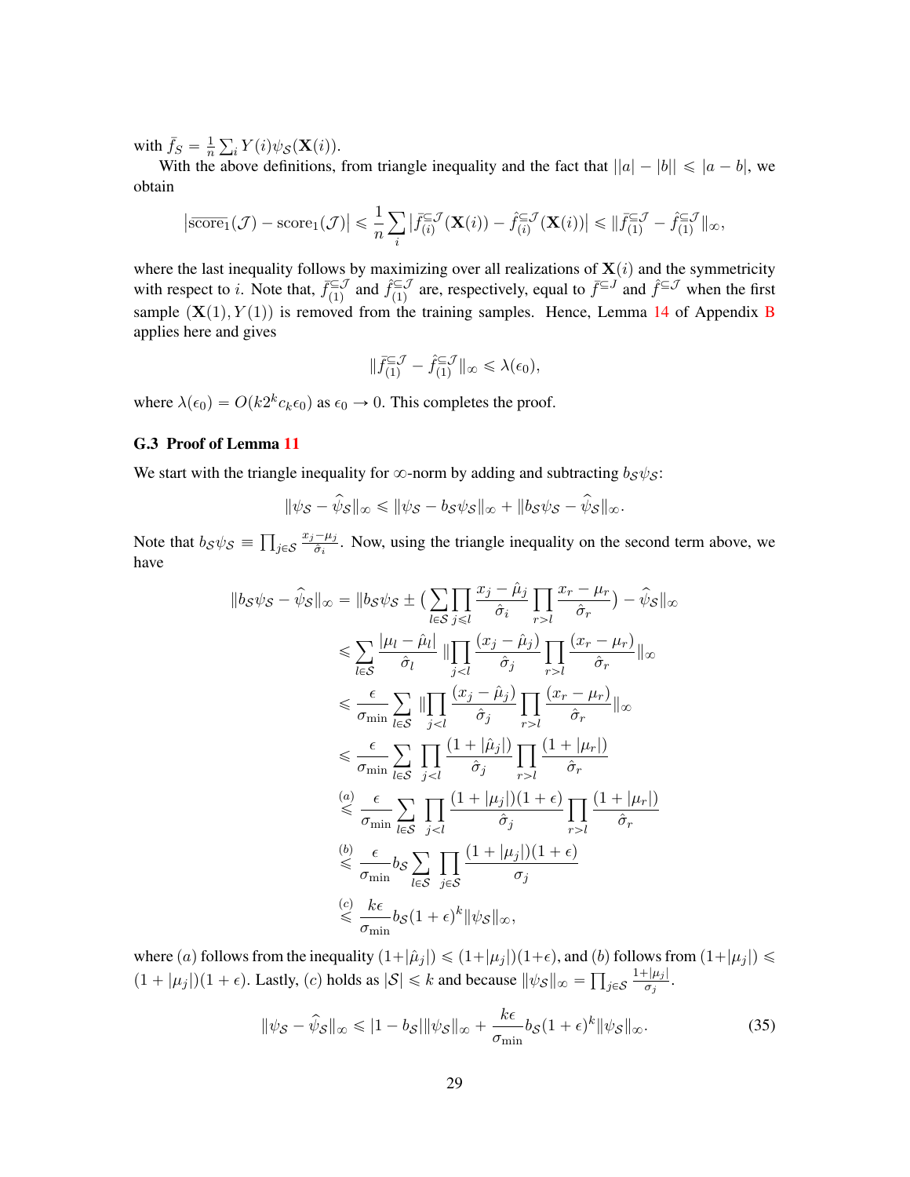with $\bar{f}_S = \frac{1}{n}\sum_i Y(i)\psi_{\mathcal{S}}(\mathbf{X}(i))$.

With the above definitions, from triangle inequality and the fact that $||a| - |b|| \leqslant |a-b|$, we obtain

$$\left|\overline{\text{score}_1}(\mathcal{J}) - \text{score}_1(\mathcal{J})\right| \leqslant \frac{1}{n}\sum_i \left|\bar{f}^{\subseteq \mathcal{J}}_{(i)}(\mathbf{X}(i)) - \hat{f}^{\subseteq \mathcal{J}}_{(i)}(\mathbf{X}(i))\right| \leqslant \|\bar{f}^{\subseteq \mathcal{J}}_{(1)} - \hat{f}^{\subseteq \mathcal{J}}_{(1)}\|_\infty,$$

where the last inequality follows by maximizing over all realizations of $\mathbf{X}(i)$ and the symmetricity with respect to $i$. Note that, $\bar{f}^{\subseteq \mathcal{J}}_{(1)}$ and $\hat{f}^{\subseteq \mathcal{J}}_{(1)}$ are, respectively, equal to $\bar{f}^{\subseteq J}$ and $\hat{f}^{\subseteq \mathcal{J}}$ when the first sample $(\mathbf{X}(1), Y(1))$ is removed from the training samples. Hence, Lemma 14 of Appendix B applies here and gives

$$\|\bar{f}^{\subseteq \mathcal{J}}_{(1)} - \hat{f}^{\subseteq \mathcal{J}}_{(1)}\|_\infty \leqslant \lambda(\epsilon_0),$$

where $\lambda(\epsilon_0) = O(k2^k c_k \epsilon_0)$ as $\epsilon_0 \to 0$. This completes the proof.

### G.3 Proof of Lemma 11

We start with the triangle inequality for $\infty$-norm by adding and subtracting $b_{\mathcal{S}}\psi_{\mathcal{S}}$:

$$\|\psi_{\mathcal{S}} - \widehat{\psi}_{\mathcal{S}}\|_\infty \leqslant \|\psi_{\mathcal{S}} - b_{\mathcal{S}}\psi_{\mathcal{S}}\|_\infty + \|b_{\mathcal{S}}\psi_{\mathcal{S}} - \widehat{\psi}_{\mathcal{S}}\|_\infty.$$

Note that $b_{\mathcal{S}}\psi_{\mathcal{S}} \equiv \prod_{j\in\mathcal{S}} \frac{x_j - \mu_j}{\hat{\sigma}_i}$. Now, using the triangle inequality on the second term above, we have

$$\begin{aligned}
\|b_{\mathcal{S}}\psi_{\mathcal{S}} - \widehat{\psi}_{\mathcal{S}}\|_\infty &= \|b_{\mathcal{S}}\psi_{\mathcal{S}} \pm \big(\sum_{l\in\mathcal{S}}\prod_{j\leqslant l}\frac{x_j - \hat{\mu}_j}{\hat{\sigma}_i}\prod_{r>l}\frac{x_r - \mu_r}{\hat{\sigma}_r}\big) - \widehat{\psi}_{\mathcal{S}}\|_\infty \\
&\leqslant \sum_{l\in\mathcal{S}} \frac{|\mu_l - \hat{\mu}_l|}{\hat{\sigma}_l} \|\prod_{j<l}\frac{(x_j - \hat{\mu}_j)}{\hat{\sigma}_j}\prod_{r>l}\frac{(x_r - \mu_r)}{\hat{\sigma}_r}\|_\infty \\
&\leqslant \frac{\epsilon}{\sigma_{\min}}\sum_{l\in\mathcal{S}} \|\prod_{j<l}\frac{(x_j - \hat{\mu}_j)}{\hat{\sigma}_j}\prod_{r>l}\frac{(x_r - \mu_r)}{\hat{\sigma}_r}\|_\infty \\
&\leqslant \frac{\epsilon}{\sigma_{\min}}\sum_{l\in\mathcal{S}} \prod_{j<l}\frac{(1 + |\hat{\mu}_j|)}{\hat{\sigma}_j}\prod_{r>l}\frac{(1 + |\mu_r|)}{\hat{\sigma}_r} \\
&\overset{(a)}{\leqslant} \frac{\epsilon}{\sigma_{\min}}\sum_{l\in\mathcal{S}} \prod_{j<l}\frac{(1 + |\mu_j|)(1+\epsilon)}{\hat{\sigma}_j}\prod_{r>l}\frac{(1 + |\mu_r|)}{\hat{\sigma}_r} \\
&\overset{(b)}{\leqslant} \frac{\epsilon}{\sigma_{\min}} b_{\mathcal{S}} \sum_{l\in\mathcal{S}} \prod_{j\in\mathcal{S}}\frac{(1 + |\mu_j|)(1+\epsilon)}{\sigma_j} \\
&\overset{(c)}{\leqslant} \frac{k\epsilon}{\sigma_{\min}} b_{\mathcal{S}} (1+\epsilon)^k \|\psi_{\mathcal{S}}\|_\infty,
\end{aligned}$$

where $(a)$ follows from the inequality $(1+|\hat{\mu}_j|) \leqslant (1+|\mu_j|)(1+\epsilon)$, and $(b)$ follows from $(1+|\mu_j|) \leqslant (1+|\mu_j|)(1+\epsilon)$. Lastly, $(c)$ holds as $|\mathcal{S}| \leqslant k$ and because $\|\psi_{\mathcal{S}}\|_\infty = \prod_{j\in\mathcal{S}}\frac{1+|\mu_j|}{\sigma_j}$.

$$\|\psi_{\mathcal{S}} - \widehat{\psi}_{\mathcal{S}}\|_\infty \leqslant |1 - b_{\mathcal{S}}|\|\psi_{\mathcal{S}}\|_\infty + \frac{k\epsilon}{\sigma_{\min}} b_{\mathcal{S}}(1+\epsilon)^k\|\psi_{\mathcal{S}}\|_\infty. \tag{35}$$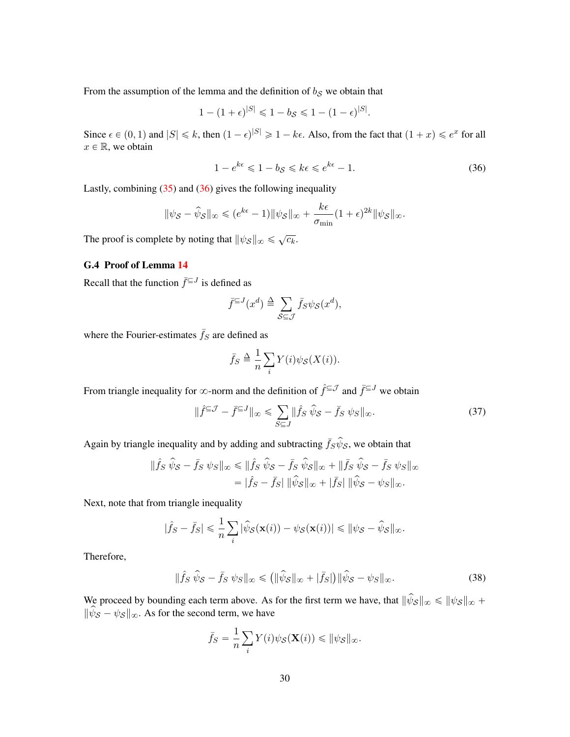From the assumption of the lemma and the definition of $b_{\mathcal{S}}$ we obtain that

$$1 - (1+\epsilon)^{|S|} \leqslant 1 - b_{\mathcal{S}} \leqslant 1 - (1-\epsilon)^{|S|}.$$

Since $\epsilon \in (0,1)$ and $|S| \leqslant k$, then $(1-\epsilon)^{|S|} \geqslant 1 - k\epsilon$. Also, from the fact that $(1+x) \leqslant e^x$ for all $x \in \mathbb{R}$, we obtain

$$1 - e^{k\epsilon} \leqslant 1 - b_{\mathcal{S}} \leqslant k\epsilon \leqslant e^{k\epsilon} - 1. \tag{36}$$

Lastly, combining (35) and (36) gives the following inequality

$$\|\psi_{\mathcal{S}} - \widehat{\psi}_{\mathcal{S}}\|_\infty \leqslant (e^{k\epsilon} - 1)\|\psi_{\mathcal{S}}\|_\infty + \frac{k\epsilon}{\sigma_{\min}}(1+\epsilon)^{2k}\|\psi_{\mathcal{S}}\|_\infty.$$

The proof is complete by noting that $\|\psi_{\mathcal{S}}\|_\infty \leqslant \sqrt{c_k}$.

### G.4 Proof of Lemma 14

Recall that the function $\bar{f}^{\subseteq J}$ is defined as

$$\bar{f}^{\subseteq J}(x^d) \triangleq \sum_{\mathcal{S} \subseteq \mathcal{J}} \bar{f}_S \psi_{\mathcal{S}}(x^d),$$

where the Fourier-estimates $\bar{f}_S$ are defined as

$$\bar{f}_S \triangleq \frac{1}{n}\sum_i Y(i)\psi_{\mathcal{S}}(X(i)).$$

From triangle inequality for $\infty$-norm and the definition of $\hat{f}^{\subseteq \mathcal{J}}$ and $\bar{f}^{\subseteq J}$ we obtain

$$\|\hat{f}^{\subseteq \mathcal{J}} - \bar{f}^{\subseteq J}\|_\infty \leqslant \sum_{S \subseteq J} \|\hat{f}_S\ \widehat{\psi}_{\mathcal{S}} - \bar{f}_S\ \psi_S\|_\infty. \tag{37}$$

Again by triangle inequality and by adding and subtracting $\bar{f}_S \widehat{\psi}_{\mathcal{S}}$, we obtain that

$$\begin{aligned}
\|\hat{f}_S\ \widehat{\psi}_{\mathcal{S}} - \bar{f}_S\ \psi_S\|_\infty &\leqslant \|\hat{f}_S\ \widehat{\psi}_{\mathcal{S}} - \bar{f}_S\ \widehat{\psi}_{\mathcal{S}}\|_\infty + \|\bar{f}_S\ \widehat{\psi}_{\mathcal{S}} - \bar{f}_S\ \psi_S\|_\infty \\
&= |\hat{f}_S - \bar{f}_S|\ \|\widehat{\psi}_{\mathcal{S}}\|_\infty + |\bar{f}_S|\ \|\widehat{\psi}_{\mathcal{S}} - \psi_S\|_\infty.
\end{aligned}$$

Next, note that from triangle inequality

$$|\hat{f}_S - \bar{f}_S| \leqslant \frac{1}{n}\sum_i |\widehat{\psi}_{\mathcal{S}}(\mathbf{x}(i)) - \psi_{\mathcal{S}}(\mathbf{x}(i))| \leqslant \|\psi_{\mathcal{S}} - \widehat{\psi}_{\mathcal{S}}\|_\infty.$$

Therefore,

$$\|\hat{f}_S\ \widehat{\psi}_{\mathcal{S}} - \bar{f}_S\ \psi_S\|_\infty \leqslant \big(\|\widehat{\psi}_{\mathcal{S}}\|_\infty + |\bar{f}_S|\big)\|\widehat{\psi}_{\mathcal{S}} - \psi_S\|_\infty. \tag{38}$$

We proceed by bounding each term above. As for the first term we have, that $\|\widehat{\psi}_{\mathcal{S}}\|_\infty \leqslant \|\psi_{\mathcal{S}}\|_\infty + \|\widehat{\psi}_{\mathcal{S}} - \psi_{\mathcal{S}}\|_\infty$. As for the second term, we have

$$\bar{f}_S = \frac{1}{n}\sum_i Y(i)\psi_{\mathcal{S}}(\mathbf{X}(i)) \leqslant \|\psi_{\mathcal{S}}\|_\infty.$$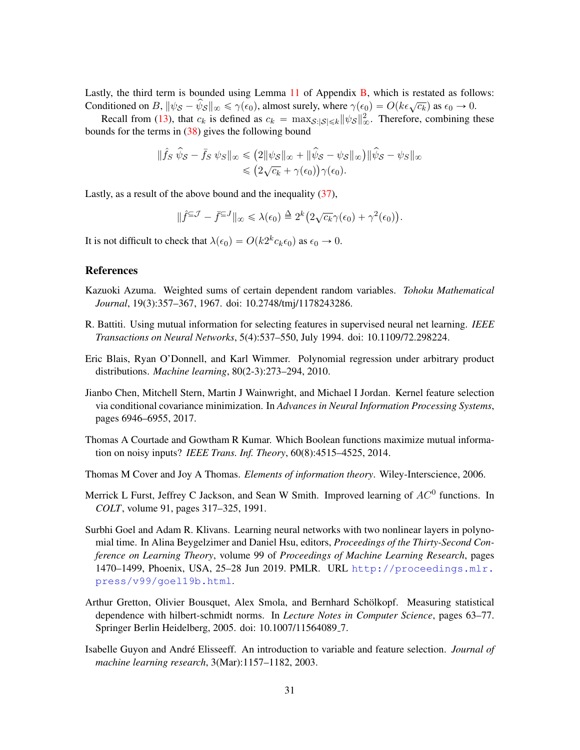Lastly, the third term is bounded using Lemma 11 of Appendix B, which is restated as follows: Conditioned on $B$, $\|\psi_{\mathcal{S}} - \widehat{\psi}_{\mathcal{S}}\|_\infty \leqslant \gamma(\epsilon_0)$, almost surely, where $\gamma(\epsilon_0) = O(k\epsilon\sqrt{c_k})$ as $\epsilon_0 \to 0$.

Recall from (13), that $c_k$ is defined as $c_k = \max_{\mathcal{S}:|\mathcal{S}|\leqslant k}\|\psi_{\mathcal{S}}\|_\infty^2$. Therefore, combining these bounds for the terms in (38) gives the following bound

$$
\begin{aligned}
\|\hat{f}_S\ \widehat{\psi}_{\mathcal{S}} - \bar{f}_S\ \psi_S\|_\infty &\leqslant \big(2\|\psi_{\mathcal{S}}\|_\infty + \|\widehat{\psi}_{\mathcal{S}} - \psi_{\mathcal{S}}\|_\infty\big)\|\widehat{\psi}_{\mathcal{S}} - \psi_S\|_\infty \\
&\leqslant \big(2\sqrt{c_k} + \gamma(\epsilon_0)\big)\gamma(\epsilon_0).
\end{aligned}
$$

Lastly, as a result of the above bound and the inequality (37),

$$
\|\hat{f}^{\subseteq \mathcal{J}} - \bar{f}^{\subseteq J}\|_\infty \leqslant \lambda(\epsilon_0) \triangleq 2^k\big(2\sqrt{c_k}\gamma(\epsilon_0) + \gamma^2(\epsilon_0)\big).
$$

It is not difficult to check that $\lambda(\epsilon_0) = O(k2^k c_k \epsilon_0)$ as $\epsilon_0 \to 0$.

## References

Kazuoki Azuma. Weighted sums of certain dependent random variables. *Tohoku Mathematical Journal*, 19(3):357–367, 1967. doi: 10.2748/tmj/1178243286.

R. Battiti. Using mutual information for selecting features in supervised neural net learning. *IEEE Transactions on Neural Networks*, 5(4):537–550, July 1994. doi: 10.1109/72.298224.

Eric Blais, Ryan O'Donnell, and Karl Wimmer. Polynomial regression under arbitrary product distributions. *Machine learning*, 80(2-3):273–294, 2010.

Jianbo Chen, Mitchell Stern, Martin J Wainwright, and Michael I Jordan. Kernel feature selection via conditional covariance minimization. In *Advances in Neural Information Processing Systems*, pages 6946–6955, 2017.

Thomas A Courtade and Gowtham R Kumar. Which Boolean functions maximize mutual information on noisy inputs? *IEEE Trans. Inf. Theory*, 60(8):4515–4525, 2014.

Thomas M Cover and Joy A Thomas. *Elements of information theory*. Wiley-Interscience, 2006.

Merrick L Furst, Jeffrey C Jackson, and Sean W Smith. Improved learning of $AC^0$ functions. In *COLT*, volume 91, pages 317–325, 1991.

Surbhi Goel and Adam R. Klivans. Learning neural networks with two nonlinear layers in polynomial time. In Alina Beygelzimer and Daniel Hsu, editors, *Proceedings of the Thirty-Second Conference on Learning Theory*, volume 99 of *Proceedings of Machine Learning Research*, pages 1470–1499, Phoenix, USA, 25–28 Jun 2019. PMLR. URL http://proceedings.mlr.press/v99/goel19b.html.

Arthur Gretton, Olivier Bousquet, Alex Smola, and Bernhard Schölkopf. Measuring statistical dependence with hilbert-schmidt norms. In *Lecture Notes in Computer Science*, pages 63–77. Springer Berlin Heidelberg, 2005. doi: 10.1007/11564089_7.

Isabelle Guyon and André Elisseeff. An introduction to variable and feature selection. *Journal of machine learning research*, 3(Mar):1157–1182, 2003.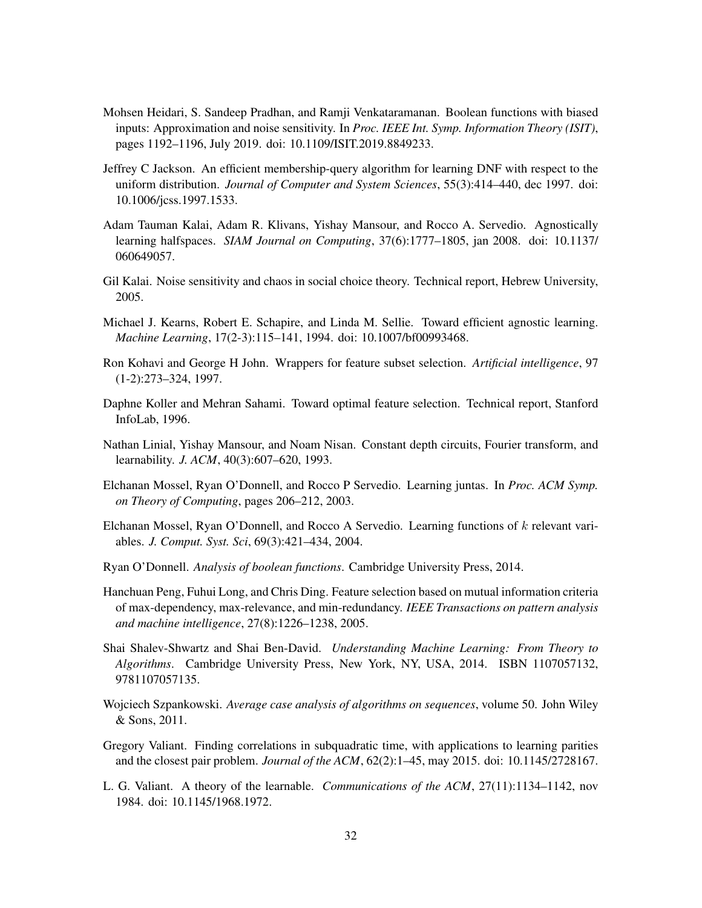Mohsen Heidari, S. Sandeep Pradhan, and Ramji Venkataramanan. Boolean functions with biased inputs: Approximation and noise sensitivity. In *Proc. IEEE Int. Symp. Information Theory (ISIT)*, pages 1192–1196, July 2019. doi: 10.1109/ISIT.2019.8849233.

Jeffrey C Jackson. An efficient membership-query algorithm for learning DNF with respect to the uniform distribution. *Journal of Computer and System Sciences*, 55(3):414–440, dec 1997. doi: 10.1006/jcss.1997.1533.

Adam Tauman Kalai, Adam R. Klivans, Yishay Mansour, and Rocco A. Servedio. Agnostically learning halfspaces. *SIAM Journal on Computing*, 37(6):1777–1805, jan 2008. doi: 10.1137/060649057.

Gil Kalai. Noise sensitivity and chaos in social choice theory. Technical report, Hebrew University, 2005.

Michael J. Kearns, Robert E. Schapire, and Linda M. Sellie. Toward efficient agnostic learning. *Machine Learning*, 17(2-3):115–141, 1994. doi: 10.1007/bf00993468.

Ron Kohavi and George H John. Wrappers for feature subset selection. *Artificial intelligence*, 97 (1-2):273–324, 1997.

Daphne Koller and Mehran Sahami. Toward optimal feature selection. Technical report, Stanford InfoLab, 1996.

Nathan Linial, Yishay Mansour, and Noam Nisan. Constant depth circuits, Fourier transform, and learnability. *J. ACM*, 40(3):607–620, 1993.

Elchanan Mossel, Ryan O'Donnell, and Rocco P Servedio. Learning juntas. In *Proc. ACM Symp. on Theory of Computing*, pages 206–212, 2003.

Elchanan Mossel, Ryan O'Donnell, and Rocco A Servedio. Learning functions of $k$ relevant variables. *J. Comput. Syst. Sci*, 69(3):421–434, 2004.

Ryan O'Donnell. *Analysis of boolean functions*. Cambridge University Press, 2014.

Hanchuan Peng, Fuhui Long, and Chris Ding. Feature selection based on mutual information criteria of max-dependency, max-relevance, and min-redundancy. *IEEE Transactions on pattern analysis and machine intelligence*, 27(8):1226–1238, 2005.

Shai Shalev-Shwartz and Shai Ben-David. *Understanding Machine Learning: From Theory to Algorithms*. Cambridge University Press, New York, NY, USA, 2014. ISBN 1107057132, 9781107057135.

Wojciech Szpankowski. *Average case analysis of algorithms on sequences*, volume 50. John Wiley & Sons, 2011.

Gregory Valiant. Finding correlations in subquadratic time, with applications to learning parities and the closest pair problem. *Journal of the ACM*, 62(2):1–45, may 2015. doi: 10.1145/2728167.

L. G. Valiant. A theory of the learnable. *Communications of the ACM*, 27(11):1134–1142, nov 1984. doi: 10.1145/1968.1972.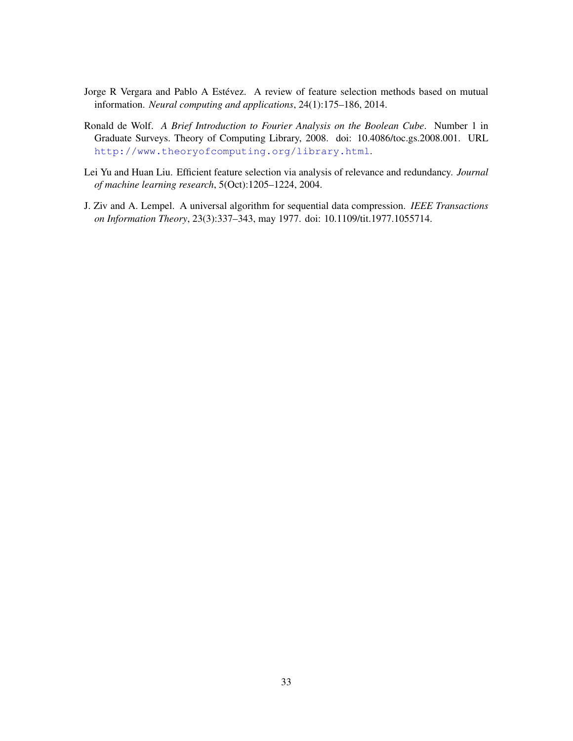Jorge R Vergara and Pablo A Estévez. A review of feature selection methods based on mutual information. *Neural computing and applications*, 24(1):175–186, 2014.

Ronald de Wolf. *A Brief Introduction to Fourier Analysis on the Boolean Cube*. Number 1 in Graduate Surveys. Theory of Computing Library, 2008. doi: 10.4086/toc.gs.2008.001. URL http://www.theoryofcomputing.org/library.html.

Lei Yu and Huan Liu. Efficient feature selection via analysis of relevance and redundancy. *Journal of machine learning research*, 5(Oct):1205–1224, 2004.

J. Ziv and A. Lempel. A universal algorithm for sequential data compression. *IEEE Transactions on Information Theory*, 23(3):337–343, may 1977. doi: 10.1109/tit.1977.1055714.